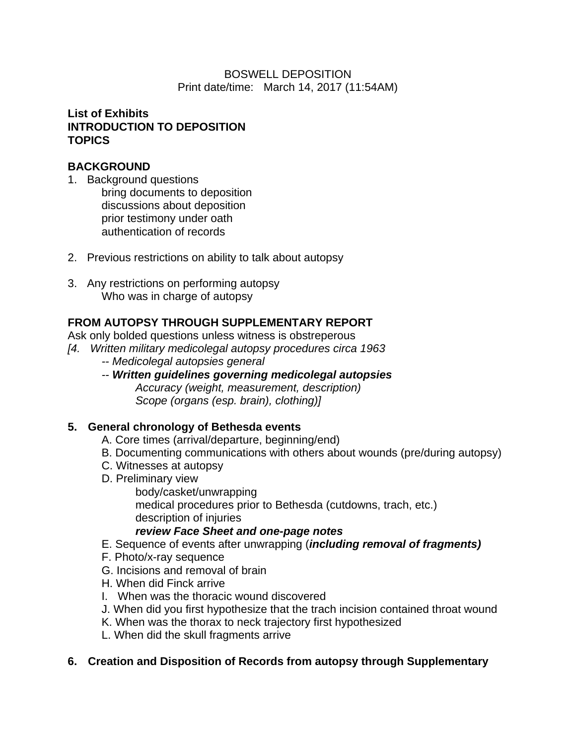BOSWELL DEPOSITION
Print date/time: March 14, 2017 (11:54AM)

**List of Exhibits**
**INTRODUCTION TO DEPOSITION**
**TOPICS**

**BACKGROUND**

1. Background questions
   - bring documents to deposition
   - discussions about deposition
   - prior testimony under oath
   - authentication of records

2. Previous restrictions on ability to talk about autopsy

3. Any restrictions on performing autopsy
   - Who was in charge of autopsy

**FROM AUTOPSY THROUGH SUPPLEMENTARY REPORT**

Ask only bolded questions unless witness is obstreperous

*[4. Written military medicolegal autopsy procedures circa 1963*
- *-- Medicolegal autopsies general*
- *-- **Written guidelines governing medicolegal autopsies***
  - *Accuracy (weight, measurement, description)*
  - *Scope (organs (esp. brain), clothing)]*

**5. General chronology of Bethesda events**

A. Core times (arrival/departure, beginning/end)
B. Documenting communications with others about wounds (pre/during autopsy)
C. Witnesses at autopsy
D. Preliminary view
   - body/casket/unwrapping
   - medical procedures prior to Bethesda (cutdowns, trach, etc.)
   - description of injuries
   - ***review Face Sheet and one-page notes***

E. Sequence of events after unwrapping (***including removal of fragments)***
F. Photo/x-ray sequence
G. Incisions and removal of brain
H. When did Finck arrive
I. When was the thoracic wound discovered
J. When did you first hypothesize that the trach incision contained throat wound
K. When was the thorax to neck trajectory first hypothesized
L. When did the skull fragments arrive

**6. Creation and Disposition of Records from autopsy through Supplementary**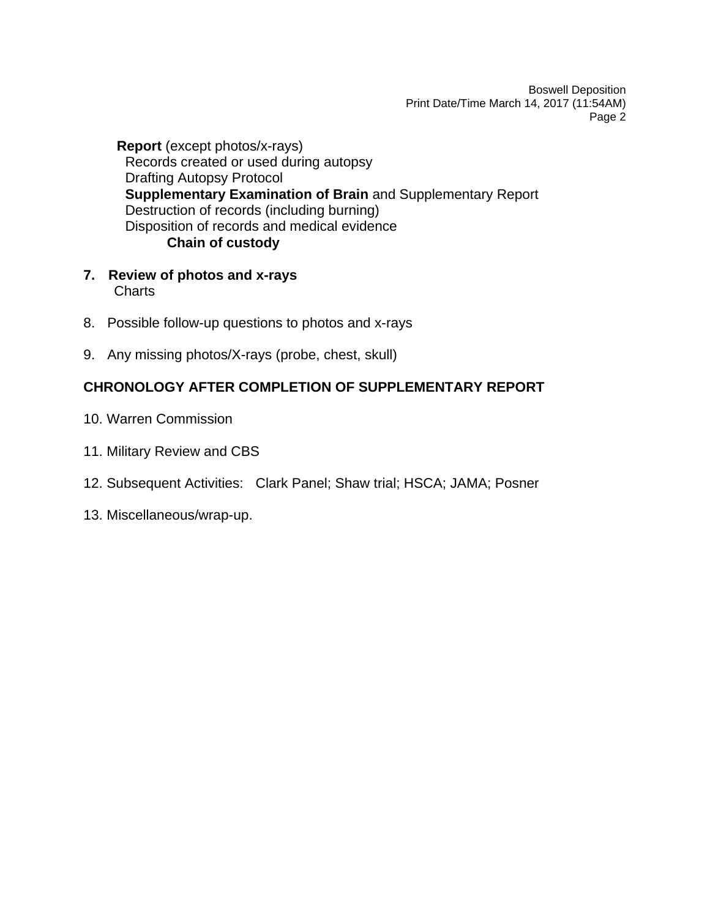**Report** (except photos/x-rays)
 Records created or used during autopsy
 Drafting Autopsy Protocol
 **Supplementary Examination of Brain** and Supplementary Report
 Destruction of records (including burning)
 Disposition of records and medical evidence
  **Chain of custody**

7. **Review of photos and x-rays**
 Charts

8. Possible follow-up questions to photos and x-rays

9. Any missing photos/X-rays (probe, chest, skull)

**CHRONOLOGY AFTER COMPLETION OF SUPPLEMENTARY REPORT**

10. Warren Commission

11. Military Review and CBS

12. Subsequent Activities: Clark Panel; Shaw trial; HSCA; JAMA; Posner

13. Miscellaneous/wrap-up.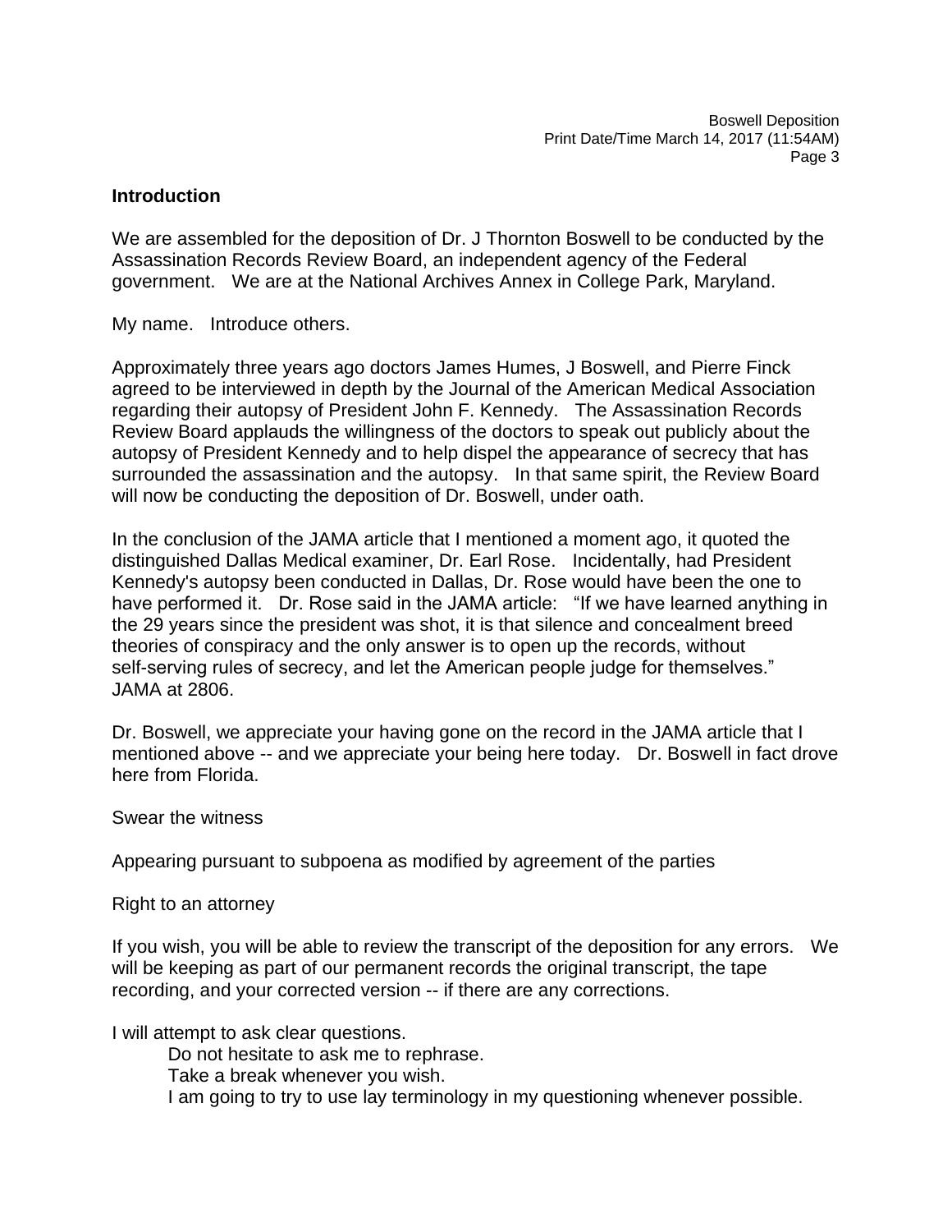## Introduction

We are assembled for the deposition of Dr. J Thornton Boswell to be conducted by the Assassination Records Review Board, an independent agency of the Federal government. We are at the National Archives Annex in College Park, Maryland.

My name. Introduce others.

Approximately three years ago doctors James Humes, J Boswell, and Pierre Finck agreed to be interviewed in depth by the Journal of the American Medical Association regarding their autopsy of President John F. Kennedy. The Assassination Records Review Board applauds the willingness of the doctors to speak out publicly about the autopsy of President Kennedy and to help dispel the appearance of secrecy that has surrounded the assassination and the autopsy. In that same spirit, the Review Board will now be conducting the deposition of Dr. Boswell, under oath.

In the conclusion of the JAMA article that I mentioned a moment ago, it quoted the distinguished Dallas Medical examiner, Dr. Earl Rose. Incidentally, had President Kennedy's autopsy been conducted in Dallas, Dr. Rose would have been the one to have performed it. Dr. Rose said in the JAMA article: "If we have learned anything in the 29 years since the president was shot, it is that silence and concealment breed theories of conspiracy and the only answer is to open up the records, without self-serving rules of secrecy, and let the American people judge for themselves." JAMA at 2806.

Dr. Boswell, we appreciate your having gone on the record in the JAMA article that I mentioned above -- and we appreciate your being here today. Dr. Boswell in fact drove here from Florida.

Swear the witness

Appearing pursuant to subpoena as modified by agreement of the parties

Right to an attorney

If you wish, you will be able to review the transcript of the deposition for any errors. We will be keeping as part of our permanent records the original transcript, the tape recording, and your corrected version -- if there are any corrections.

I will attempt to ask clear questions.

- Do not hesitate to ask me to rephrase.
- Take a break whenever you wish.
- I am going to try to use lay terminology in my questioning whenever possible.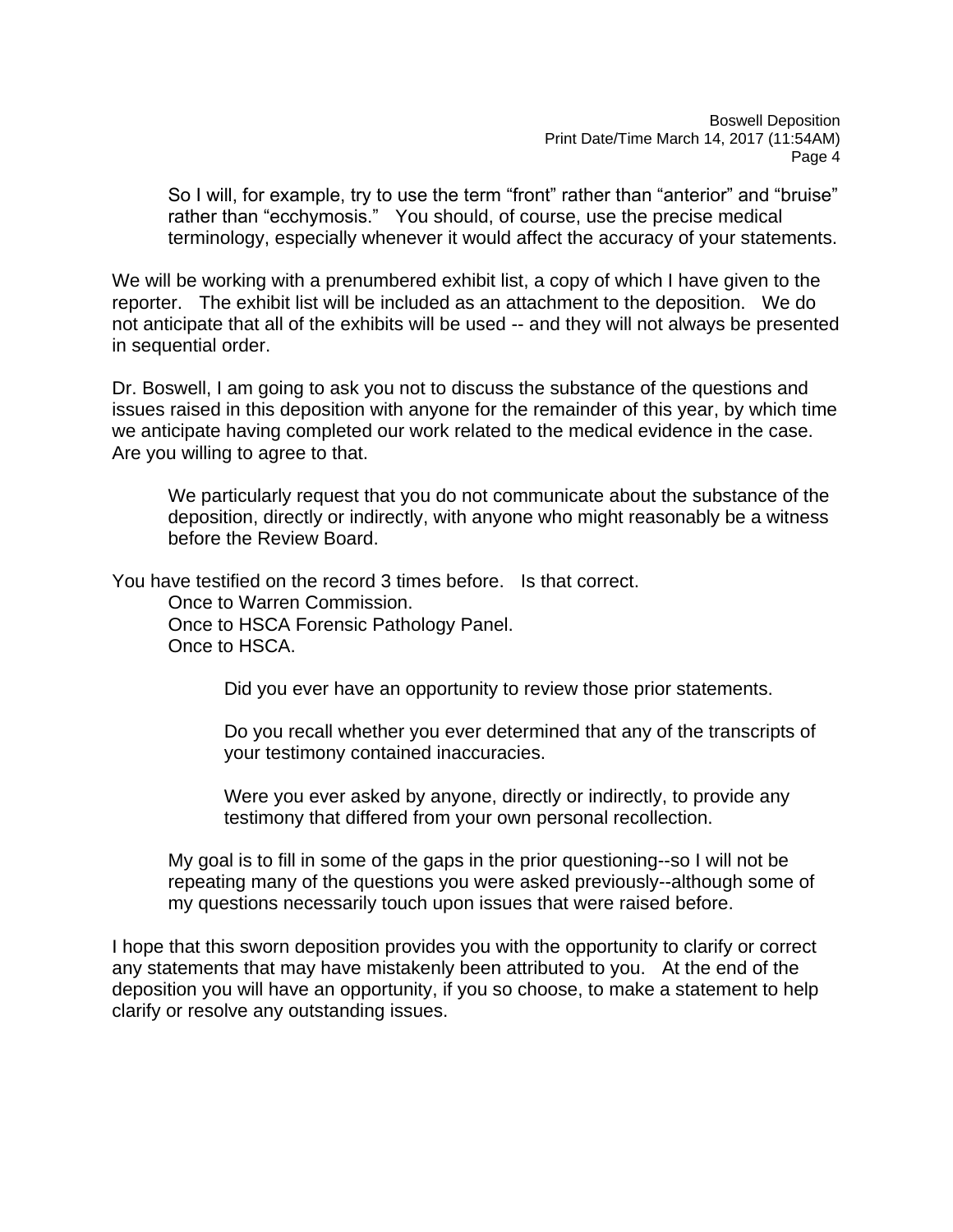So I will, for example, try to use the term "front" rather than "anterior" and "bruise" rather than "ecchymosis." You should, of course, use the precise medical terminology, especially whenever it would affect the accuracy of your statements.

We will be working with a prenumbered exhibit list, a copy of which I have given to the reporter. The exhibit list will be included as an attachment to the deposition. We do not anticipate that all of the exhibits will be used -- and they will not always be presented in sequential order.

Dr. Boswell, I am going to ask you not to discuss the substance of the questions and issues raised in this deposition with anyone for the remainder of this year, by which time we anticipate having completed our work related to the medical evidence in the case. Are you willing to agree to that.

> We particularly request that you do not communicate about the substance of the deposition, directly or indirectly, with anyone who might reasonably be a witness before the Review Board.

You have testified on the record 3 times before. Is that correct.

> Once to Warren Commission.
> Once to HSCA Forensic Pathology Panel.
> Once to HSCA.
>
> > Did you ever have an opportunity to review those prior statements.
> >
> > Do you recall whether you ever determined that any of the transcripts of your testimony contained inaccuracies.
> >
> > Were you ever asked by anyone, directly or indirectly, to provide any testimony that differed from your own personal recollection.
>
> My goal is to fill in some of the gaps in the prior questioning--so I will not be repeating many of the questions you were asked previously--although some of my questions necessarily touch upon issues that were raised before.

I hope that this sworn deposition provides you with the opportunity to clarify or correct any statements that may have mistakenly been attributed to you. At the end of the deposition you will have an opportunity, if you so choose, to make a statement to help clarify or resolve any outstanding issues.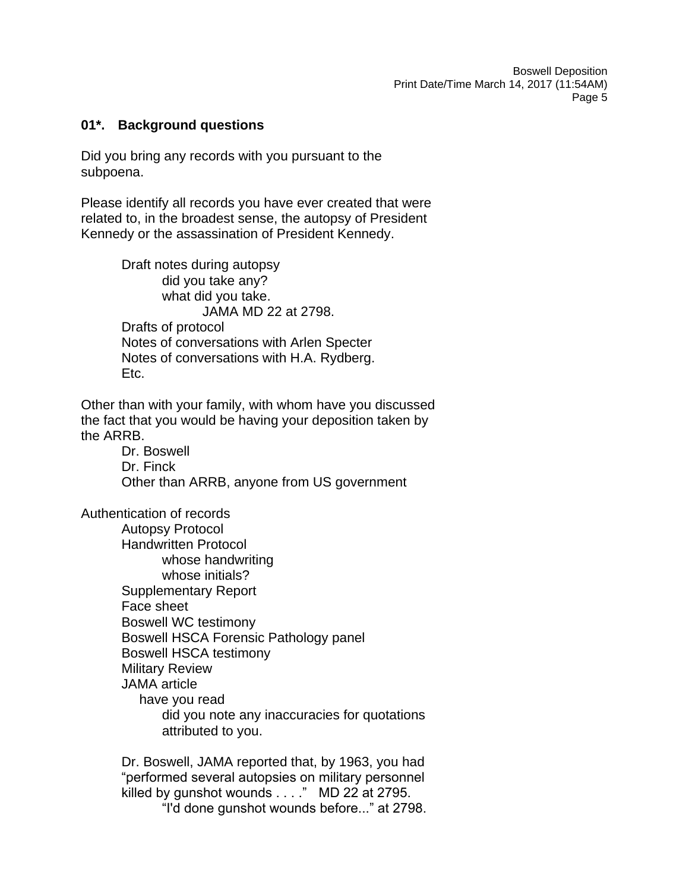### 01*. Background questions

Did you bring any records with you pursuant to the subpoena.

Please identify all records you have ever created that were related to, in the broadest sense, the autopsy of President Kennedy or the assassination of President Kennedy.

- Draft notes during autopsy
  - did you take any?
  - what did you take.
    - JAMA MD 22 at 2798.
- Drafts of protocol
- Notes of conversations with Arlen Specter
- Notes of conversations with H.A. Rydberg.
- Etc.

Other than with your family, with whom have you discussed the fact that you would be having your deposition taken by the ARRB.

- Dr. Boswell
- Dr. Finck
- Other than ARRB, anyone from US government

Authentication of records

- Autopsy Protocol
- Handwritten Protocol
  - whose handwriting
  - whose initials?
- Supplementary Report
- Face sheet
- Boswell WC testimony
- Boswell HSCA Forensic Pathology panel
- Boswell HSCA testimony
- Military Review
- JAMA article
  - have you read
    - did you note any inaccuracies for quotations attributed to you.

Dr. Boswell, JAMA reported that, by 1963, you had "performed several autopsies on military personnel killed by gunshot wounds . . . ." MD 22 at 2795.

"I'd done gunshot wounds before..." at 2798.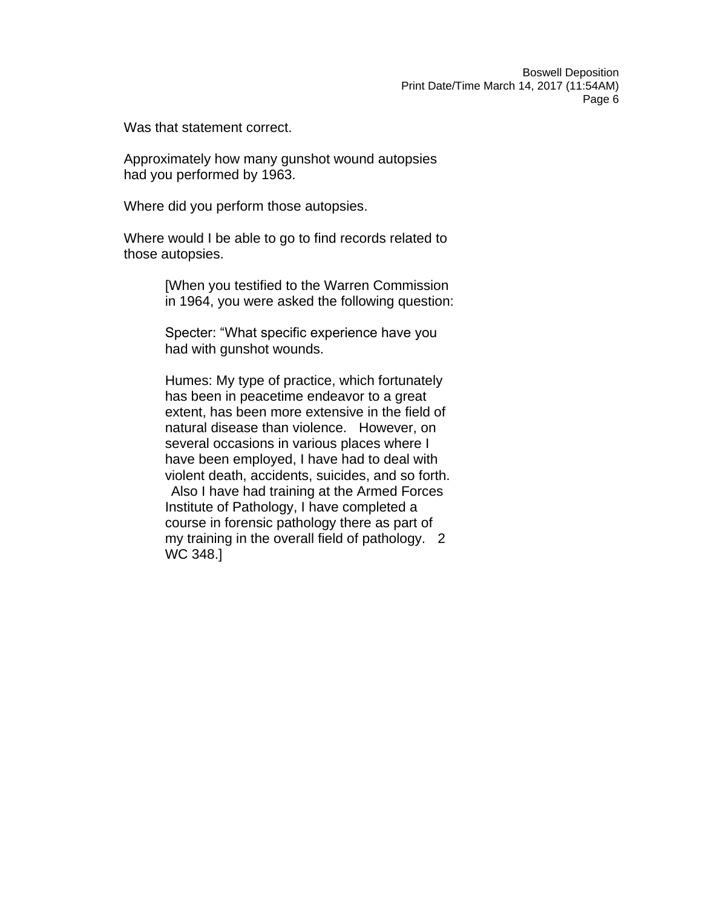Was that statement correct.

Approximately how many gunshot wound autopsies had you performed by 1963.

Where did you perform those autopsies.

Where would I be able to go to find records related to those autopsies.

> [When you testified to the Warren Commission in 1964, you were asked the following question:
>
> Specter: “What specific experience have you had with gunshot wounds.
>
> Humes: My type of practice, which fortunately has been in peacetime endeavor to a great extent, has been more extensive in the field of natural disease than violence. However, on several occasions in various places where I have been employed, I have had to deal with violent death, accidents, suicides, and so forth. Also I have had training at the Armed Forces Institute of Pathology, I have completed a course in forensic pathology there as part of my training in the overall field of pathology. 2 WC 348.]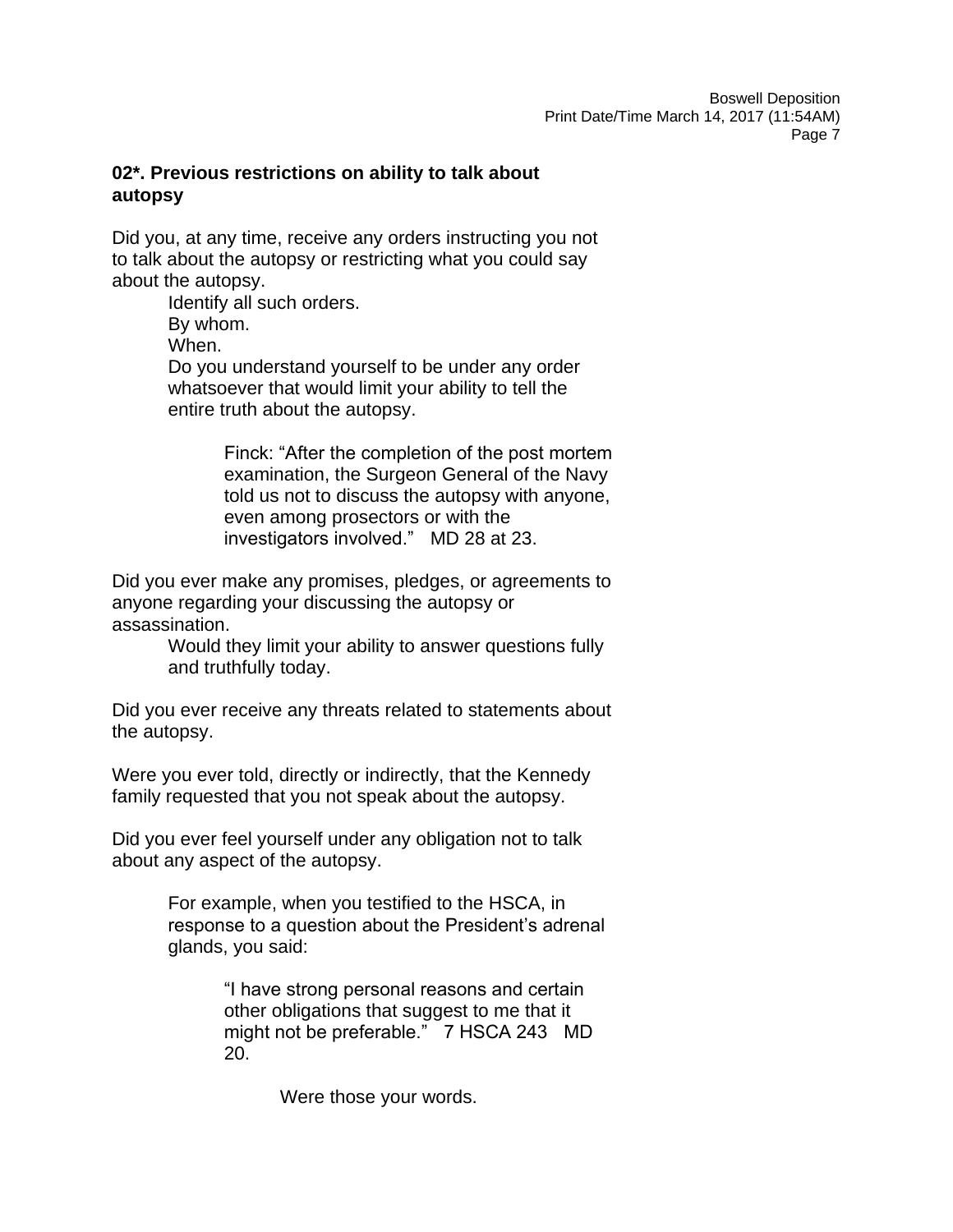### 02*. Previous restrictions on ability to talk about autopsy

Did you, at any time, receive any orders instructing you not to talk about the autopsy or restricting what you could say about the autopsy.

> Identify all such orders.
> By whom.
> When.
> Do you understand yourself to be under any order whatsoever that would limit your ability to tell the entire truth about the autopsy.
>
> > Finck: "After the completion of the post mortem examination, the Surgeon General of the Navy told us not to discuss the autopsy with anyone, even among prosectors or with the investigators involved." MD 28 at 23.

Did you ever make any promises, pledges, or agreements to anyone regarding your discussing the autopsy or assassination.

> Would they limit your ability to answer questions fully and truthfully today.

Did you ever receive any threats related to statements about the autopsy.

Were you ever told, directly or indirectly, that the Kennedy family requested that you not speak about the autopsy.

Did you ever feel yourself under any obligation not to talk about any aspect of the autopsy.

> For example, when you testified to the HSCA, in response to a question about the President's adrenal glands, you said:
>
> > "I have strong personal reasons and certain other obligations that suggest to me that it might not be preferable." 7 HSCA 243 MD 20.
> >
> > > Were those your words.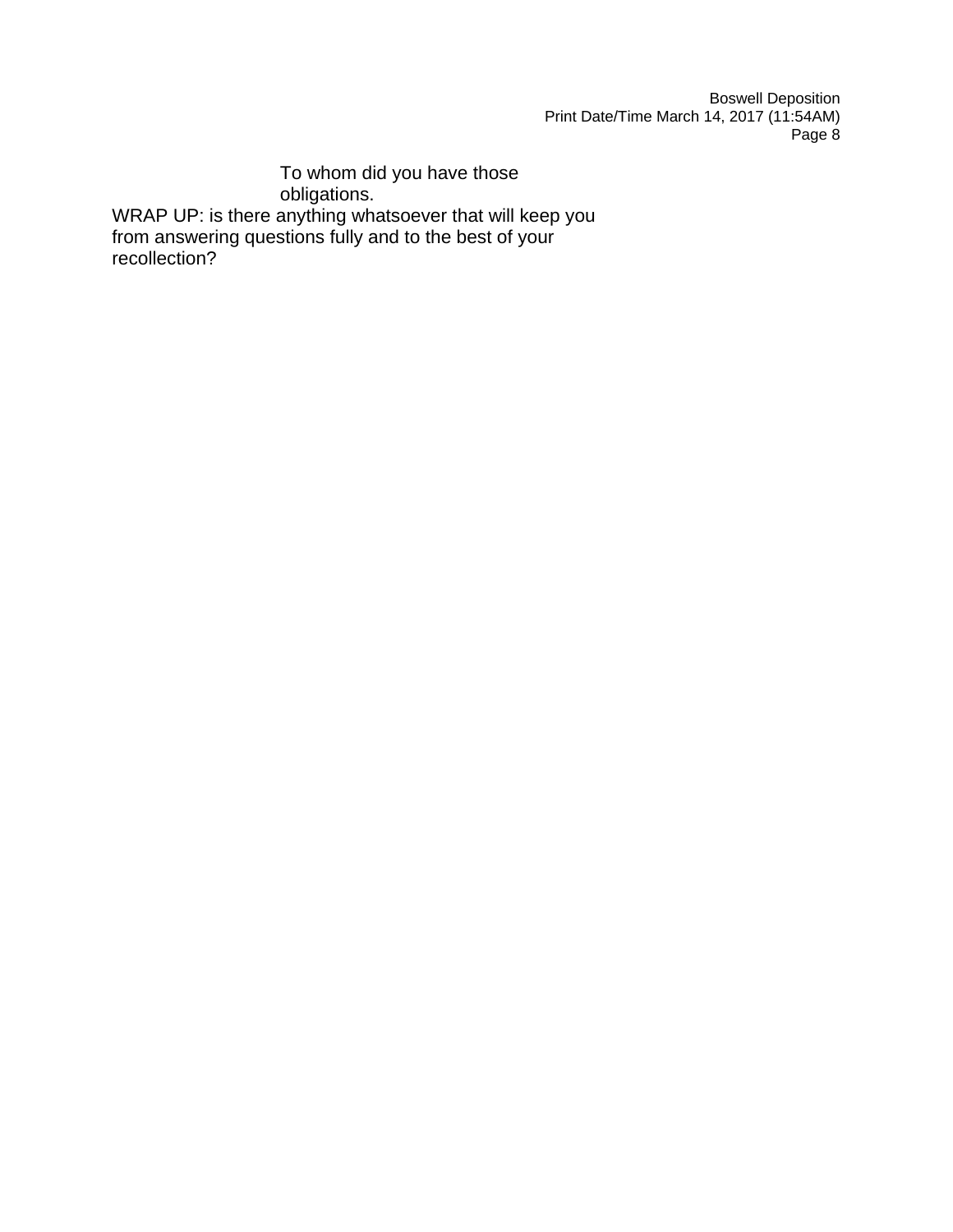To whom did you have those obligations.

WRAP UP: is there anything whatsoever that will keep you from answering questions fully and to the best of your recollection?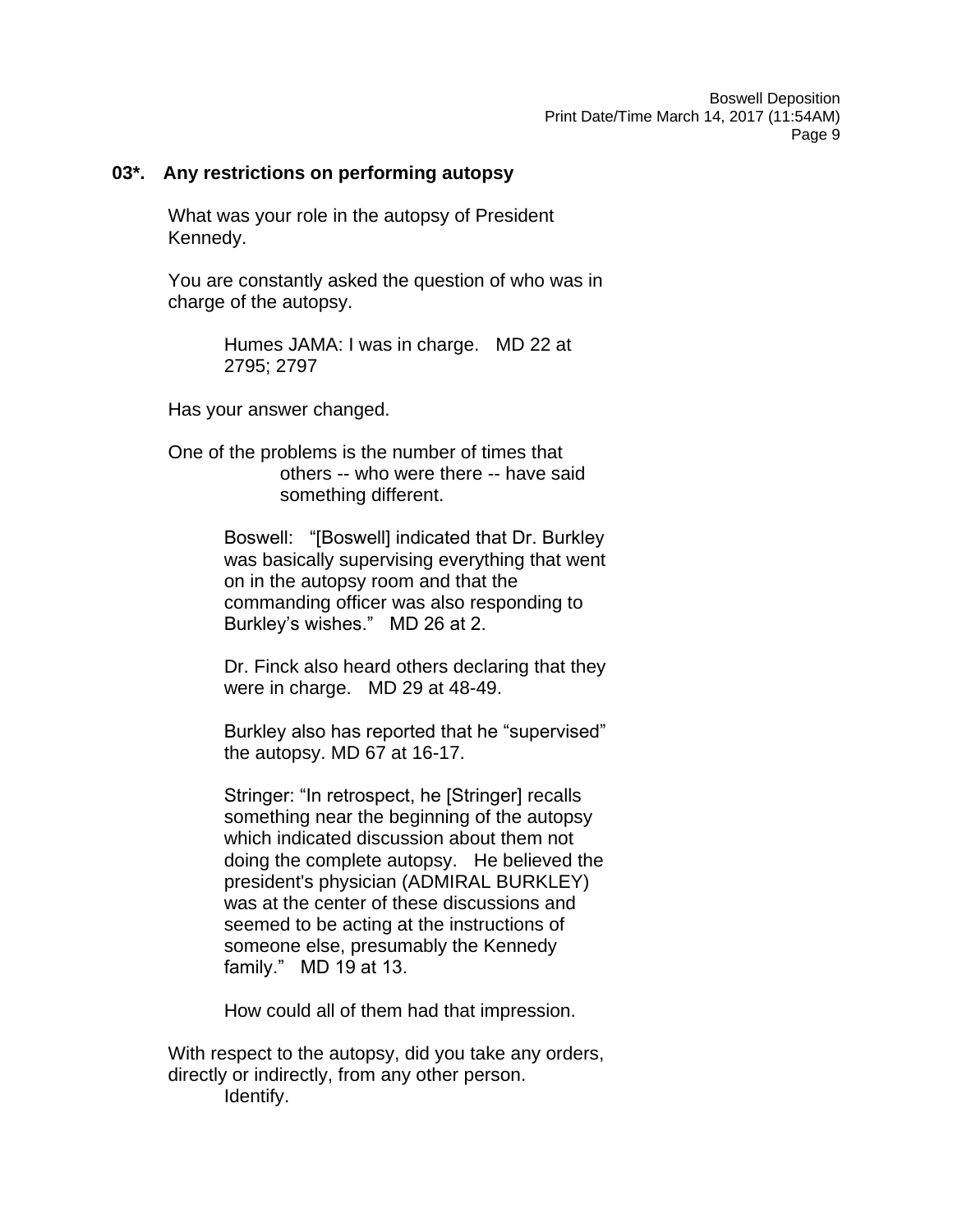## 03*. Any restrictions on performing autopsy

What was your role in the autopsy of President Kennedy.

You are constantly asked the question of who was in charge of the autopsy.

> Humes JAMA: I was in charge. MD 22 at 2795; 2797

Has your answer changed.

One of the problems is the number of times that others -- who were there -- have said something different.

> Boswell: "[Boswell] indicated that Dr. Burkley was basically supervising everything that went on in the autopsy room and that the commanding officer was also responding to Burkley's wishes." MD 26 at 2.
>
> Dr. Finck also heard others declaring that they were in charge. MD 29 at 48-49.
>
> Burkley also has reported that he "supervised" the autopsy. MD 67 at 16-17.
>
> Stringer: "In retrospect, he [Stringer] recalls something near the beginning of the autopsy which indicated discussion about them not doing the complete autopsy. He believed the president's physician (ADMIRAL BURKLEY) was at the center of these discussions and seemed to be acting at the instructions of someone else, presumably the Kennedy family." MD 19 at 13.
>
> How could all of them had that impression.

With respect to the autopsy, did you take any orders, directly or indirectly, from any other person.

> Identify.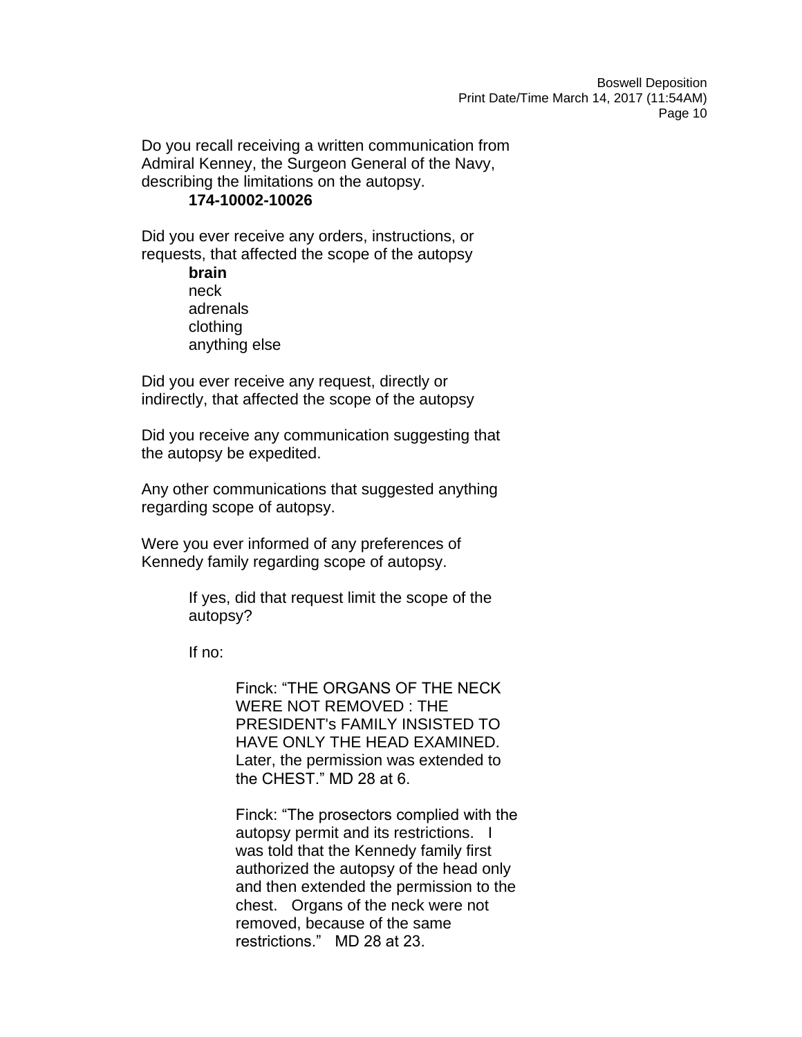Do you recall receiving a written communication from Admiral Kenney, the Surgeon General of the Navy, describing the limitations on the autopsy.

**174-10002-10026**

Did you ever receive any orders, instructions, or requests, that affected the scope of the autopsy

- **brain**
- neck
- adrenals
- clothing
- anything else

Did you ever receive any request, directly or indirectly, that affected the scope of the autopsy

Did you receive any communication suggesting that the autopsy be expedited.

Any other communications that suggested anything regarding scope of autopsy.

Were you ever informed of any preferences of Kennedy family regarding scope of autopsy.

> If yes, did that request limit the scope of the autopsy?
>
> If no:
>
> > Finck: "THE ORGANS OF THE NECK WERE NOT REMOVED : THE PRESIDENT's FAMILY INSISTED TO HAVE ONLY THE HEAD EXAMINED. Later, the permission was extended to the CHEST." MD 28 at 6.
> >
> > Finck: "The prosectors complied with the autopsy permit and its restrictions. I was told that the Kennedy family first authorized the autopsy of the head only and then extended the permission to the chest. Organs of the neck were not removed, because of the same restrictions." MD 28 at 23.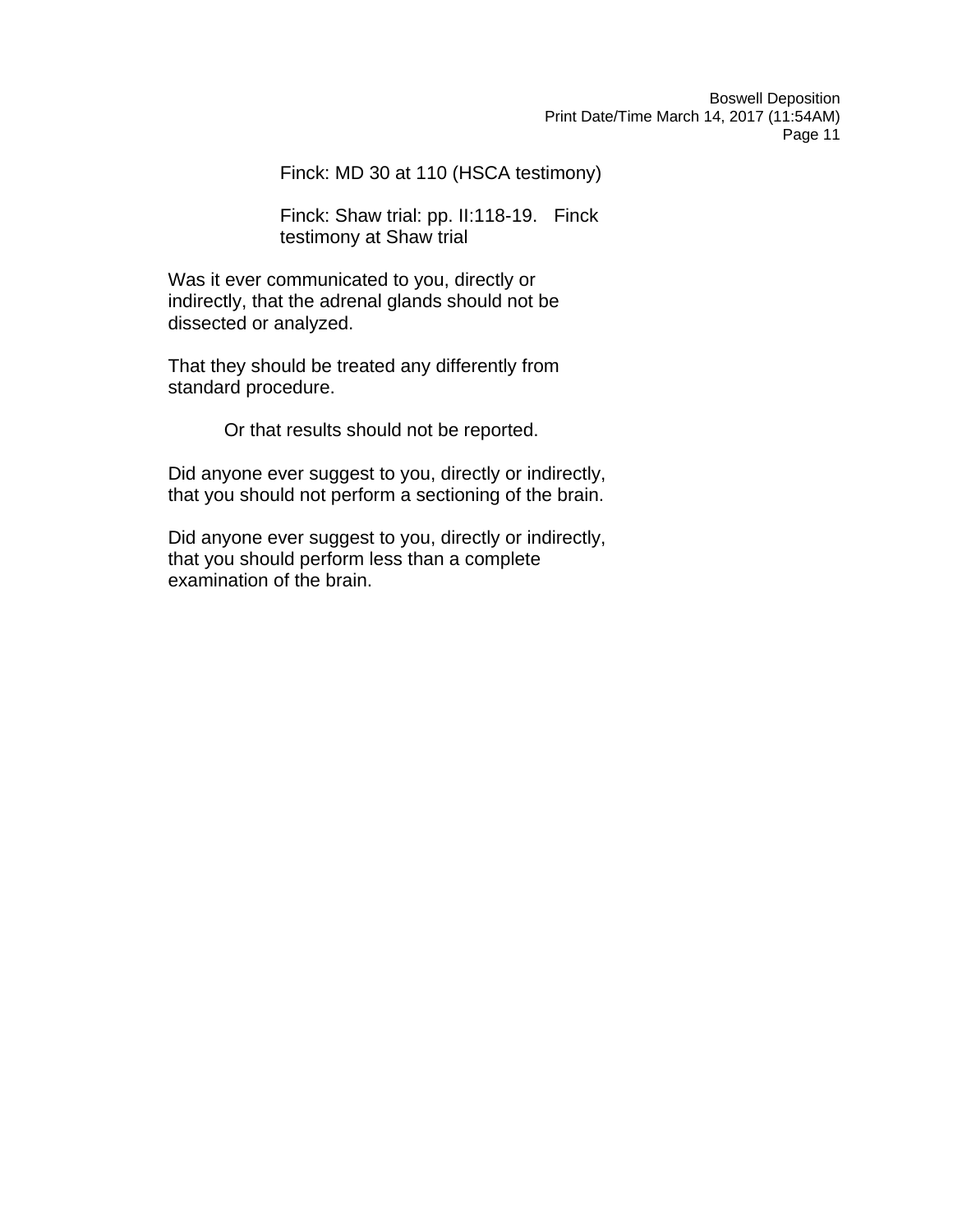Finck: MD 30 at 110 (HSCA testimony)

Finck: Shaw trial: pp. II:118-19. Finck testimony at Shaw trial

Was it ever communicated to you, directly or indirectly, that the adrenal glands should not be dissected or analyzed.

That they should be treated any differently from standard procedure.

Or that results should not be reported.

Did anyone ever suggest to you, directly or indirectly, that you should not perform a sectioning of the brain.

Did anyone ever suggest to you, directly or indirectly, that you should perform less than a complete examination of the brain.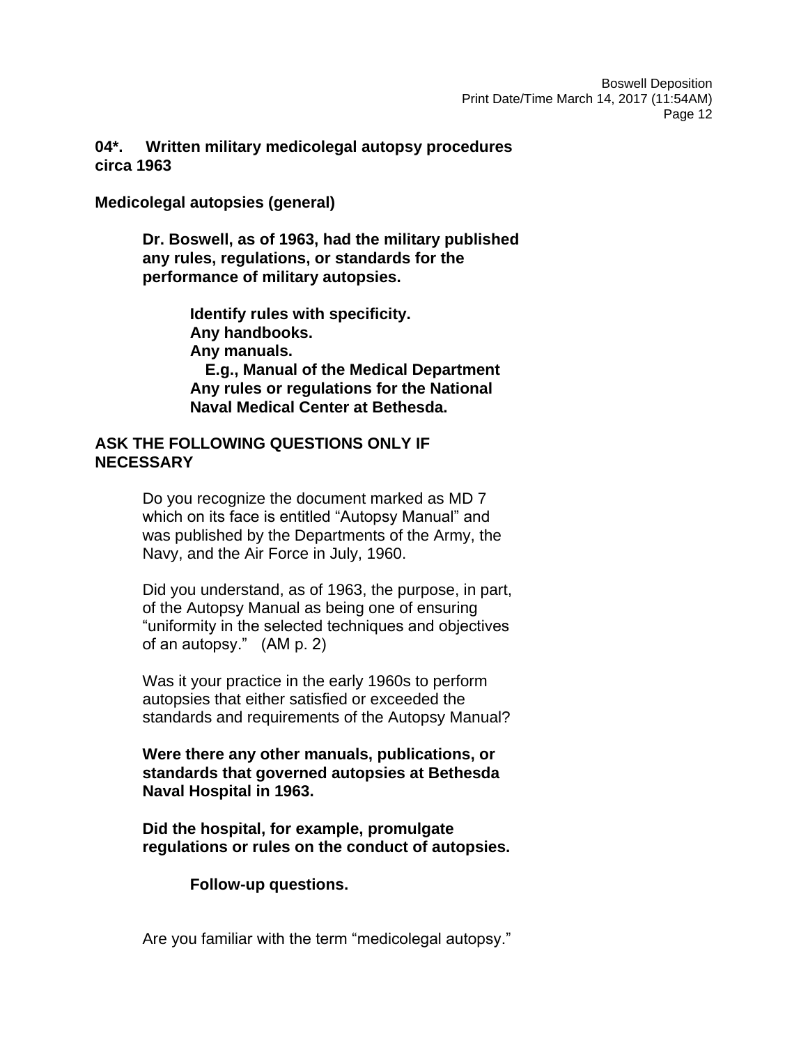**04*. Written military medicolegal autopsy procedures circa 1963**

**Medicolegal autopsies (general)**

> **Dr. Boswell, as of 1963, had the military published any rules, regulations, or standards for the performance of military autopsies.**
>
> > **Identify rules with specificity.**
> > **Any handbooks.**
> > **Any manuals.**
> > **E.g., Manual of the Medical Department**
> > **Any rules or regulations for the National Naval Medical Center at Bethesda.**

**ASK THE FOLLOWING QUESTIONS ONLY IF NECESSARY**

> Do you recognize the document marked as MD 7 which on its face is entitled "Autopsy Manual" and was published by the Departments of the Army, the Navy, and the Air Force in July, 1960.
>
> Did you understand, as of 1963, the purpose, in part, of the Autopsy Manual as being one of ensuring "uniformity in the selected techniques and objectives of an autopsy." (AM p. 2)
>
> Was it your practice in the early 1960s to perform autopsies that either satisfied or exceeded the standards and requirements of the Autopsy Manual?
>
> **Were there any other manuals, publications, or standards that governed autopsies at Bethesda Naval Hospital in 1963.**
>
> **Did the hospital, for example, promulgate regulations or rules on the conduct of autopsies.**
>
> > **Follow-up questions.**
>
> Are you familiar with the term "medicolegal autopsy."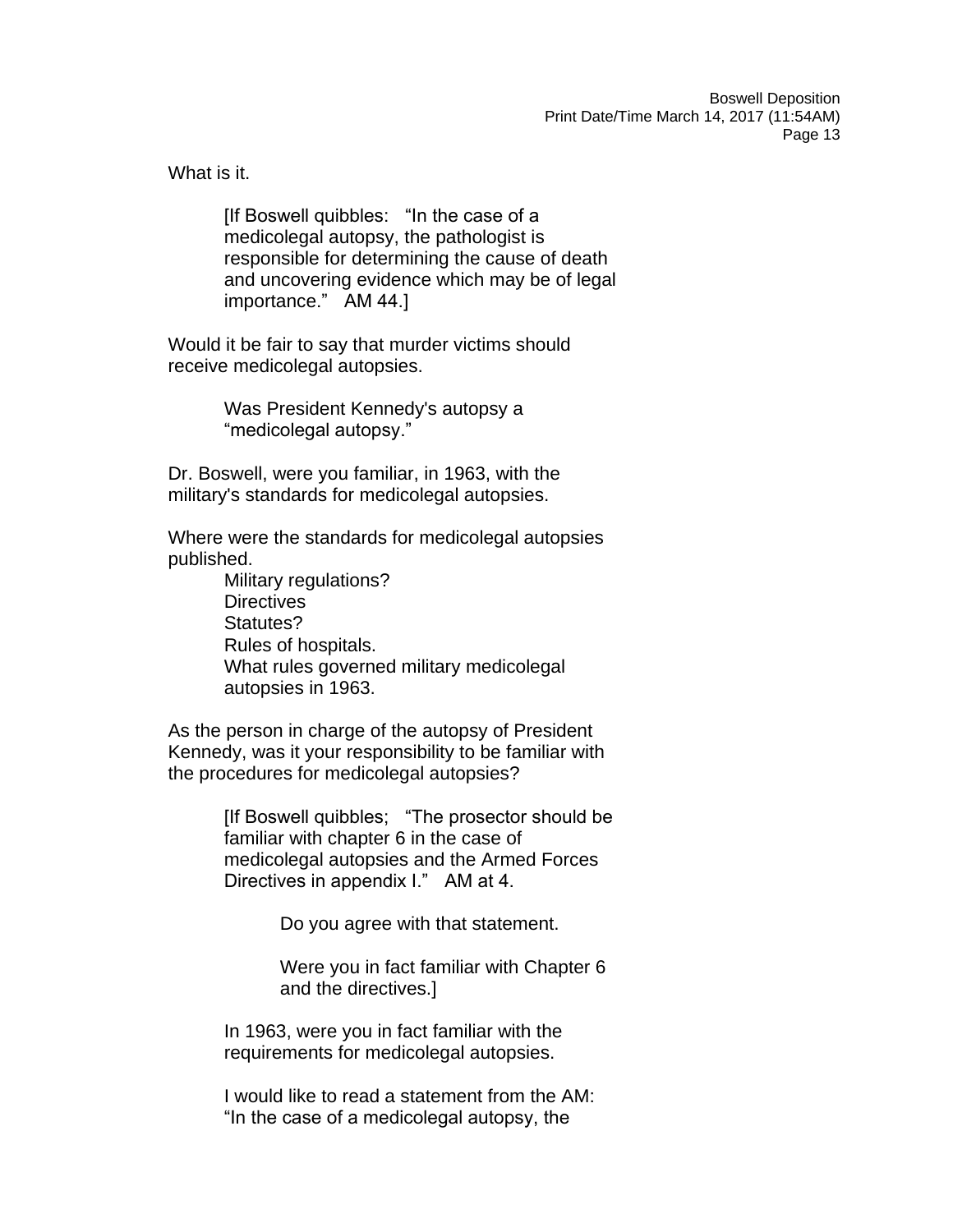What is it.

> [If Boswell quibbles: "In the case of a medicolegal autopsy, the pathologist is responsible for determining the cause of death and uncovering evidence which may be of legal importance." AM 44.]

Would it be fair to say that murder victims should receive medicolegal autopsies.

> Was President Kennedy's autopsy a "medicolegal autopsy."

Dr. Boswell, were you familiar, in 1963, with the military's standards for medicolegal autopsies.

Where were the standards for medicolegal autopsies published.

> Military regulations?
> Directives
> Statutes?
> Rules of hospitals.
> What rules governed military medicolegal autopsies in 1963.

As the person in charge of the autopsy of President Kennedy, was it your responsibility to be familiar with the procedures for medicolegal autopsies?

> [If Boswell quibbles; "The prosector should be familiar with chapter 6 in the case of medicolegal autopsies and the Armed Forces Directives in appendix I." AM at 4.
>
> > Do you agree with that statement.
> >
> > Were you in fact familiar with Chapter 6 and the directives.]
>
> In 1963, were you in fact familiar with the requirements for medicolegal autopsies.
>
> I would like to read a statement from the AM: "In the case of a medicolegal autopsy, the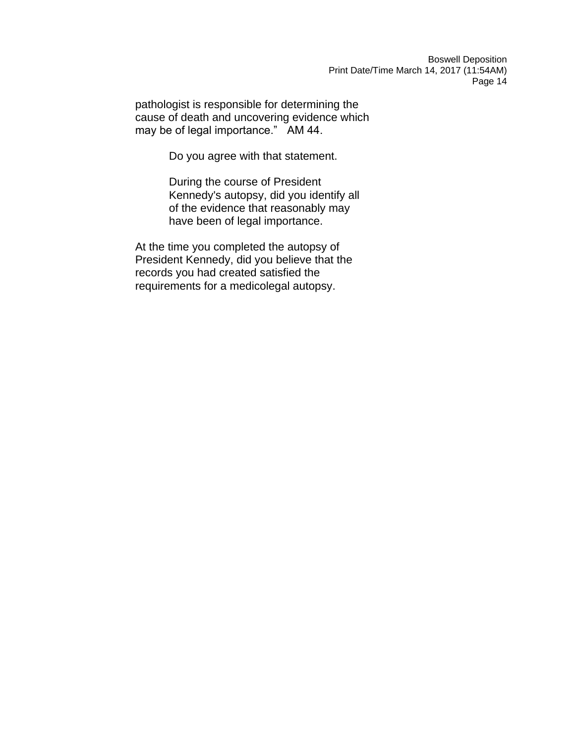pathologist is responsible for determining the cause of death and uncovering evidence which may be of legal importance." AM 44.

> Do you agree with that statement.
>
> During the course of President Kennedy's autopsy, did you identify all of the evidence that reasonably may have been of legal importance.

At the time you completed the autopsy of President Kennedy, did you believe that the records you had created satisfied the requirements for a medicolegal autopsy.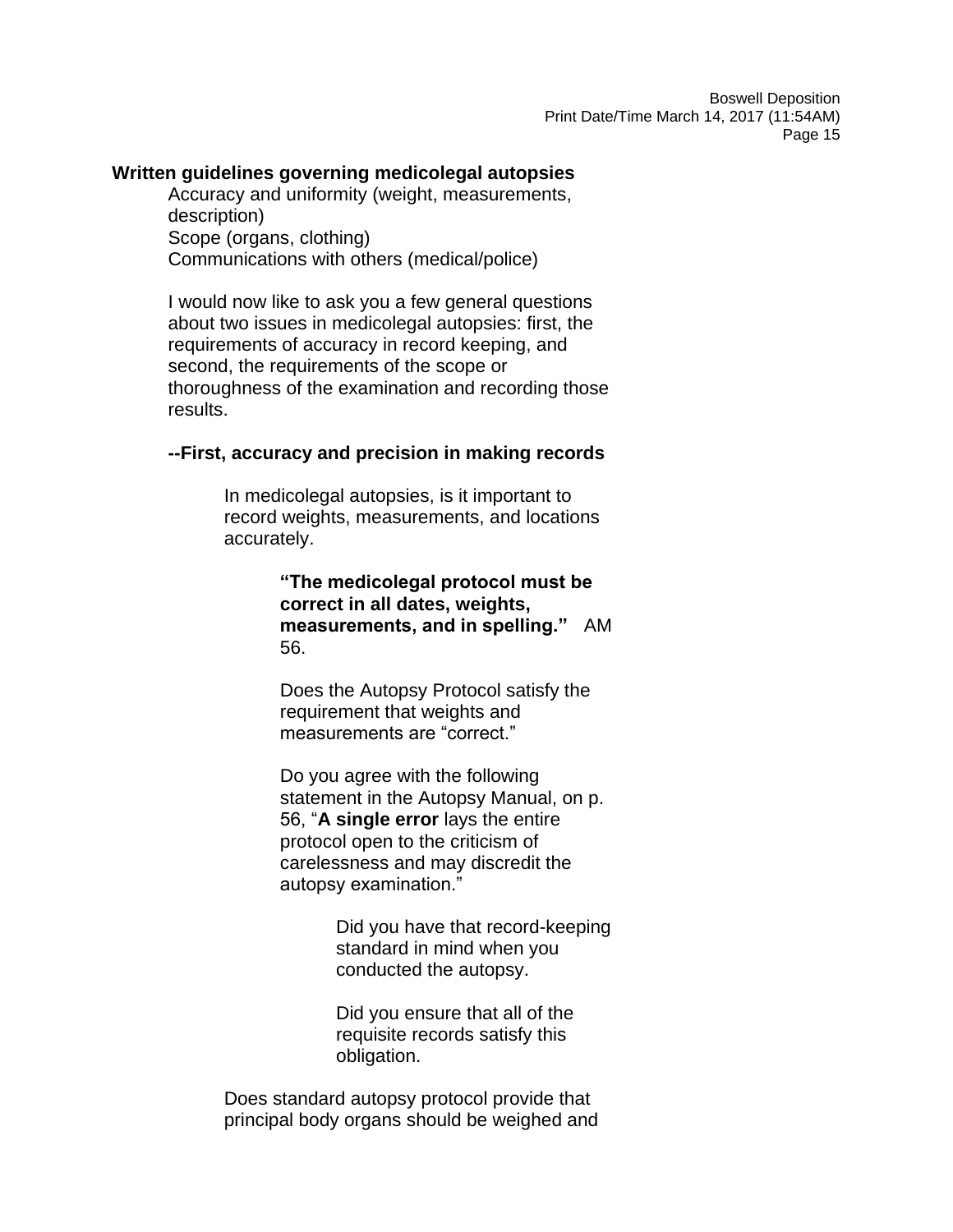**Written guidelines governing medicolegal autopsies**

Accuracy and uniformity (weight, measurements, description)
Scope (organs, clothing)
Communications with others (medical/police)

I would now like to ask you a few general questions about two issues in medicolegal autopsies: first, the requirements of accuracy in record keeping, and second, the requirements of the scope or thoroughness of the examination and recording those results.

**--First, accuracy and precision in making records**

In medicolegal autopsies, is it important to record weights, measurements, and locations accurately.

**"The medicolegal protocol must be correct in all dates, weights, measurements, and in spelling."** AM 56.

Does the Autopsy Protocol satisfy the requirement that weights and measurements are "correct."

Do you agree with the following statement in the Autopsy Manual, on p. 56, "**A single error** lays the entire protocol open to the criticism of carelessness and may discredit the autopsy examination."

Did you have that record-keeping standard in mind when you conducted the autopsy.

Did you ensure that all of the requisite records satisfy this obligation.

Does standard autopsy protocol provide that principal body organs should be weighed and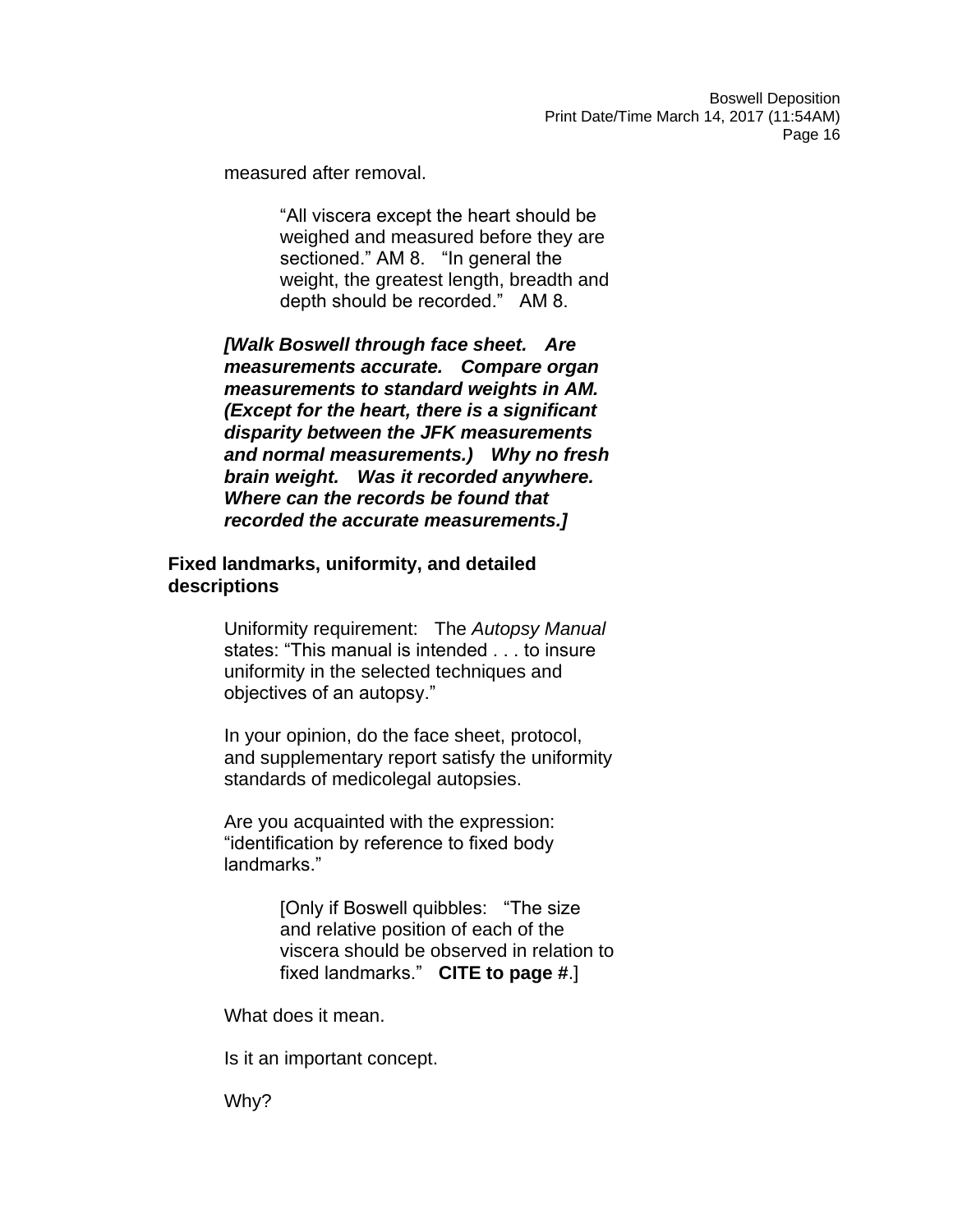measured after removal.

> "All viscera except the heart should be weighed and measured before they are sectioned." AM 8. "In general the weight, the greatest length, breadth and depth should be recorded." AM 8.

***[Walk Boswell through face sheet. Are measurements accurate. Compare organ measurements to standard weights in AM. (Except for the heart, there is a significant disparity between the JFK measurements and normal measurements.) Why no fresh brain weight. Was it recorded anywhere. Where can the records be found that recorded the accurate measurements.]***

**Fixed landmarks, uniformity, and detailed descriptions**

Uniformity requirement: The *Autopsy Manual* states: "This manual is intended . . . to insure uniformity in the selected techniques and objectives of an autopsy."

In your opinion, do the face sheet, protocol, and supplementary report satisfy the uniformity standards of medicolegal autopsies.

Are you acquainted with the expression: "identification by reference to fixed body landmarks."

> [Only if Boswell quibbles: "The size and relative position of each of the viscera should be observed in relation to fixed landmarks." **CITE to page #**.]

What does it mean.

Is it an important concept.

Why?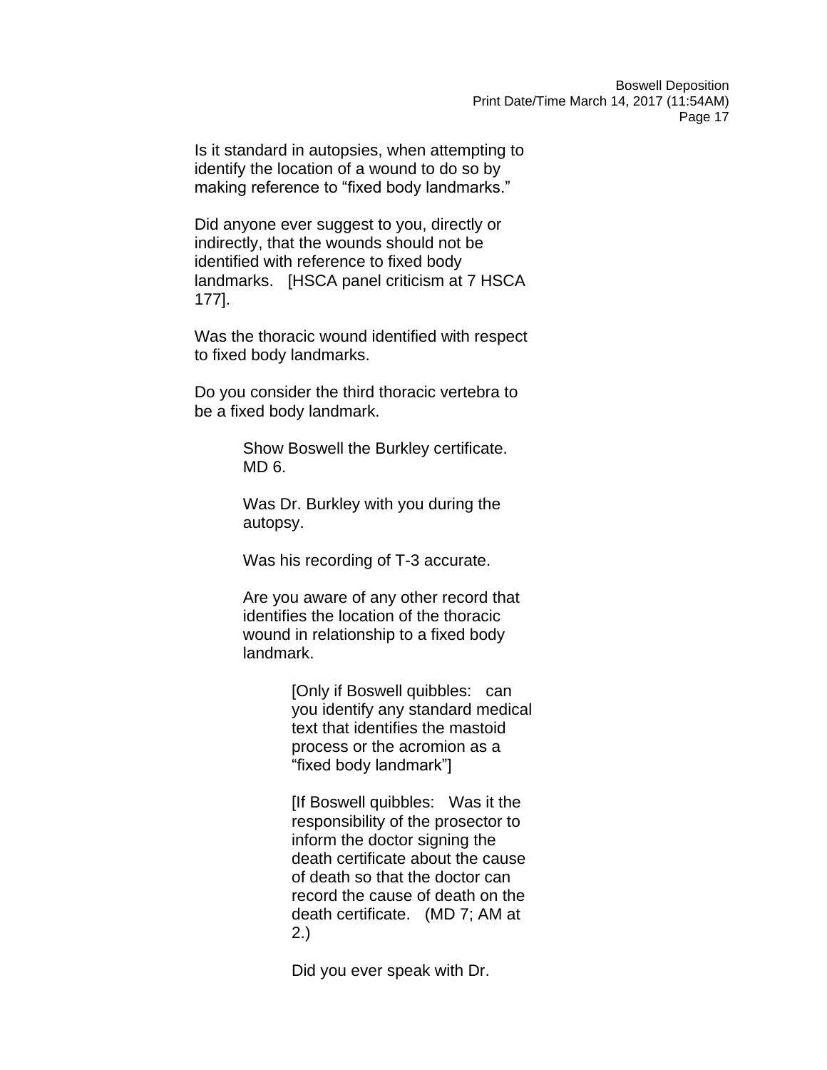Is it standard in autopsies, when attempting to identify the location of a wound to do so by making reference to "fixed body landmarks."

Did anyone ever suggest to you, directly or indirectly, that the wounds should not be identified with reference to fixed body landmarks. [HSCA panel criticism at 7 HSCA 177].

Was the thoracic wound identified with respect to fixed body landmarks.

Do you consider the third thoracic vertebra to be a fixed body landmark.

> Show Boswell the Burkley certificate. MD 6.
>
> Was Dr. Burkley with you during the autopsy.
>
> Was his recording of T-3 accurate.
>
> Are you aware of any other record that identifies the location of the thoracic wound in relationship to a fixed body landmark.
>
> > [Only if Boswell quibbles: can you identify any standard medical text that identifies the mastoid process or the acromion as a "fixed body landmark"]
> >
> > [If Boswell quibbles: Was it the responsibility of the prosector to inform the doctor signing the death certificate about the cause of death so that the doctor can record the cause of death on the death certificate. (MD 7; AM at 2.)
> >
> > Did you ever speak with Dr.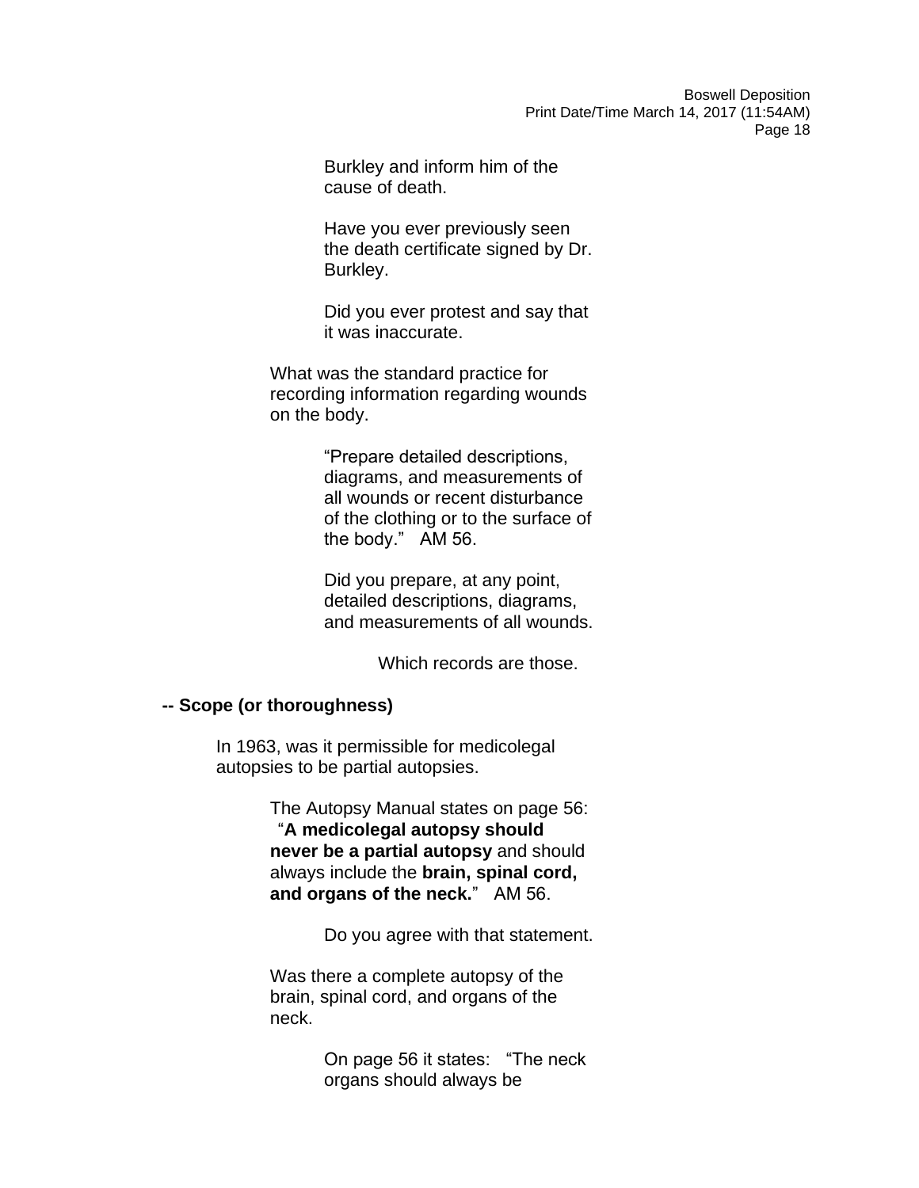Burkley and inform him of the cause of death.

Have you ever previously seen the death certificate signed by Dr. Burkley.

Did you ever protest and say that it was inaccurate.

What was the standard practice for recording information regarding wounds on the body.

"Prepare detailed descriptions, diagrams, and measurements of all wounds or recent disturbance of the clothing or to the surface of the body." AM 56.

Did you prepare, at any point, detailed descriptions, diagrams, and measurements of all wounds.

Which records are those.

**-- Scope (or thoroughness)**

In 1963, was it permissible for medicolegal autopsies to be partial autopsies.

The Autopsy Manual states on page 56: "**A medicolegal autopsy should never be a partial autopsy** and should always include the **brain, spinal cord, and organs of the neck.**" AM 56.

Do you agree with that statement.

Was there a complete autopsy of the brain, spinal cord, and organs of the neck.

On page 56 it states: "The neck organs should always be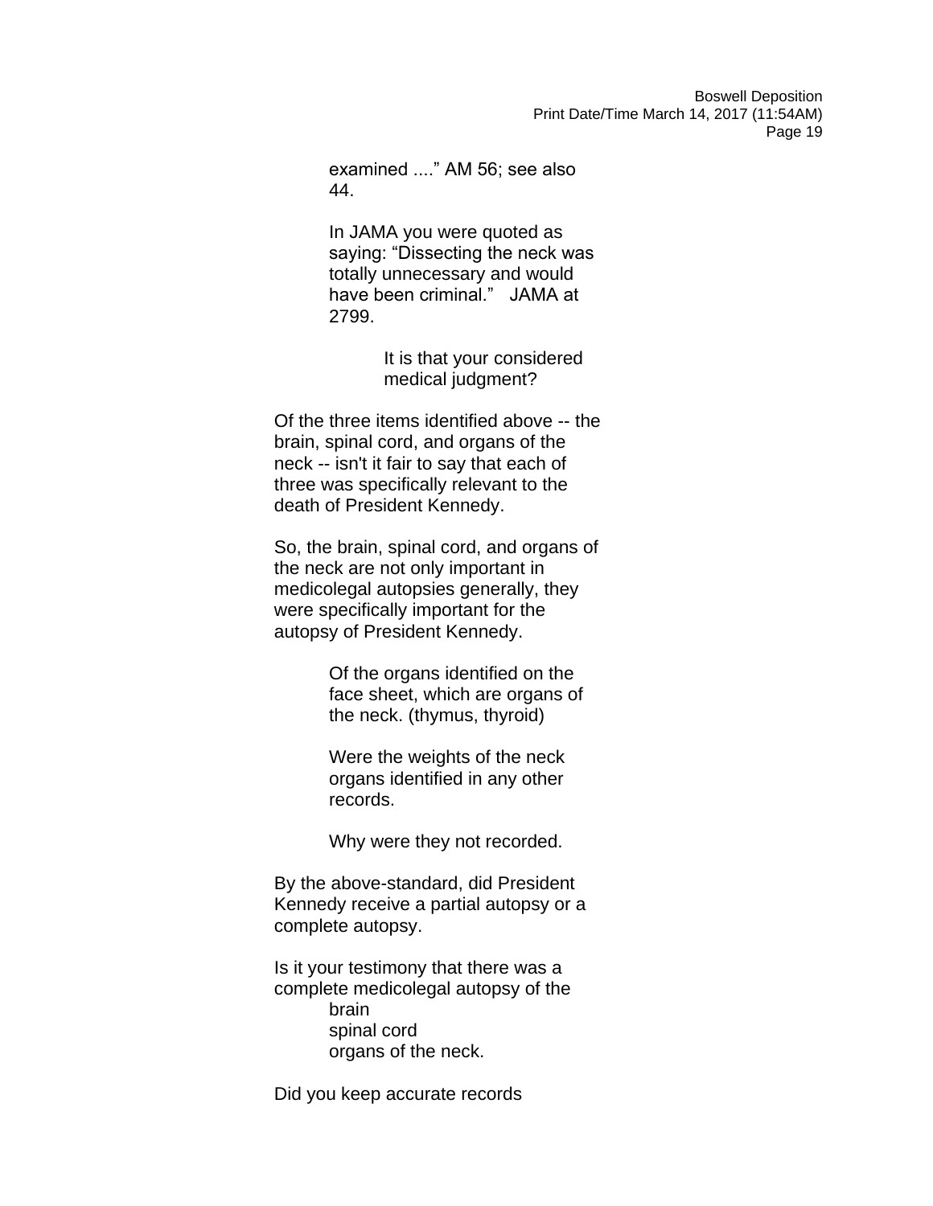examined ....” AM 56; see also 44.

In JAMA you were quoted as saying: “Dissecting the neck was totally unnecessary and would have been criminal.” JAMA at 2799.

It is that your considered medical judgment?

Of the three items identified above -- the brain, spinal cord, and organs of the neck -- isn't it fair to say that each of three was specifically relevant to the death of President Kennedy.

So, the brain, spinal cord, and organs of the neck are not only important in medicolegal autopsies generally, they were specifically important for the autopsy of President Kennedy.

Of the organs identified on the face sheet, which are organs of the neck. (thymus, thyroid)

Were the weights of the neck organs identified in any other records.

Why were they not recorded.

By the above-standard, did President Kennedy receive a partial autopsy or a complete autopsy.

Is it your testimony that there was a complete medicolegal autopsy of the
brain
spinal cord
organs of the neck.

Did you keep accurate records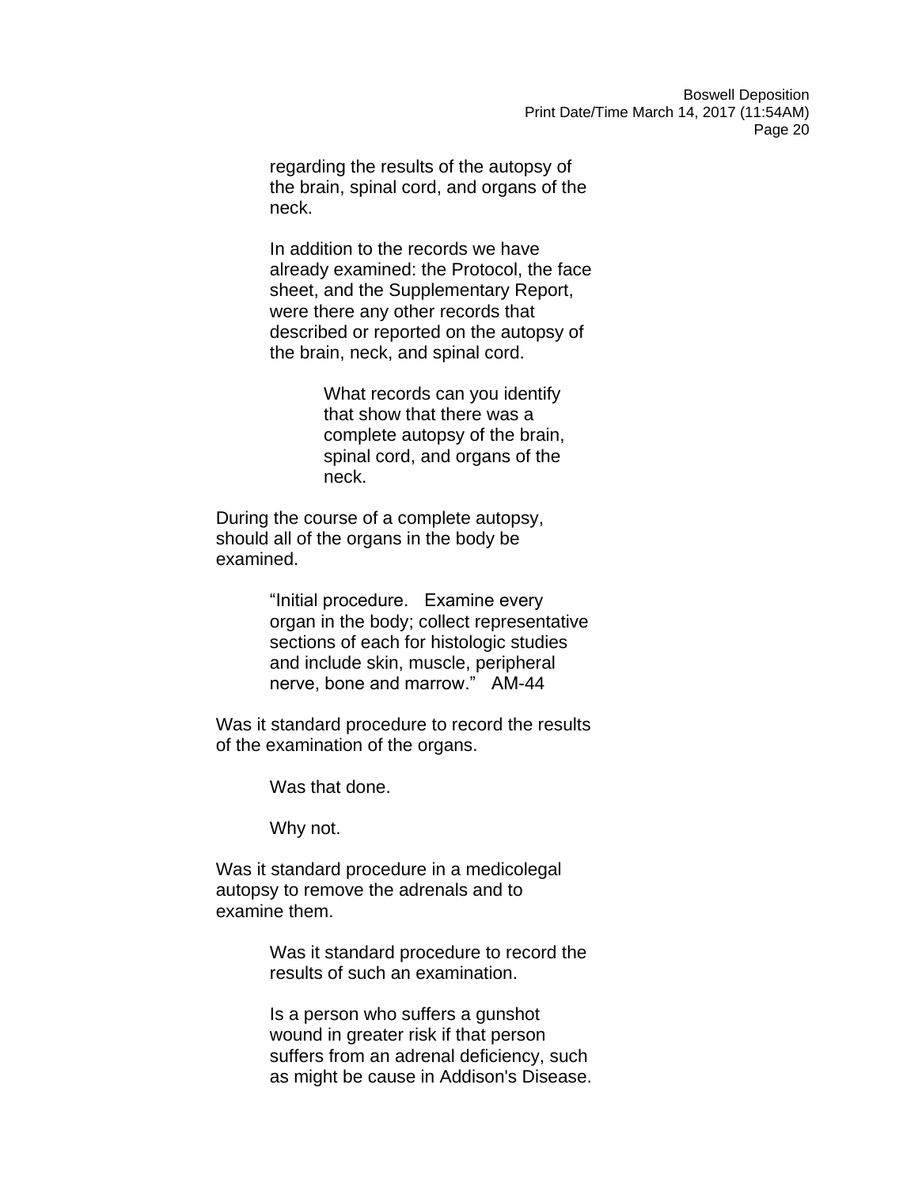regarding the results of the autopsy of the brain, spinal cord, and organs of the neck.

In addition to the records we have already examined: the Protocol, the face sheet, and the Supplementary Report, were there any other records that described or reported on the autopsy of the brain, neck, and spinal cord.

What records can you identify that show that there was a complete autopsy of the brain, spinal cord, and organs of the neck.

During the course of a complete autopsy, should all of the organs in the body be examined.

> "Initial procedure. Examine every organ in the body; collect representative sections of each for histologic studies and include skin, muscle, peripheral nerve, bone and marrow." AM-44

Was it standard procedure to record the results of the examination of the organs.

Was that done.

Why not.

Was it standard procedure in a medicolegal autopsy to remove the adrenals and to examine them.

Was it standard procedure to record the results of such an examination.

Is a person who suffers a gunshot wound in greater risk if that person suffers from an adrenal deficiency, such as might be cause in Addison's Disease.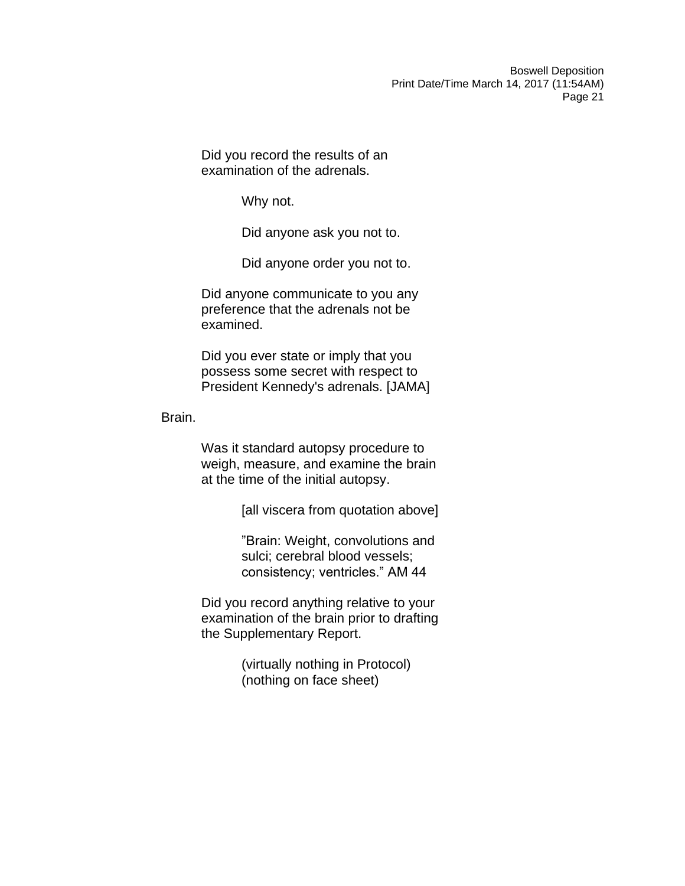Did you record the results of an examination of the adrenals.

> Why not.
>
> Did anyone ask you not to.
>
> Did anyone order you not to.

Did anyone communicate to you any preference that the adrenals not be examined.

Did you ever state or imply that you possess some secret with respect to President Kennedy's adrenals. [JAMA]

Brain.

Was it standard autopsy procedure to weigh, measure, and examine the brain at the time of the initial autopsy.

> [all viscera from quotation above]
>
> ”Brain: Weight, convolutions and sulci; cerebral blood vessels; consistency; ventricles.” AM 44

Did you record anything relative to your examination of the brain prior to drafting the Supplementary Report.

> (virtually nothing in Protocol)
> (nothing on face sheet)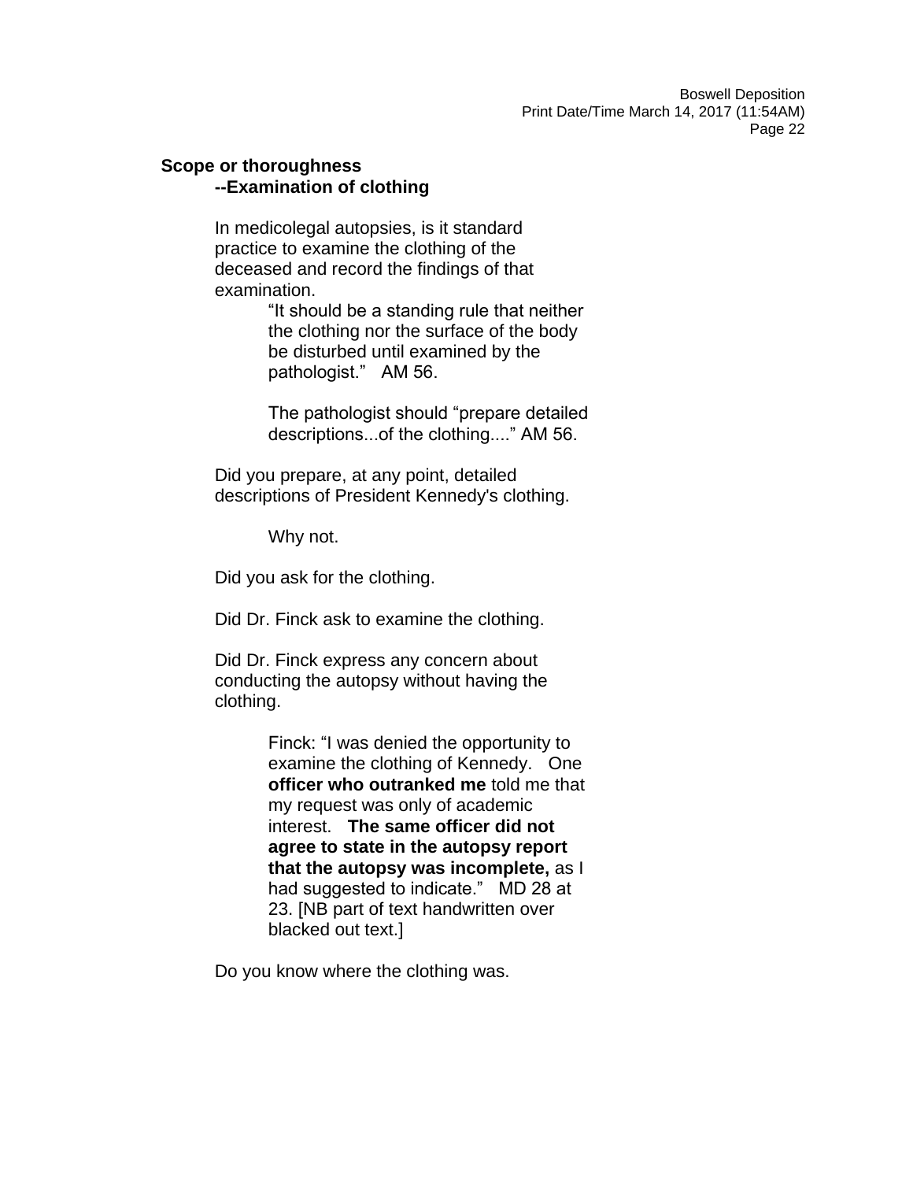**Scope or thoroughness**

**--Examination of clothing**

In medicolegal autopsies, is it standard practice to examine the clothing of the deceased and record the findings of that examination.

> "It should be a standing rule that neither the clothing nor the surface of the body be disturbed until examined by the pathologist." AM 56.
>
> The pathologist should "prepare detailed descriptions...of the clothing...." AM 56.

Did you prepare, at any point, detailed descriptions of President Kennedy's clothing.

> Why not.

Did you ask for the clothing.

Did Dr. Finck ask to examine the clothing.

Did Dr. Finck express any concern about conducting the autopsy without having the clothing.

> Finck: "I was denied the opportunity to examine the clothing of Kennedy. One **officer who outranked me** told me that my request was only of academic interest. **The same officer did not agree to state in the autopsy report that the autopsy was incomplete,** as I had suggested to indicate." MD 28 at 23. [NB part of text handwritten over blacked out text.]

Do you know where the clothing was.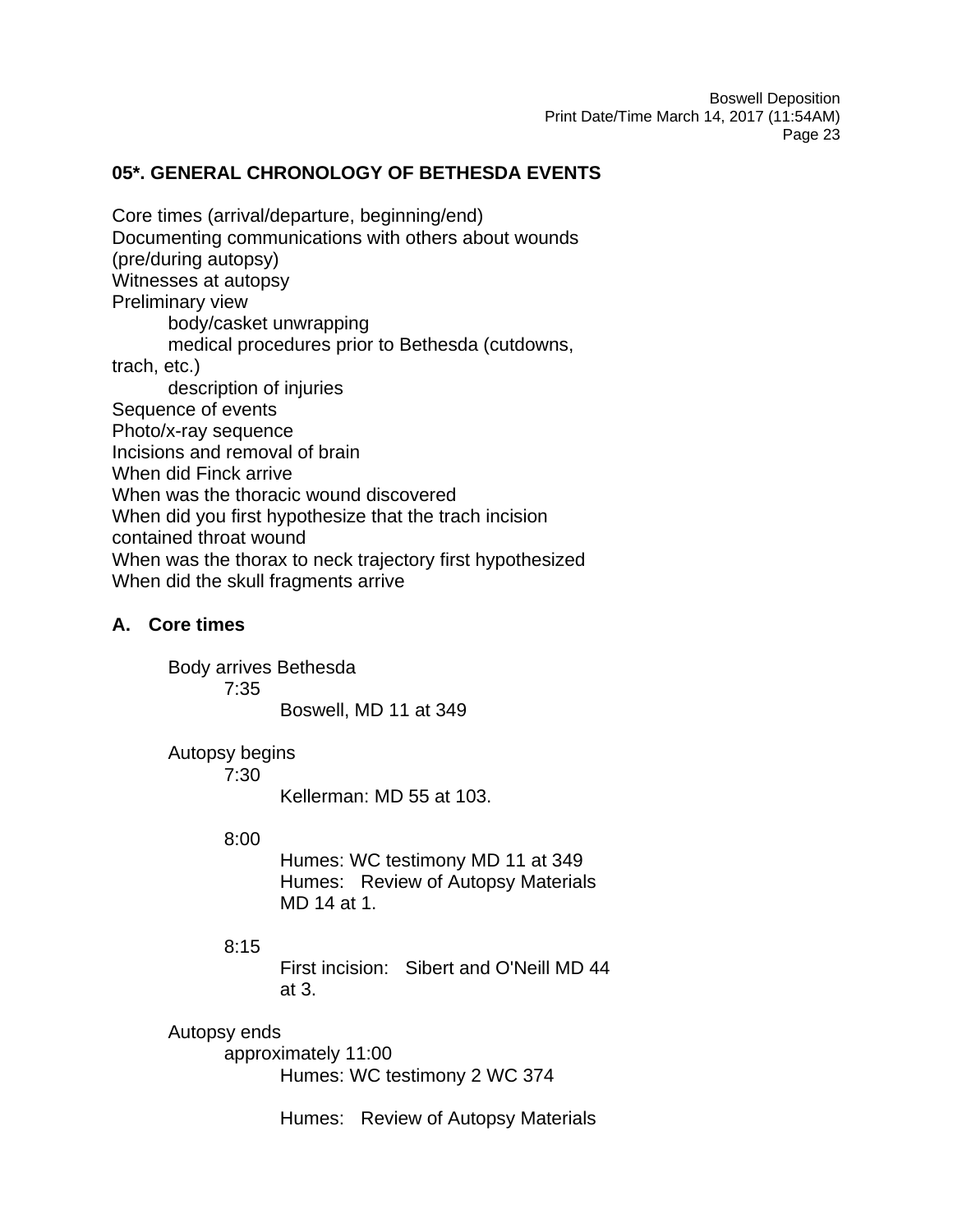## 05*. GENERAL CHRONOLOGY OF BETHESDA EVENTS

Core times (arrival/departure, beginning/end)
Documenting communications with others about wounds (pre/during autopsy)
Witnesses at autopsy
Preliminary view
- body/casket unwrapping
- medical procedures prior to Bethesda (cutdowns, trach, etc.)
- description of injuries

Sequence of events
Photo/x-ray sequence
Incisions and removal of brain
When did Finck arrive
When was the thoracic wound discovered
When did you first hypothesize that the trach incision contained throat wound
When was the thorax to neck trajectory first hypothesized
When did the skull fragments arrive

### A. Core times

- Body arrives Bethesda
  - 7:35
    - Boswell, MD 11 at 349
- Autopsy begins
  - 7:30
    - Kellerman: MD 55 at 103.
  - 8:00
    - Humes: WC testimony MD 11 at 349
    - Humes: Review of Autopsy Materials MD 14 at 1.
  - 8:15
    - First incision: Sibert and O'Neill MD 44 at 3.
- Autopsy ends
  - approximately 11:00
    - Humes: WC testimony 2 WC 374
    - Humes: Review of Autopsy Materials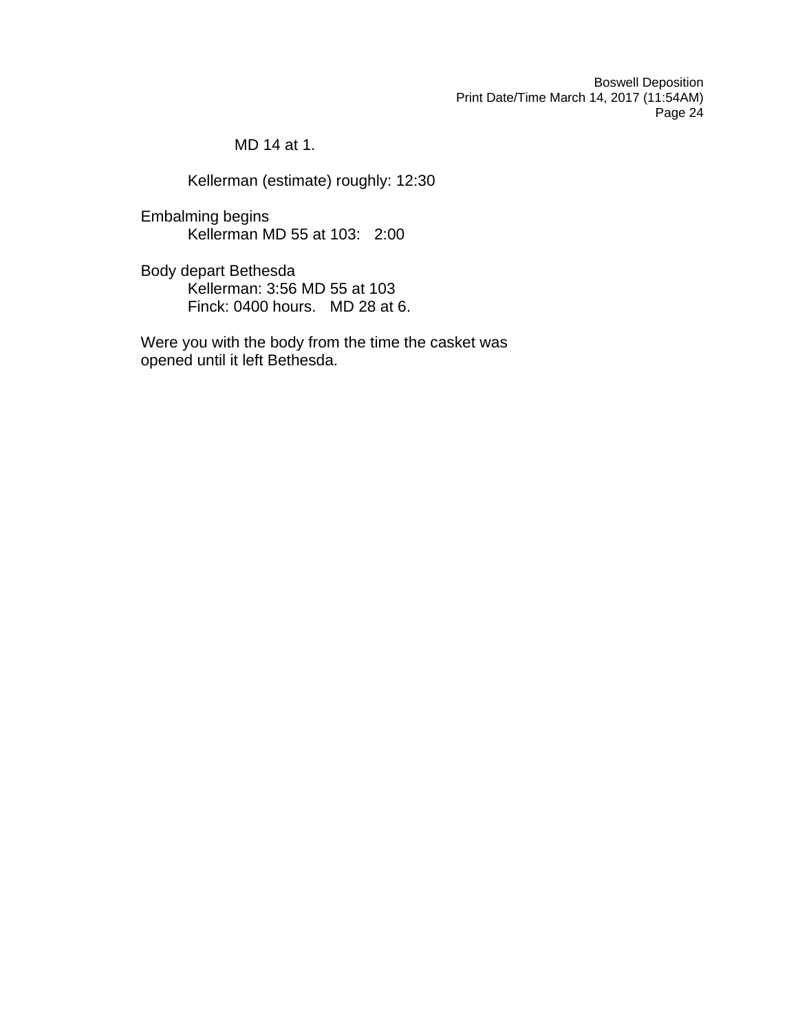MD 14 at 1.

Kellerman (estimate) roughly: 12:30

Embalming begins
Kellerman MD 55 at 103: 2:00

Body depart Bethesda
Kellerman: 3:56 MD 55 at 103
Finck: 0400 hours. MD 28 at 6.

Were you with the body from the time the casket was opened until it left Bethesda.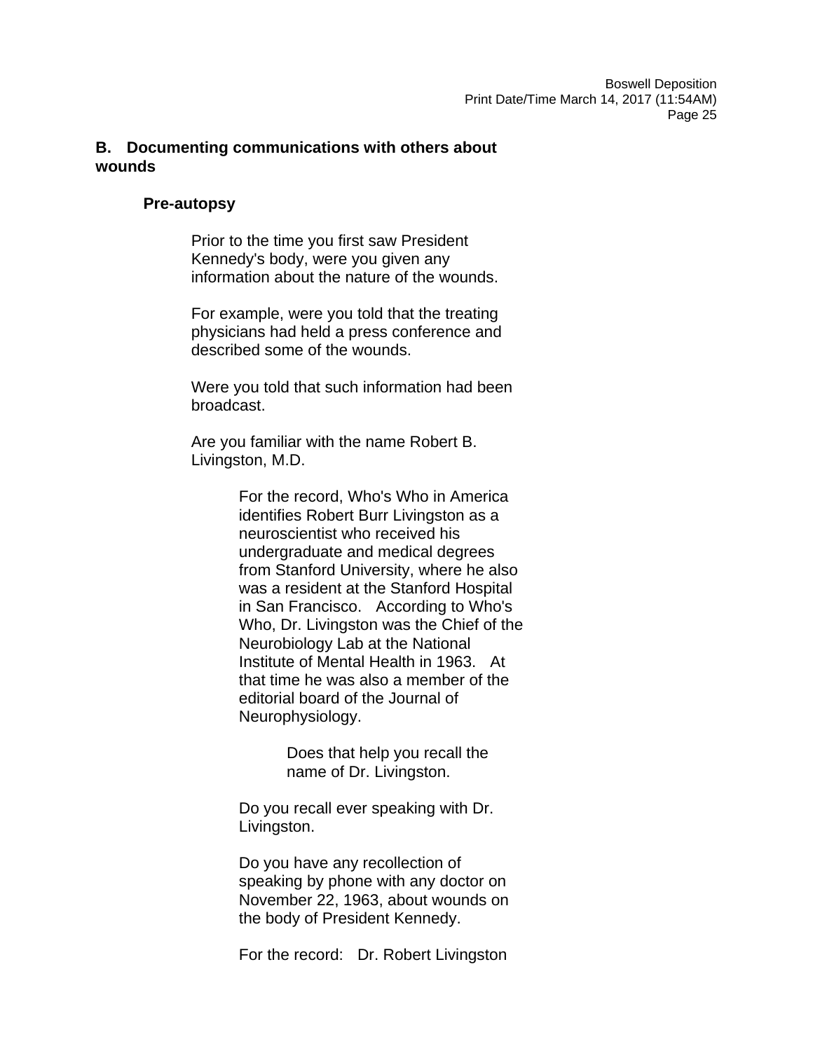## B. Documenting communications with others about wounds

### Pre-autopsy

Prior to the time you first saw President Kennedy's body, were you given any information about the nature of the wounds.

For example, were you told that the treating physicians had held a press conference and described some of the wounds.

Were you told that such information had been broadcast.

Are you familiar with the name Robert B. Livingston, M.D.

For the record, Who's Who in America identifies Robert Burr Livingston as a neuroscientist who received his undergraduate and medical degrees from Stanford University, where he also was a resident at the Stanford Hospital in San Francisco. According to Who's Who, Dr. Livingston was the Chief of the Neurobiology Lab at the National Institute of Mental Health in 1963. At that time he was also a member of the editorial board of the Journal of Neurophysiology.

Does that help you recall the name of Dr. Livingston.

Do you recall ever speaking with Dr. Livingston.

Do you have any recollection of speaking by phone with any doctor on November 22, 1963, about wounds on the body of President Kennedy.

For the record: Dr. Robert Livingston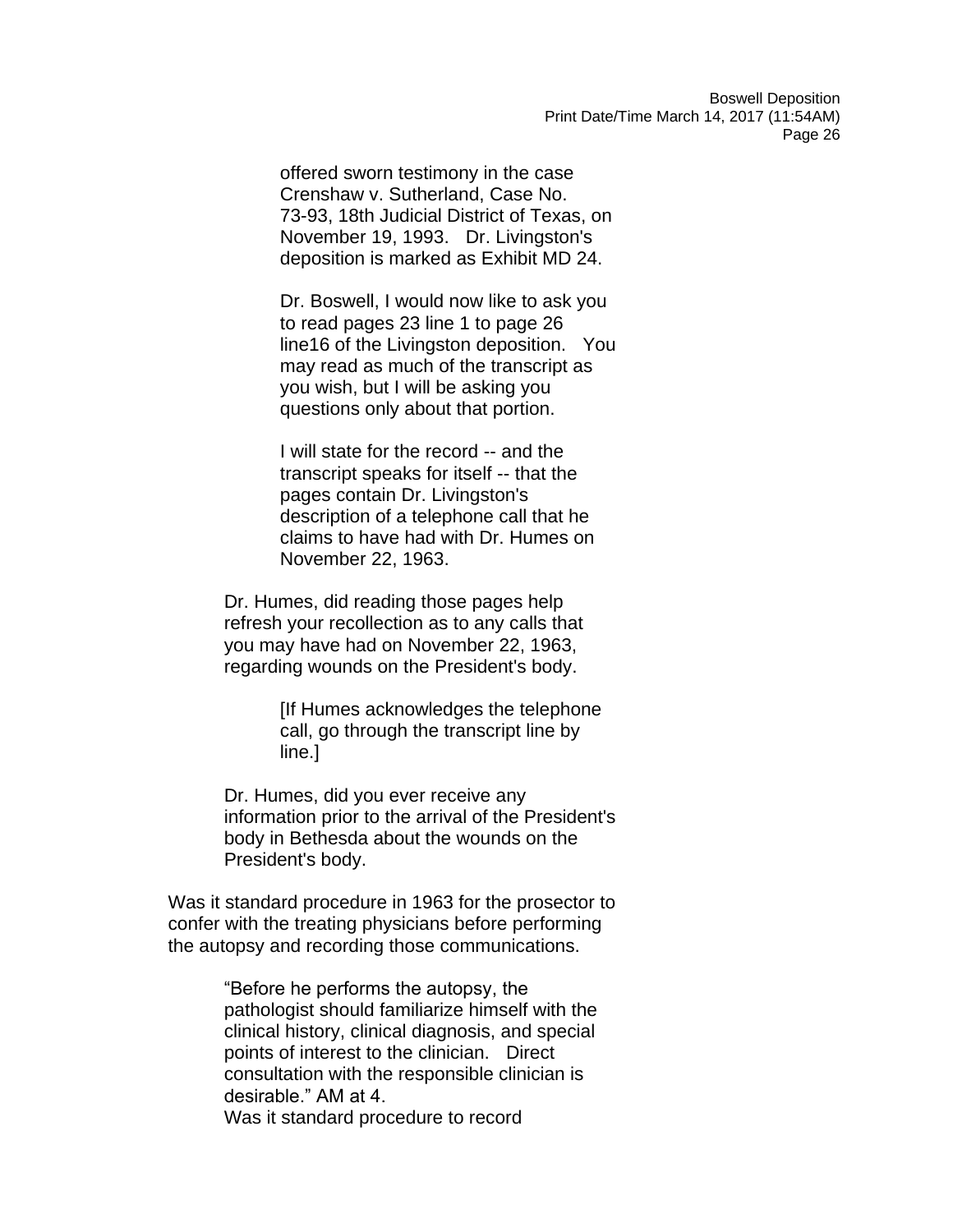offered sworn testimony in the case Crenshaw v. Sutherland, Case No. 73-93, 18th Judicial District of Texas, on November 19, 1993. Dr. Livingston's deposition is marked as Exhibit MD 24.

Dr. Boswell, I would now like to ask you to read pages 23 line 1 to page 26 line16 of the Livingston deposition. You may read as much of the transcript as you wish, but I will be asking you questions only about that portion.

I will state for the record -- and the transcript speaks for itself -- that the pages contain Dr. Livingston's description of a telephone call that he claims to have had with Dr. Humes on November 22, 1963.

Dr. Humes, did reading those pages help refresh your recollection as to any calls that you may have had on November 22, 1963, regarding wounds on the President's body.

[If Humes acknowledges the telephone call, go through the transcript line by line.]

Dr. Humes, did you ever receive any information prior to the arrival of the President's body in Bethesda about the wounds on the President's body.

Was it standard procedure in 1963 for the prosector to confer with the treating physicians before performing the autopsy and recording those communications.

“Before he performs the autopsy, the pathologist should familiarize himself with the clinical history, clinical diagnosis, and special points of interest to the clinician. Direct consultation with the responsible clinician is desirable.” AM at 4.

Was it standard procedure to record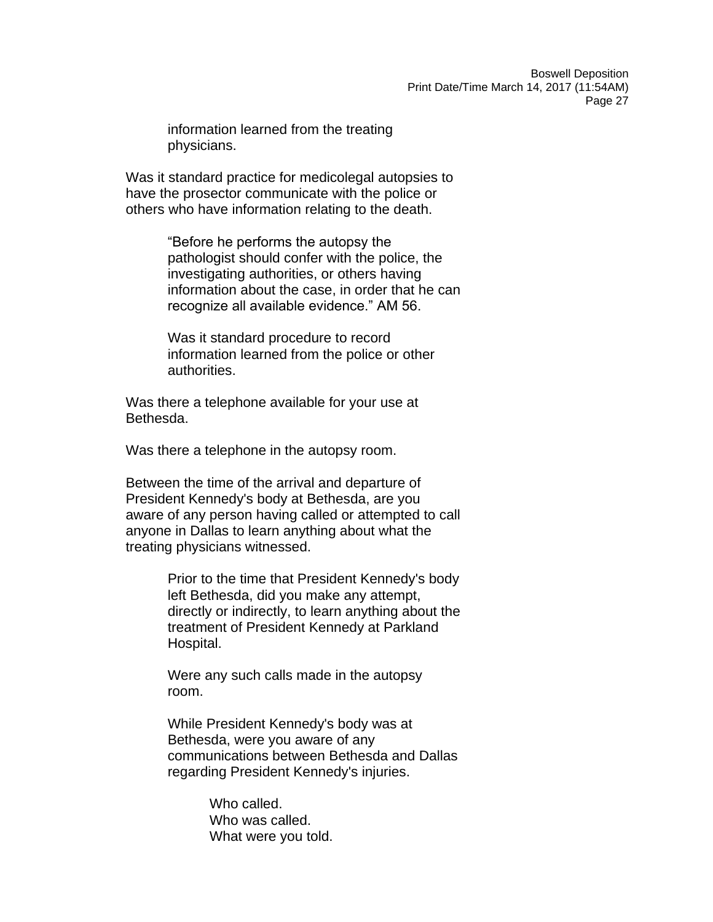information learned from the treating physicians.

Was it standard practice for medicolegal autopsies to have the prosector communicate with the police or others who have information relating to the death.

> "Before he performs the autopsy the pathologist should confer with the police, the investigating authorities, or others having information about the case, in order that he can recognize all available evidence." AM 56.
>
> Was it standard procedure to record information learned from the police or other authorities.

Was there a telephone available for your use at Bethesda.

Was there a telephone in the autopsy room.

Between the time of the arrival and departure of President Kennedy's body at Bethesda, are you aware of any person having called or attempted to call anyone in Dallas to learn anything about what the treating physicians witnessed.

> Prior to the time that President Kennedy's body left Bethesda, did you make any attempt, directly or indirectly, to learn anything about the treatment of President Kennedy at Parkland Hospital.
>
> Were any such calls made in the autopsy room.
>
> While President Kennedy's body was at Bethesda, were you aware of any communications between Bethesda and Dallas regarding President Kennedy's injuries.
>
> > Who called.
> > Who was called.
> > What were you told.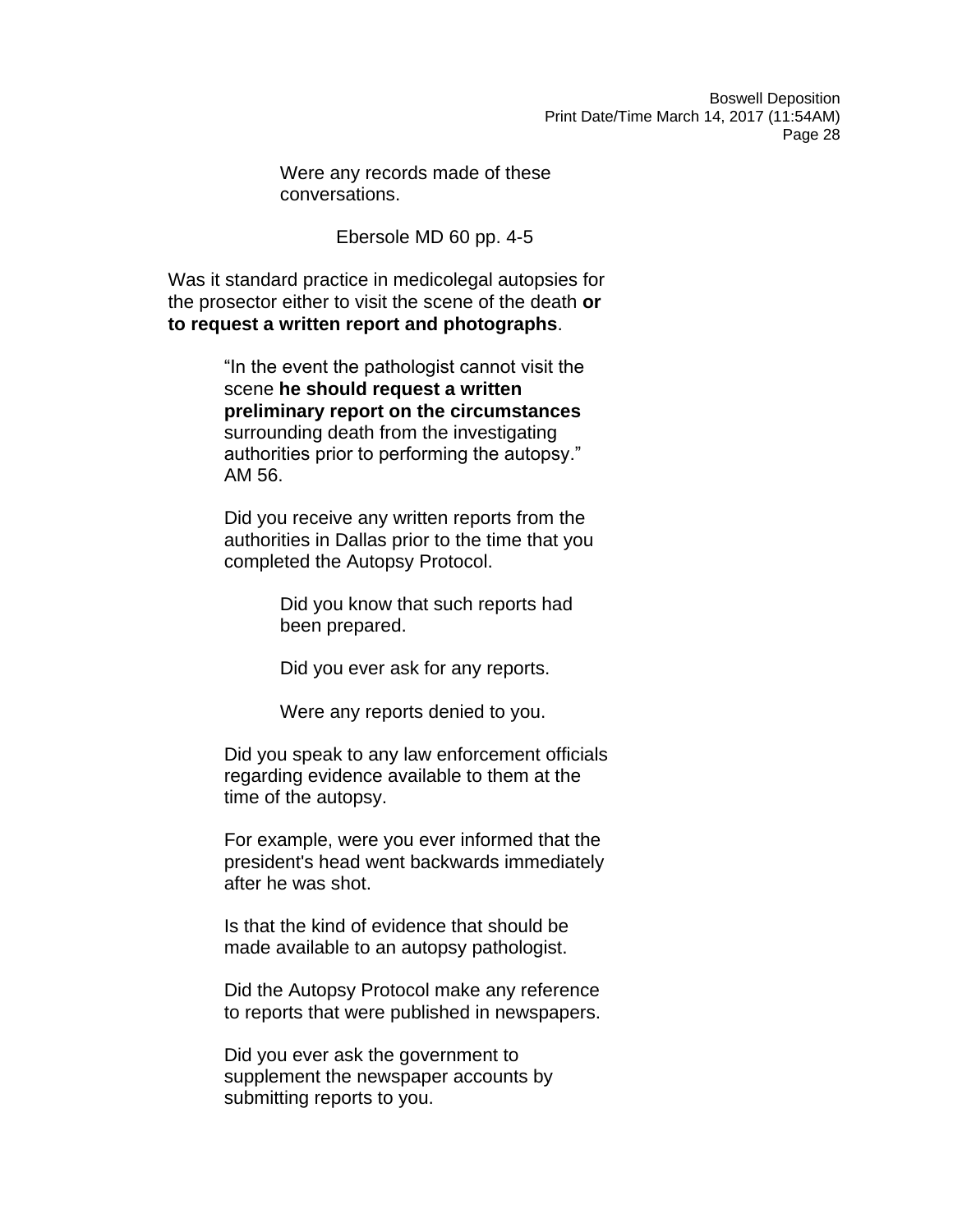Were any records made of these conversations.

Ebersole MD 60 pp. 4-5

Was it standard practice in medicolegal autopsies for the prosector either to visit the scene of the death **or to request a written report and photographs**.

“In the event the pathologist cannot visit the scene **he should request a written preliminary report on the circumstances** surrounding death from the investigating authorities prior to performing the autopsy.” AM 56.

Did you receive any written reports from the authorities in Dallas prior to the time that you completed the Autopsy Protocol.

Did you know that such reports had been prepared.

Did you ever ask for any reports.

Were any reports denied to you.

Did you speak to any law enforcement officials regarding evidence available to them at the time of the autopsy.

For example, were you ever informed that the president's head went backwards immediately after he was shot.

Is that the kind of evidence that should be made available to an autopsy pathologist.

Did the Autopsy Protocol make any reference to reports that were published in newspapers.

Did you ever ask the government to supplement the newspaper accounts by submitting reports to you.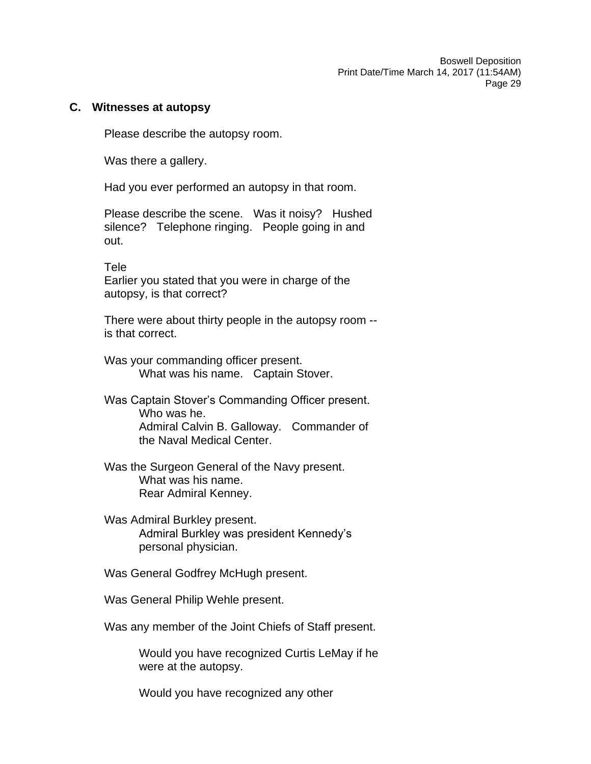### C. Witnesses at autopsy

Please describe the autopsy room.

Was there a gallery.

Had you ever performed an autopsy in that room.

Please describe the scene. Was it noisy? Hushed silence? Telephone ringing. People going in and out.

Tele
Earlier you stated that you were in charge of the autopsy, is that correct?

There were about thirty people in the autopsy room -- is that correct.

Was your commanding officer present.

> What was his name. Captain Stover.

Was Captain Stover's Commanding Officer present.

> Who was he.
> Admiral Calvin B. Galloway. Commander of the Naval Medical Center.

Was the Surgeon General of the Navy present.

> What was his name.
> Rear Admiral Kenney.

Was Admiral Burkley present.

> Admiral Burkley was president Kennedy's personal physician.

Was General Godfrey McHugh present.

Was General Philip Wehle present.

Was any member of the Joint Chiefs of Staff present.

> Would you have recognized Curtis LeMay if he were at the autopsy.
>
> Would you have recognized any other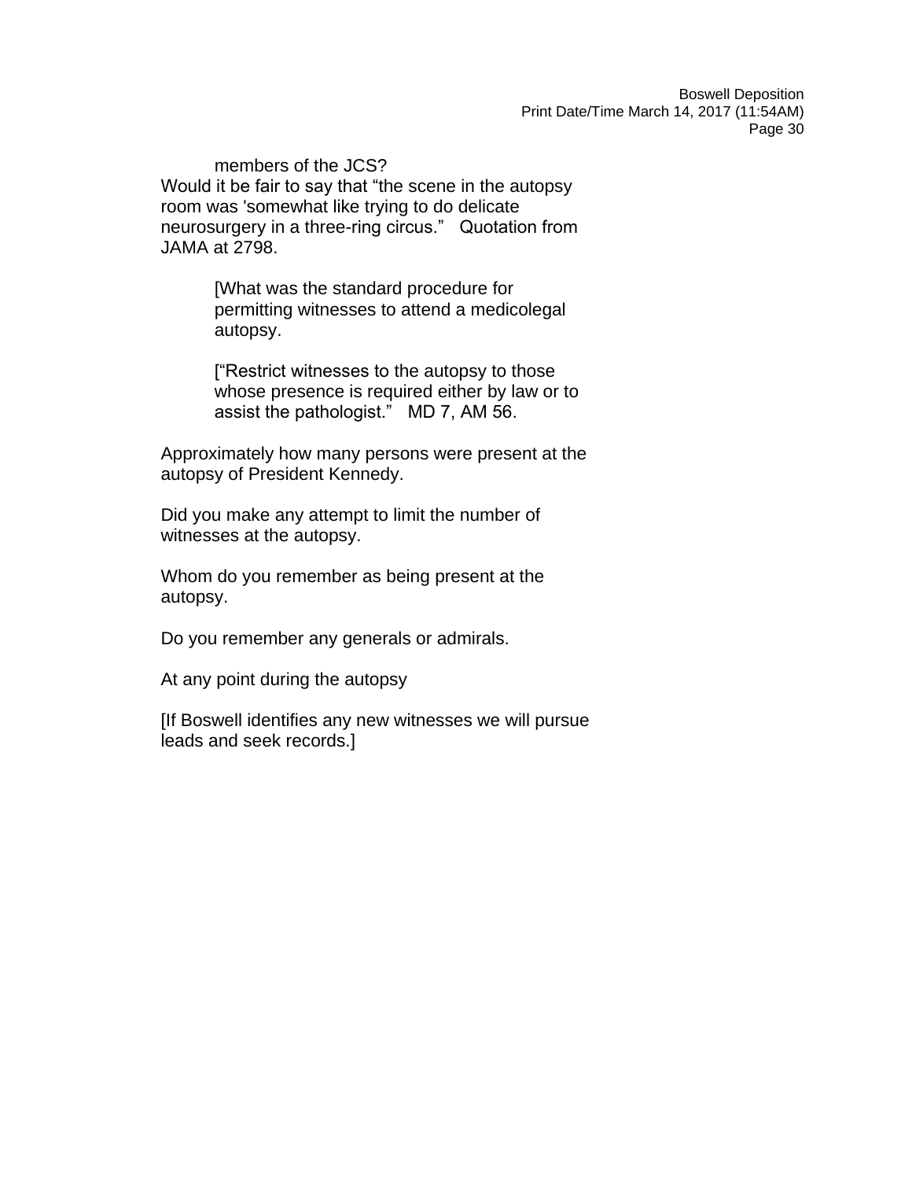members of the JCS?

Would it be fair to say that "the scene in the autopsy room was 'somewhat like trying to do delicate neurosurgery in a three-ring circus." Quotation from JAMA at 2798.

> [What was the standard procedure for permitting witnesses to attend a medicolegal autopsy.
>
> ["Restrict witnesses to the autopsy to those whose presence is required either by law or to assist the pathologist." MD 7, AM 56.

Approximately how many persons were present at the autopsy of President Kennedy.

Did you make any attempt to limit the number of witnesses at the autopsy.

Whom do you remember as being present at the autopsy.

Do you remember any generals or admirals.

At any point during the autopsy

[If Boswell identifies any new witnesses we will pursue leads and seek records.]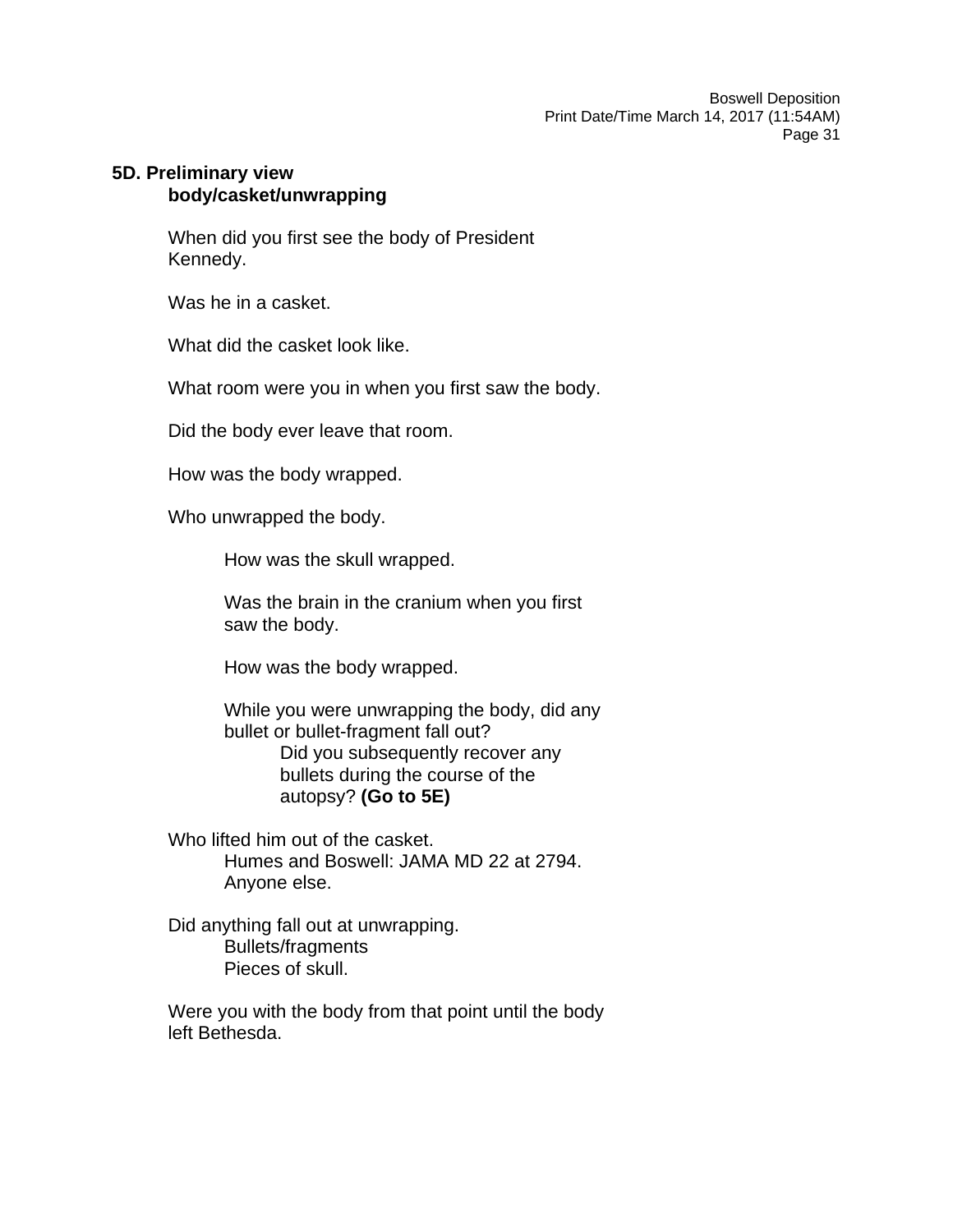**5D. Preliminary view body/casket/unwrapping**

When did you first see the body of President Kennedy.

Was he in a casket.

What did the casket look like.

What room were you in when you first saw the body.

Did the body ever leave that room.

How was the body wrapped.

Who unwrapped the body.

- How was the skull wrapped.

- Was the brain in the cranium when you first saw the body.

- How was the body wrapped.

- While you were unwrapping the body, did any bullet or bullet-fragment fall out?
  - Did you subsequently recover any bullets during the course of the autopsy? **(Go to 5E)**

Who lifted him out of the casket.

- Humes and Boswell: JAMA MD 22 at 2794.
- Anyone else.

Did anything fall out at unwrapping.

- Bullets/fragments
- Pieces of skull.

Were you with the body from that point until the body left Bethesda.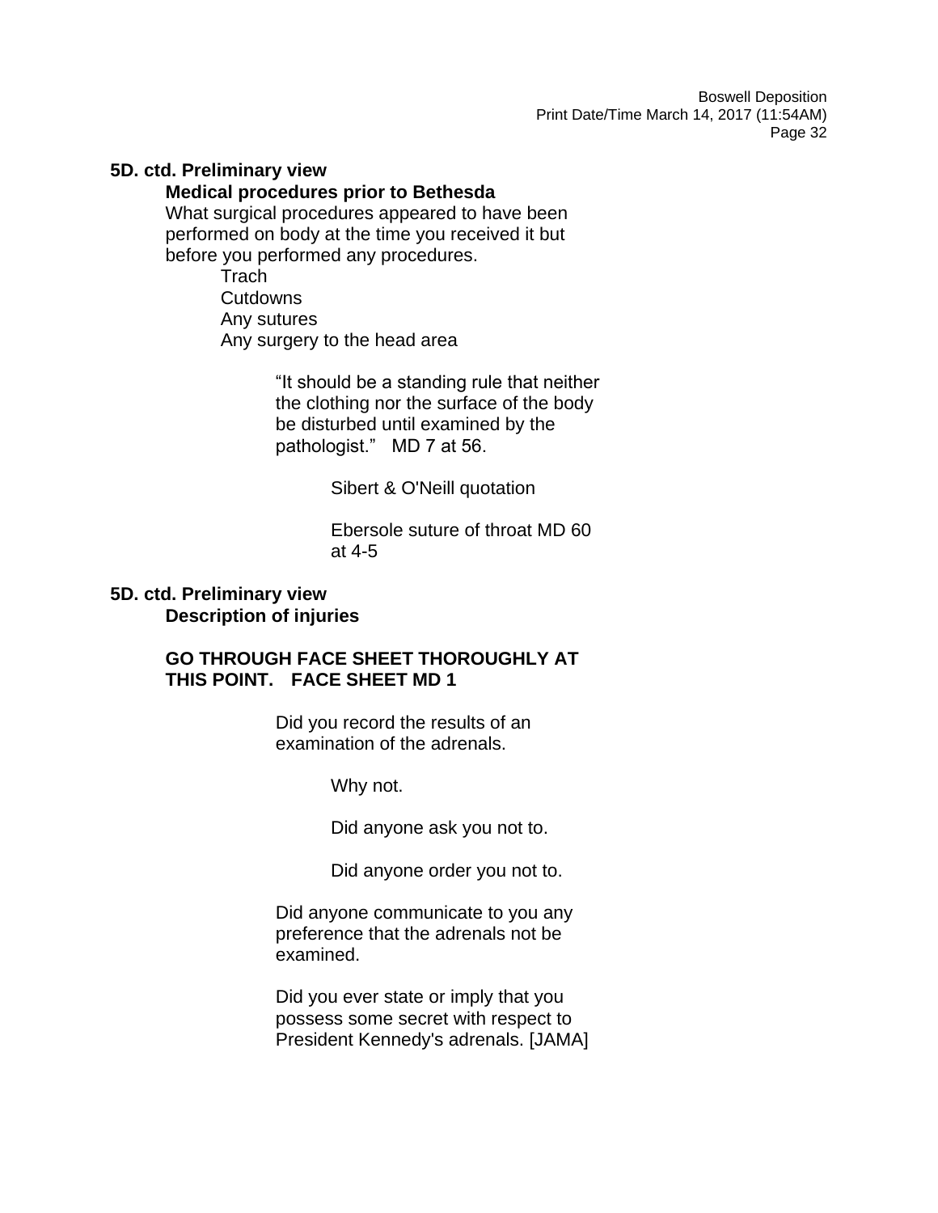**5D. ctd. Preliminary view**

**Medical procedures prior to Bethesda**

What surgical procedures appeared to have been performed on body at the time you received it but before you performed any procedures.

- Trach
- Cutdowns
- Any sutures
- Any surgery to the head area

> "It should be a standing rule that neither the clothing nor the surface of the body be disturbed until examined by the pathologist." MD 7 at 56.
>
> > Sibert & O'Neill quotation
> >
> > Ebersole suture of throat MD 60 at 4-5

**5D. ctd. Preliminary view**

**Description of injuries**

**GO THROUGH FACE SHEET THOROUGHLY AT THIS POINT. FACE SHEET MD 1**

> Did you record the results of an examination of the adrenals.
>
> > Why not.
> >
> > Did anyone ask you not to.
> >
> > Did anyone order you not to.
>
> Did anyone communicate to you any preference that the adrenals not be examined.
>
> Did you ever state or imply that you possess some secret with respect to President Kennedy's adrenals. [JAMA]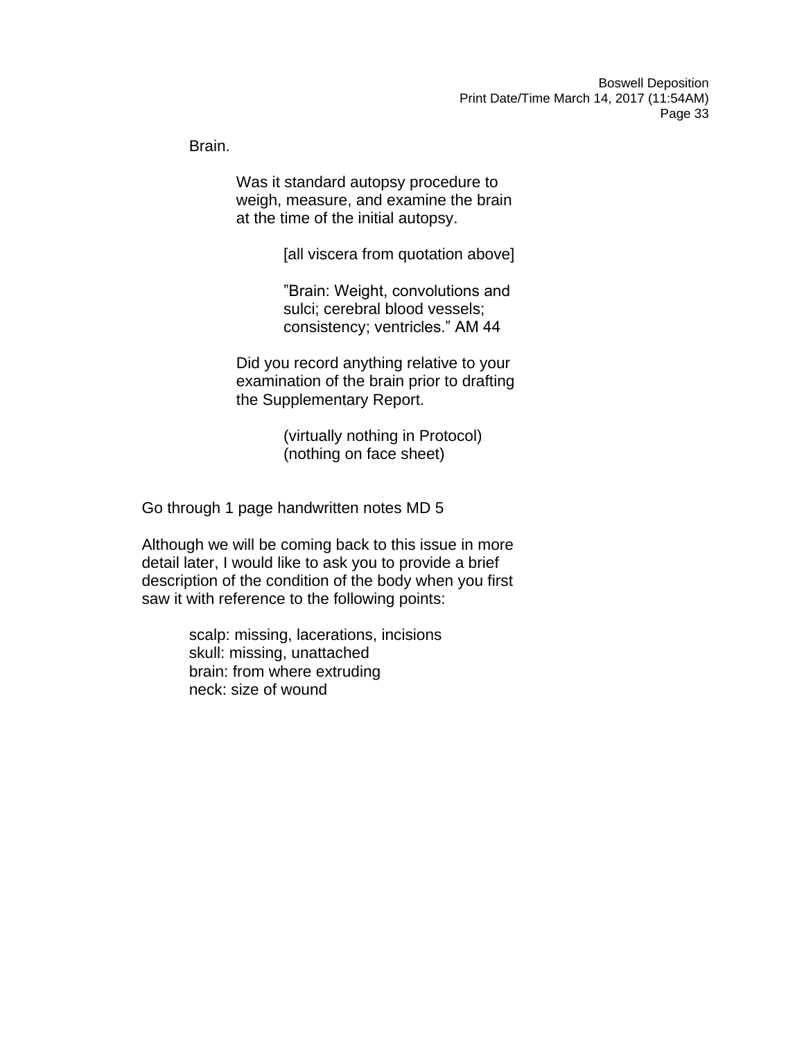Brain.

> Was it standard autopsy procedure to weigh, measure, and examine the brain at the time of the initial autopsy.
>
> > [all viscera from quotation above]
> >
> > ”Brain: Weight, convolutions and sulci; cerebral blood vessels; consistency; ventricles.” AM 44
>
> Did you record anything relative to your examination of the brain prior to drafting the Supplementary Report.
>
> > (virtually nothing in Protocol)
> > (nothing on face sheet)

Go through 1 page handwritten notes MD 5

Although we will be coming back to this issue in more detail later, I would like to ask you to provide a brief description of the condition of the body when you first saw it with reference to the following points:

> scalp: missing, lacerations, incisions
> skull: missing, unattached
> brain: from where extruding
> neck: size of wound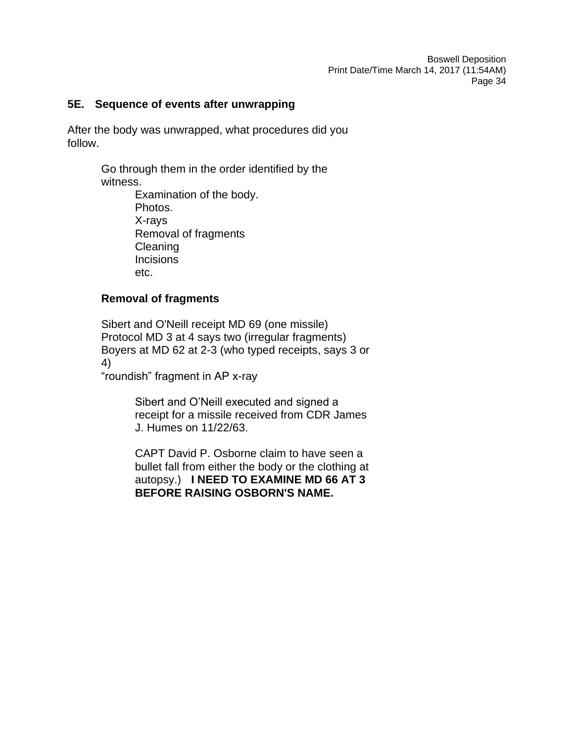### 5E. Sequence of events after unwrapping

After the body was unwrapped, what procedures did you follow.

Go through them in the order identified by the witness.

- Examination of the body.
- Photos.
- X-rays
- Removal of fragments
- Cleaning
- Incisions
- etc.

**Removal of fragments**

Sibert and O'Neill receipt MD 69 (one missile)
Protocol MD 3 at 4 says two (irregular fragments)
Boyers at MD 62 at 2-3 (who typed receipts, says 3 or 4)
"roundish" fragment in AP x-ray

> Sibert and O'Neill executed and signed a receipt for a missile received from CDR James J. Humes on 11/22/63.
>
> CAPT David P. Osborne claim to have seen a bullet fall from either the body or the clothing at autopsy.) **I NEED TO EXAMINE MD 66 AT 3 BEFORE RAISING OSBORN'S NAME.**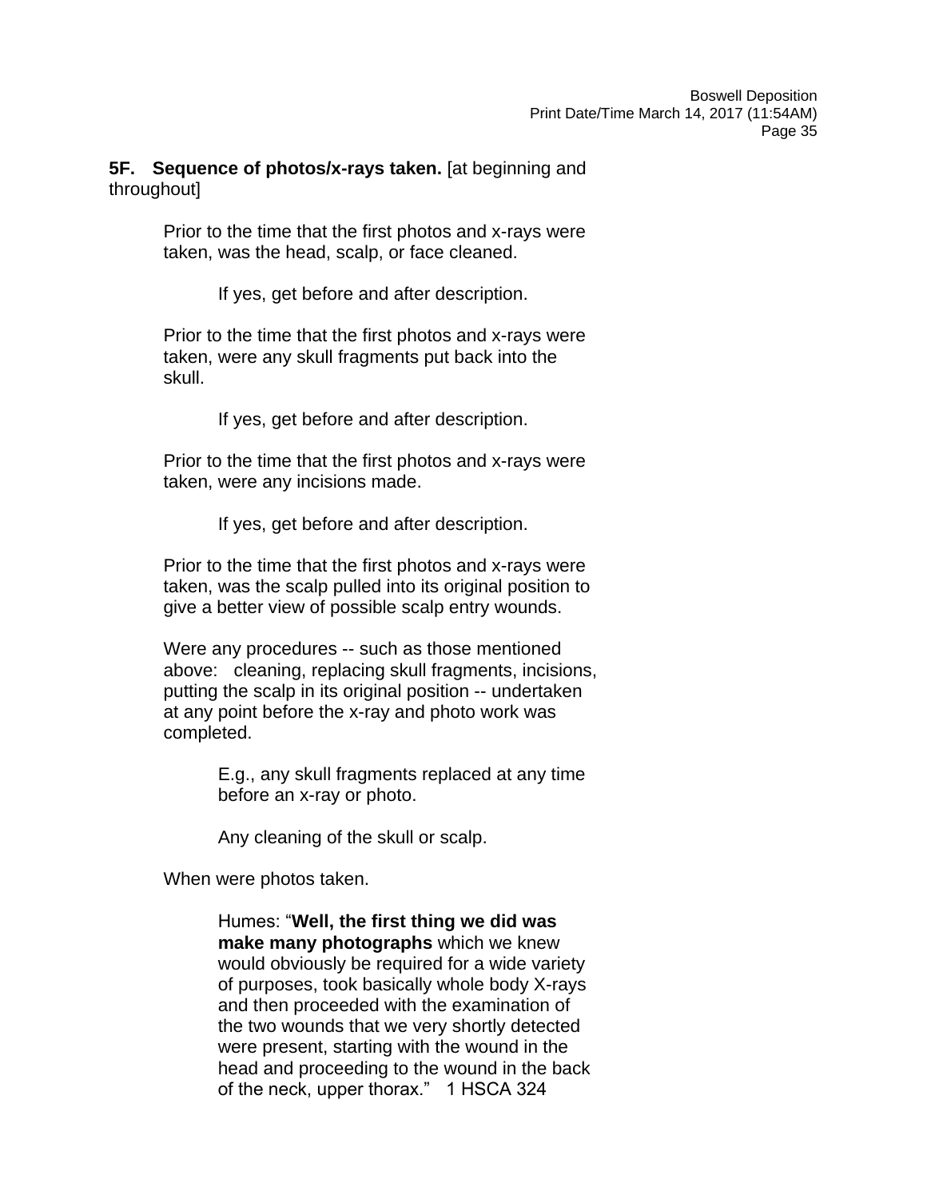**5F. Sequence of photos/x-rays taken.** [at beginning and throughout]

Prior to the time that the first photos and x-rays were taken, was the head, scalp, or face cleaned.

If yes, get before and after description.

Prior to the time that the first photos and x-rays were taken, were any skull fragments put back into the skull.

If yes, get before and after description.

Prior to the time that the first photos and x-rays were taken, were any incisions made.

If yes, get before and after description.

Prior to the time that the first photos and x-rays were taken, was the scalp pulled into its original position to give a better view of possible scalp entry wounds.

Were any procedures -- such as those mentioned above: cleaning, replacing skull fragments, incisions, putting the scalp in its original position -- undertaken at any point before the x-ray and photo work was completed.

E.g., any skull fragments replaced at any time before an x-ray or photo.

Any cleaning of the skull or scalp.

When were photos taken.

Humes: "**Well, the first thing we did was make many photographs** which we knew would obviously be required for a wide variety of purposes, took basically whole body X-rays and then proceeded with the examination of the two wounds that we very shortly detected were present, starting with the wound in the head and proceeding to the wound in the back of the neck, upper thorax." 1 HSCA 324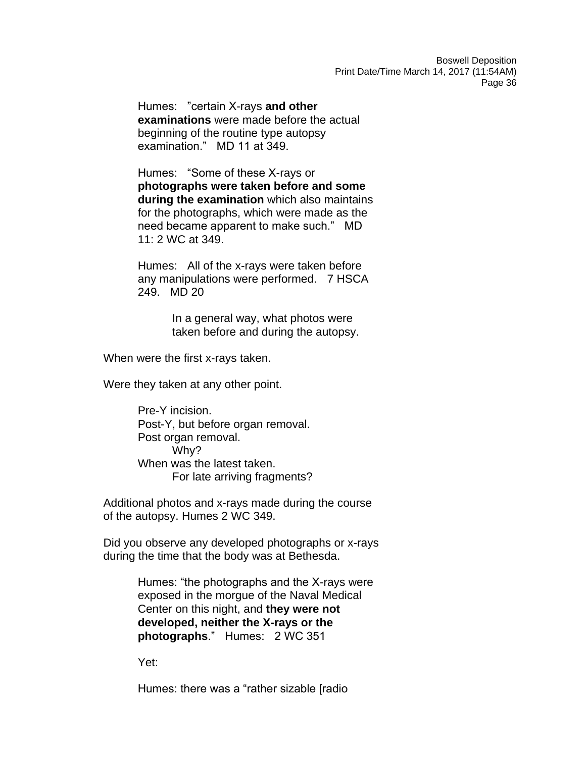Humes: ”certain X-rays **and other examinations** were made before the actual beginning of the routine type autopsy examination.” MD 11 at 349.

Humes: “Some of these X-rays or **photographs were taken before and some during the examination** which also maintains for the photographs, which were made as the need became apparent to make such.” MD 11: 2 WC at 349.

Humes: All of the x-rays were taken before any manipulations were performed. 7 HSCA 249. MD 20

In a general way, what photos were taken before and during the autopsy.

When were the first x-rays taken.

Were they taken at any other point.

Pre-Y incision.
Post-Y, but before organ removal.
Post organ removal.
Why?
When was the latest taken.
For late arriving fragments?

Additional photos and x-rays made during the course of the autopsy. Humes 2 WC 349.

Did you observe any developed photographs or x-rays during the time that the body was at Bethesda.

Humes: “the photographs and the X-rays were exposed in the morgue of the Naval Medical Center on this night, and **they were not developed, neither the X-rays or the photographs**.” Humes: 2 WC 351

Yet:

Humes: there was a “rather sizable [radio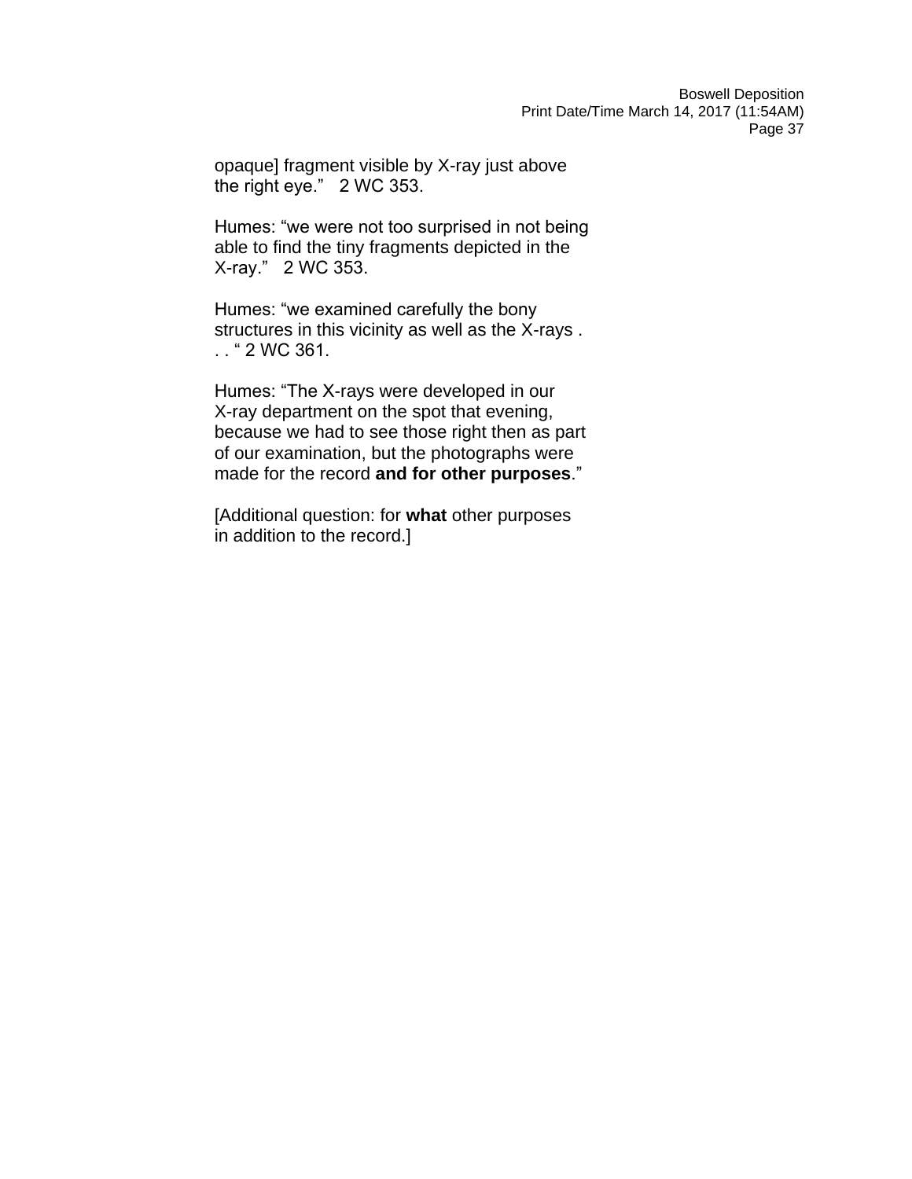opaque] fragment visible by X-ray just above the right eye."   2 WC 353.

Humes: "we were not too surprised in not being able to find the tiny fragments depicted in the X-ray."   2 WC 353.

Humes: "we examined carefully the bony structures in this vicinity as well as the X-rays . . . " 2 WC 361.

Humes: "The X-rays were developed in our X-ray department on the spot that evening, because we had to see those right then as part of our examination, but the photographs were made for the record **and for other purposes**."

[Additional question: for **what** other purposes in addition to the record.]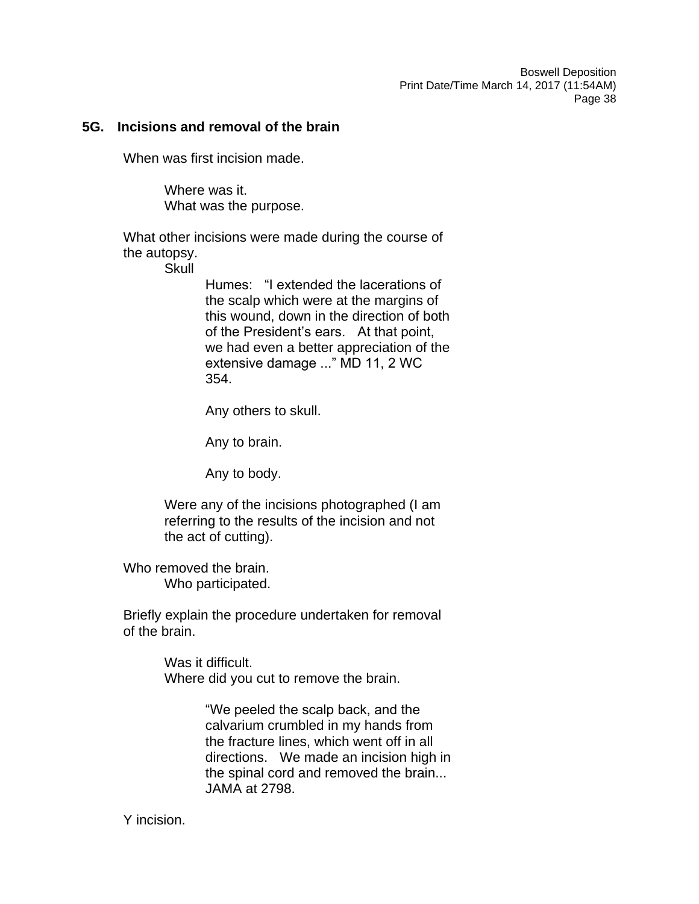### 5G. Incisions and removal of the brain

When was first incision made.

> Where was it.
> What was the purpose.

What other incisions were made during the course of the autopsy.

> Skull
>
> > Humes: "I extended the lacerations of the scalp which were at the margins of this wound, down in the direction of both of the President's ears. At that point, we had even a better appreciation of the extensive damage ..." MD 11, 2 WC 354.
> >
> > Any others to skull.
> >
> > Any to brain.
> >
> > Any to body.
>
> Were any of the incisions photographed (I am referring to the results of the incision and not the act of cutting).

Who removed the brain.

> Who participated.

Briefly explain the procedure undertaken for removal of the brain.

> Was it difficult.
> Where did you cut to remove the brain.
>
> > "We peeled the scalp back, and the calvarium crumbled in my hands from the fracture lines, which went off in all directions. We made an incision high in the spinal cord and removed the brain... JAMA at 2798.

Y incision.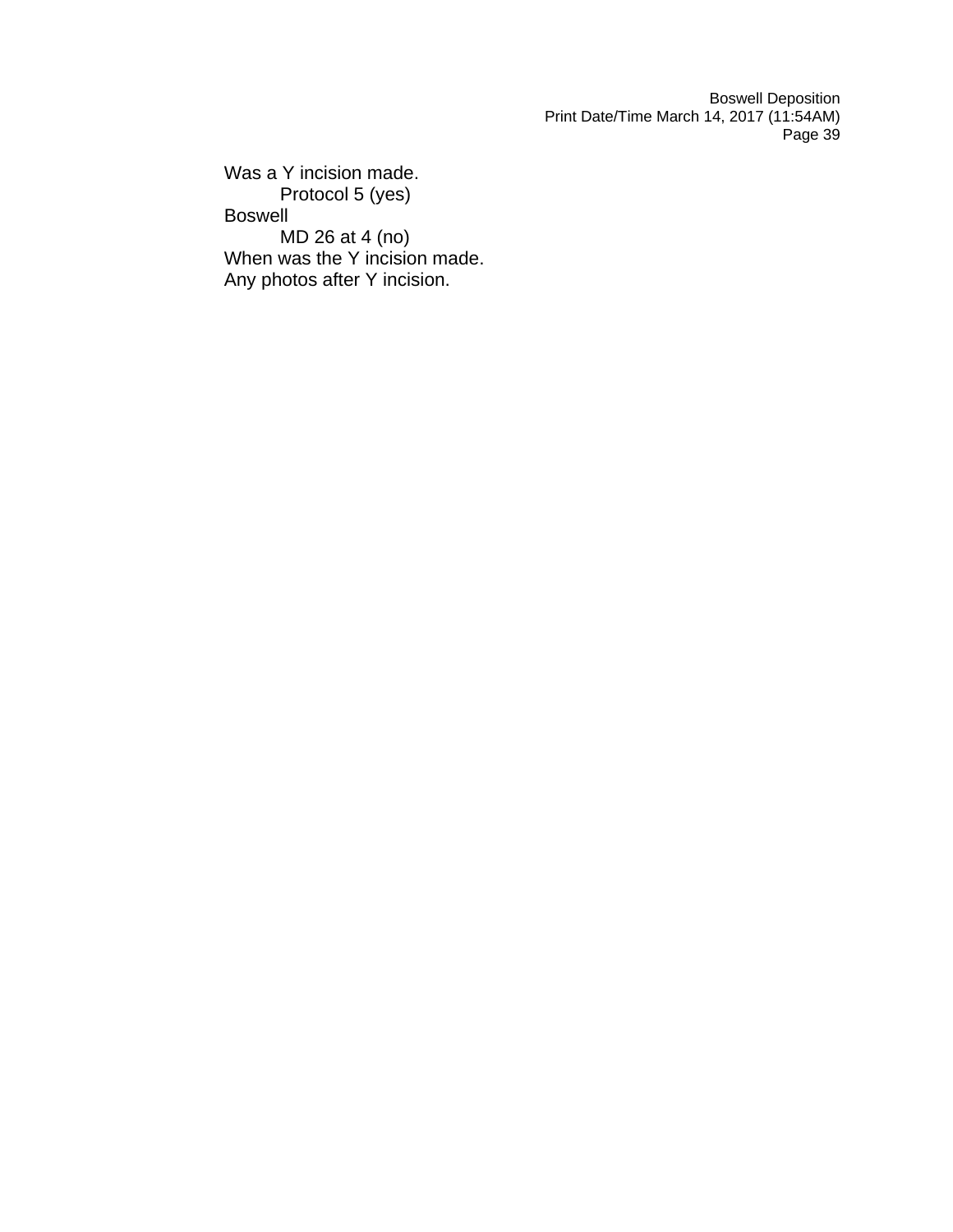Was a Y incision made.

  Protocol 5 (yes)

Boswell

  MD 26 at 4 (no)

When was the Y incision made.

Any photos after Y incision.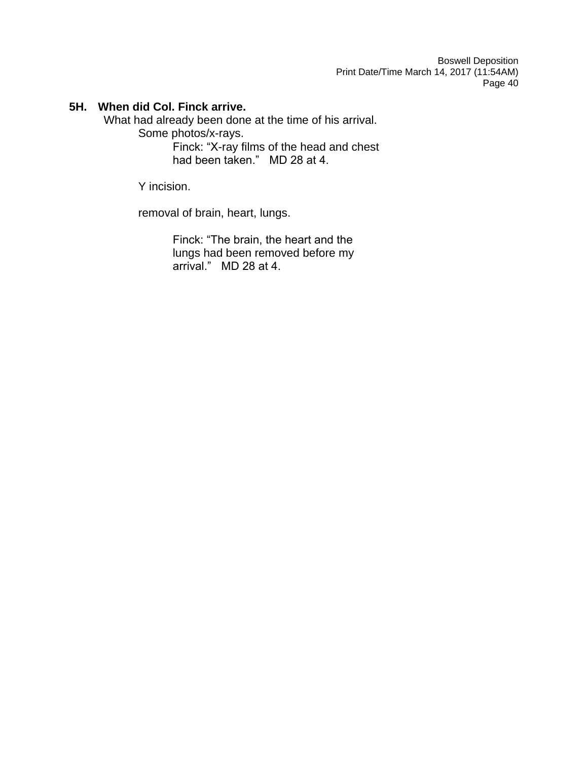**5H. When did Col. Finck arrive.**

What had already been done at the time of his arrival.

- Some photos/x-rays.
  - Finck: “X-ray films of the head and chest had been taken.” MD 28 at 4.

- Y incision.

- removal of brain, heart, lungs.

  - Finck: “The brain, the heart and the lungs had been removed before my arrival.” MD 28 at 4.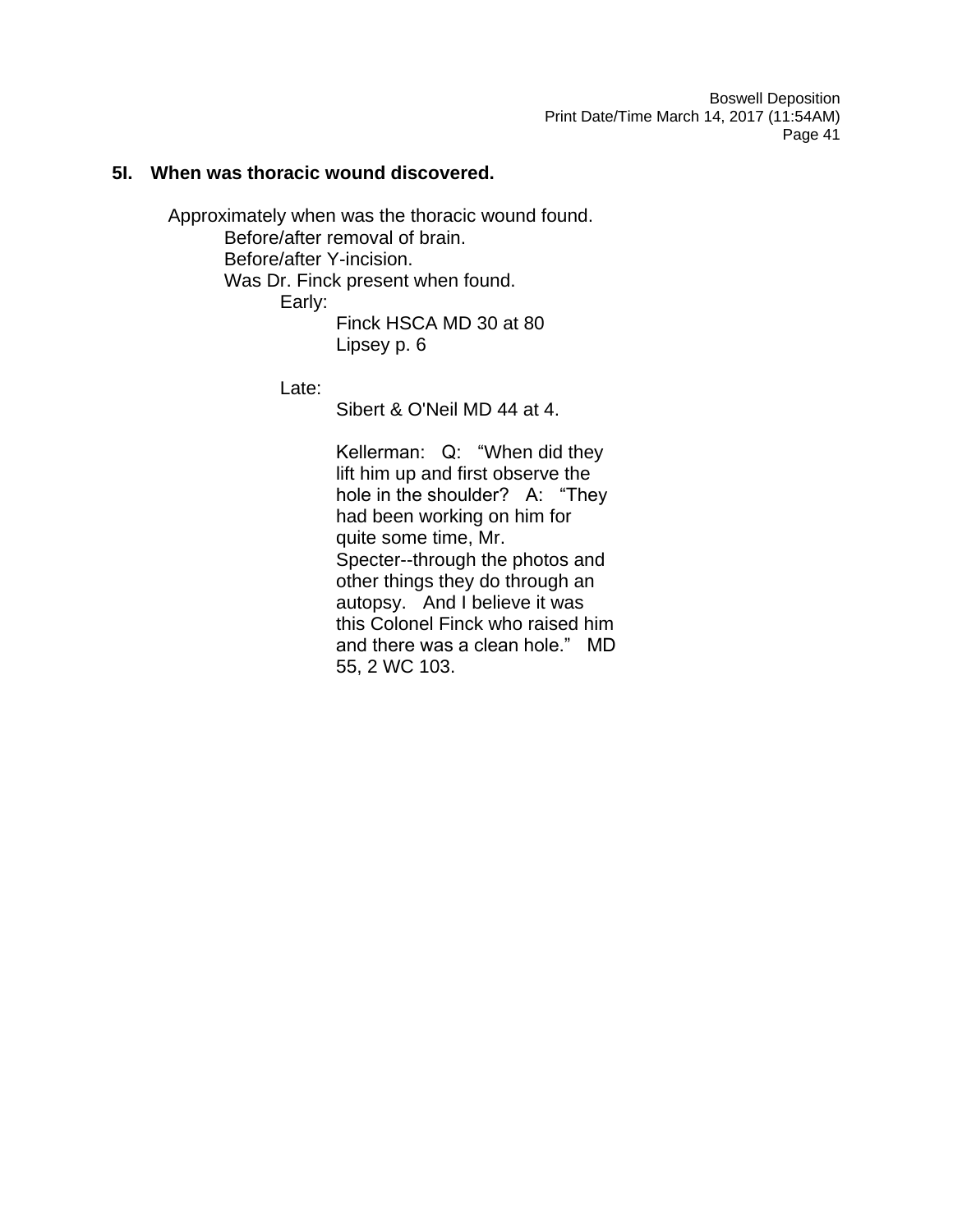## 5I. When was thoracic wound discovered.

Approximately when was the thoracic wound found.

- Before/after removal of brain.
- Before/after Y-incision.
- Was Dr. Finck present when found.
  - Early:
    - Finck HSCA MD 30 at 80
    - Lipsey p. 6
  - Late:
    - Sibert & O'Neil MD 44 at 4.
    - Kellerman: Q: "When did they lift him up and first observe the hole in the shoulder? A: "They had been working on him for quite some time, Mr. Specter--through the photos and other things they do through an autopsy. And I believe it was this Colonel Finck who raised him and there was a clean hole." MD 55, 2 WC 103.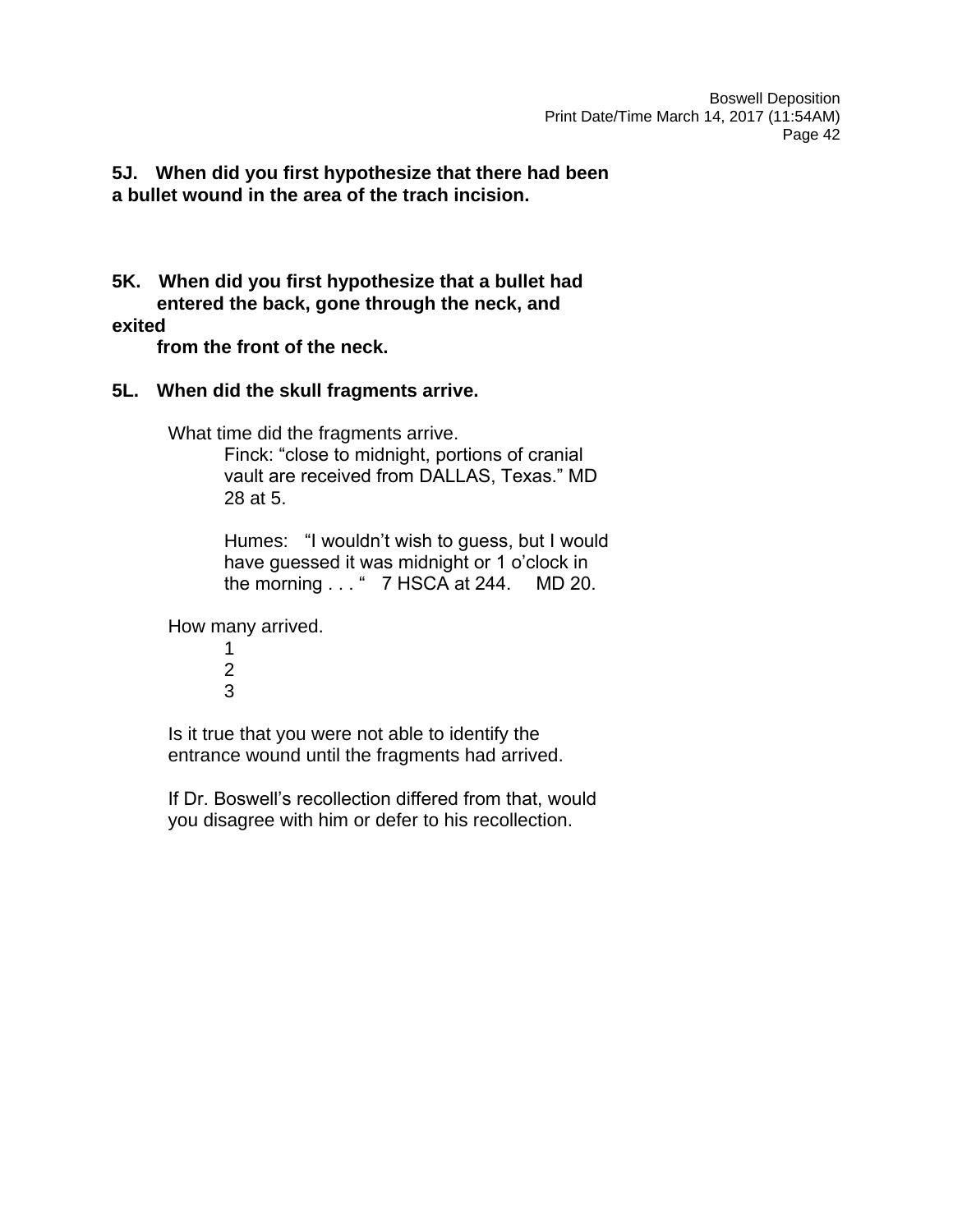**5J. When did you first hypothesize that there had been a bullet wound in the area of the trach incision.**

**5K. When did you first hypothesize that a bullet had entered the back, gone through the neck, and exited from the front of the neck.**

**5L. When did the skull fragments arrive.**

What time did the fragments arrive.

> Finck: "close to midnight, portions of cranial vault are received from DALLAS, Texas." MD 28 at 5.
>
> Humes: "I wouldn't wish to guess, but I would have guessed it was midnight or 1 o'clock in the morning . . . " 7 HSCA at 244. MD 20.

How many arrived.

> 1
> 2
> 3

Is it true that you were not able to identify the entrance wound until the fragments had arrived.

If Dr. Boswell's recollection differed from that, would you disagree with him or defer to his recollection.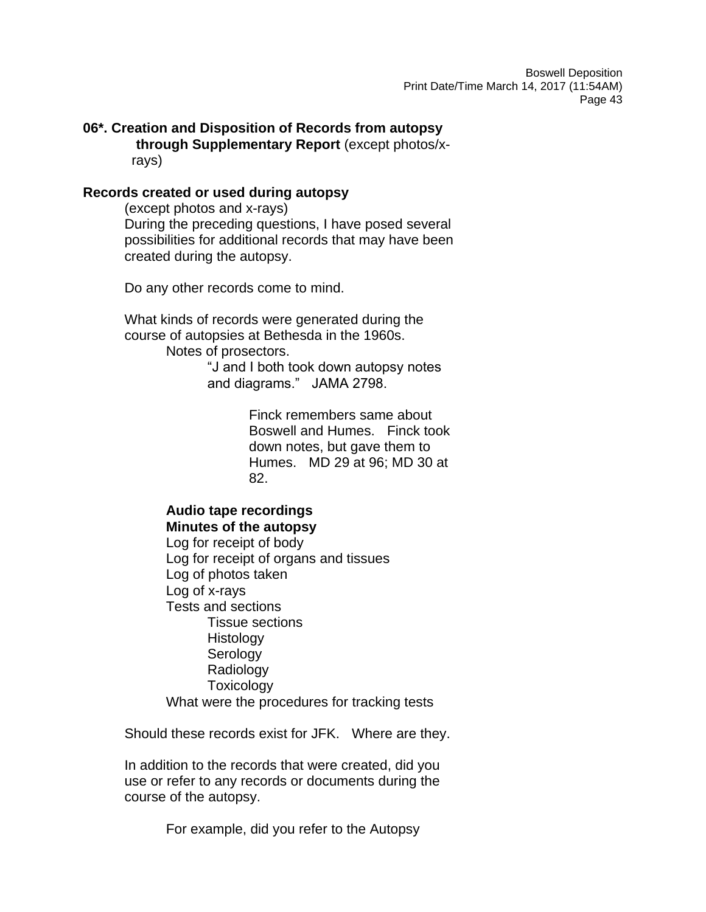**06*. Creation and Disposition of Records from autopsy through Supplementary Report** (except photos/x-rays)

**Records created or used during autopsy**

(except photos and x-rays)

During the preceding questions, I have posed several possibilities for additional records that may have been created during the autopsy.

Do any other records come to mind.

What kinds of records were generated during the course of autopsies at Bethesda in the 1960s.

- Notes of prosectors.
  - "J and I both took down autopsy notes and diagrams." JAMA 2798.
    - Finck remembers same about Boswell and Humes. Finck took down notes, but gave them to Humes. MD 29 at 96; MD 30 at 82.
- **Audio tape recordings**
- **Minutes of the autopsy**
- Log for receipt of body
- Log for receipt of organs and tissues
- Log of photos taken
- Log of x-rays
- Tests and sections
  - Tissue sections
  - Histology
  - Serology
  - Radiology
  - Toxicology
- What were the procedures for tracking tests

Should these records exist for JFK. Where are they.

In addition to the records that were created, did you use or refer to any records or documents during the course of the autopsy.

For example, did you refer to the Autopsy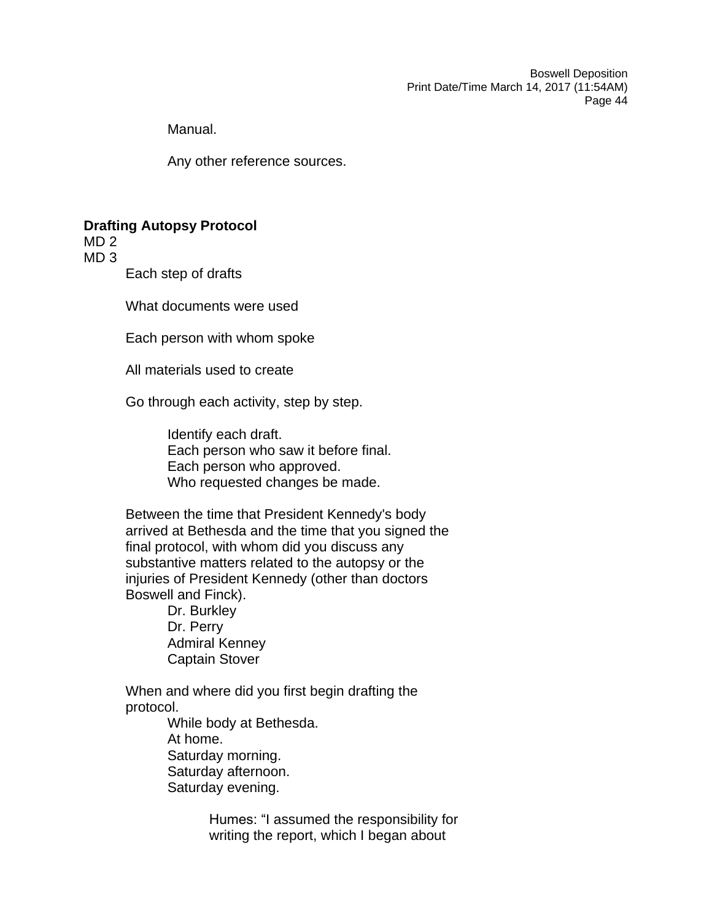Manual.

Any other reference sources.

**Drafting Autopsy Protocol**

MD 2
MD 3

Each step of drafts

What documents were used

Each person with whom spoke

All materials used to create

Go through each activity, step by step.

- Identify each draft.
- Each person who saw it before final.
- Each person who approved.
- Who requested changes be made.

Between the time that President Kennedy's body arrived at Bethesda and the time that you signed the final protocol, with whom did you discuss any substantive matters related to the autopsy or the injuries of President Kennedy (other than doctors Boswell and Finck).

- Dr. Burkley
- Dr. Perry
- Admiral Kenney
- Captain Stover

When and where did you first begin drafting the protocol.

- While body at Bethesda.
- At home.
- Saturday morning.
- Saturday afternoon.
- Saturday evening.

> Humes: "I assumed the responsibility for writing the report, which I began about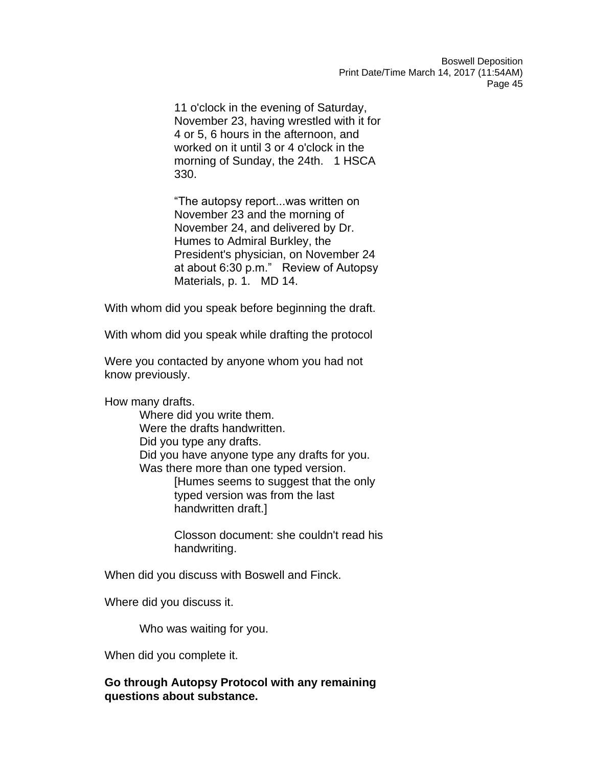11 o'clock in the evening of Saturday, November 23, having wrestled with it for 4 or 5, 6 hours in the afternoon, and worked on it until 3 or 4 o'clock in the morning of Sunday, the 24th.   1 HSCA 330.

"The autopsy report...was written on November 23 and the morning of November 24, and delivered by Dr. Humes to Admiral Burkley, the President's physician, on November 24 at about 6:30 p.m."   Review of Autopsy Materials, p. 1.   MD 14.

With whom did you speak before beginning the draft.

With whom did you speak while drafting the protocol

Were you contacted by anyone whom you had not know previously.

How many drafts.

- Where did you write them.
- Were the drafts handwritten.
- Did you type any drafts.
- Did you have anyone type any drafts for you.
- Was there more than one typed version.
  - [Humes seems to suggest that the only typed version was from the last handwritten draft.]

    Closson document: she couldn't read his handwriting.

When did you discuss with Boswell and Finck.

Where did you discuss it.

- Who was waiting for you.

When did you complete it.

**Go through Autopsy Protocol with any remaining questions about substance.**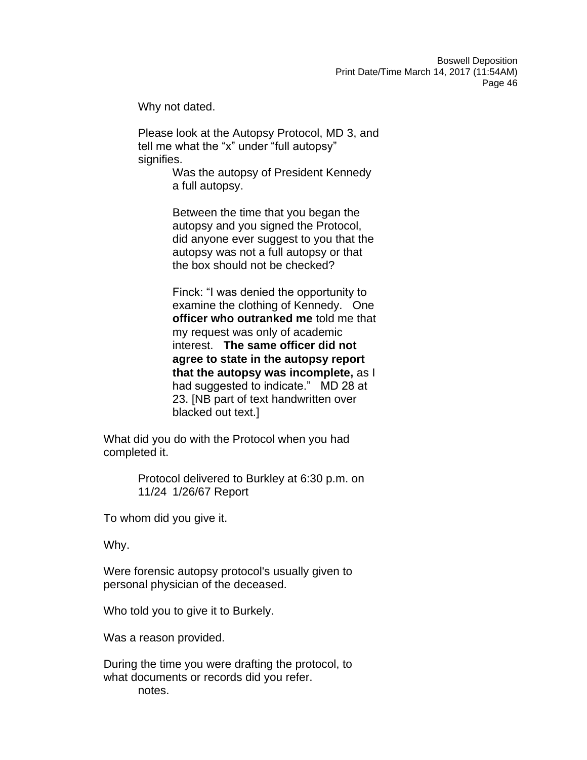Why not dated.

Please look at the Autopsy Protocol, MD 3, and tell me what the “x” under “full autopsy” signifies.

Was the autopsy of President Kennedy a full autopsy.

Between the time that you began the autopsy and you signed the Protocol, did anyone ever suggest to you that the autopsy was not a full autopsy or that the box should not be checked?

Finck: “I was denied the opportunity to examine the clothing of Kennedy. One **officer who outranked me** told me that my request was only of academic interest. **The same officer did not agree to state in the autopsy report that the autopsy was incomplete,** as I had suggested to indicate.” MD 28 at 23. [NB part of text handwritten over blacked out text.]

What did you do with the Protocol when you had completed it.

Protocol delivered to Burkley at 6:30 p.m. on 11/24 1/26/67 Report

To whom did you give it.

Why.

Were forensic autopsy protocol's usually given to personal physician of the deceased.

Who told you to give it to Burkely.

Was a reason provided.

During the time you were drafting the protocol, to what documents or records did you refer.

notes.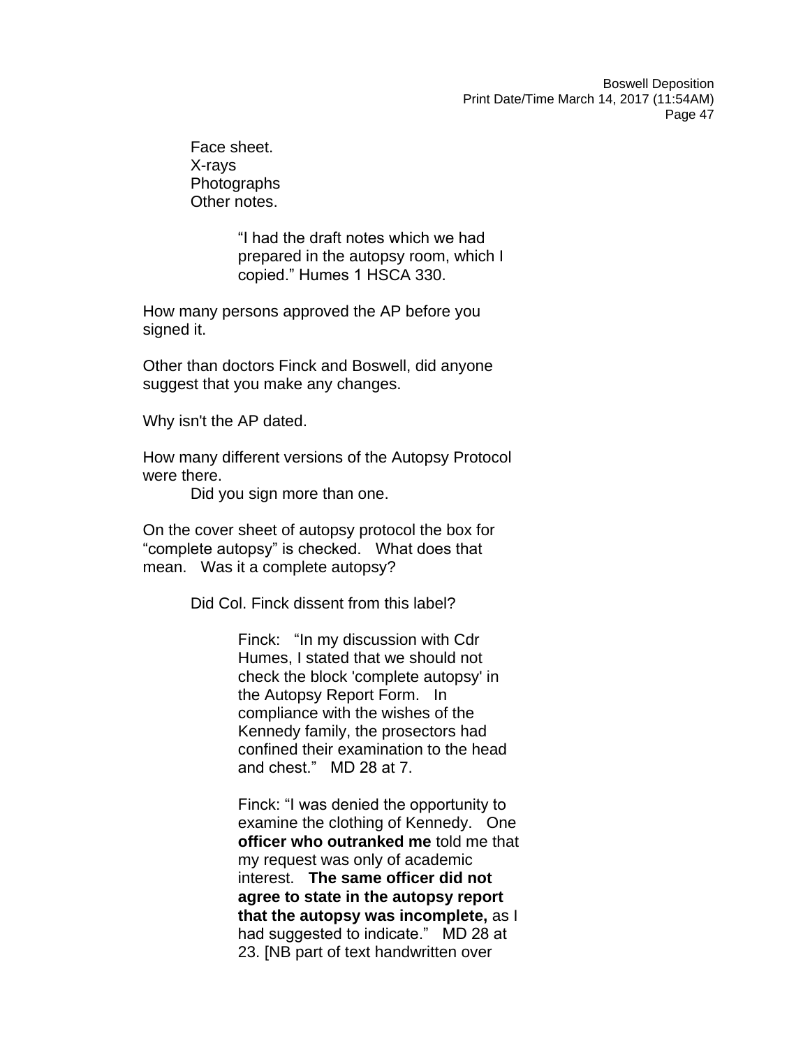Face sheet.
X-rays
Photographs
Other notes.

> "I had the draft notes which we had prepared in the autopsy room, which I copied." Humes 1 HSCA 330.

How many persons approved the AP before you signed it.

Other than doctors Finck and Boswell, did anyone suggest that you make any changes.

Why isn't the AP dated.

How many different versions of the Autopsy Protocol were there.

Did you sign more than one.

On the cover sheet of autopsy protocol the box for "complete autopsy" is checked. What does that mean. Was it a complete autopsy?

Did Col. Finck dissent from this label?

> Finck: "In my discussion with Cdr Humes, I stated that we should not check the block 'complete autopsy' in the Autopsy Report Form. In compliance with the wishes of the Kennedy family, the prosectors had confined their examination to the head and chest." MD 28 at 7.
>
> Finck: "I was denied the opportunity to examine the clothing of Kennedy. One **officer who outranked me** told me that my request was only of academic interest. **The same officer did not agree to state in the autopsy report that the autopsy was incomplete,** as I had suggested to indicate." MD 28 at 23. [NB part of text handwritten over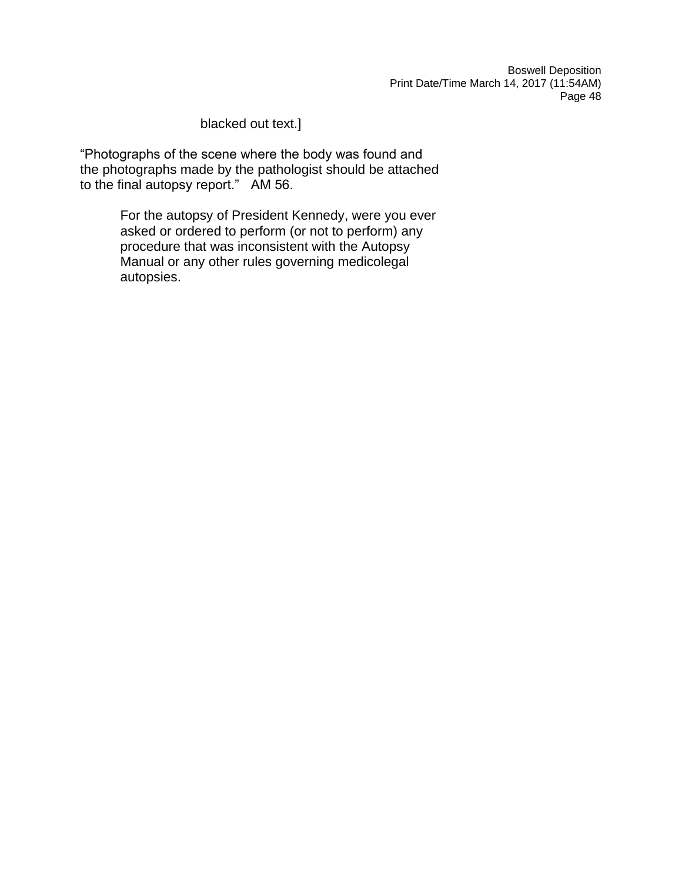blacked out text.]

"Photographs of the scene where the body was found and the photographs made by the pathologist should be attached to the final autopsy report." AM 56.

> For the autopsy of President Kennedy, were you ever asked or ordered to perform (or not to perform) any procedure that was inconsistent with the Autopsy Manual or any other rules governing medicolegal autopsies.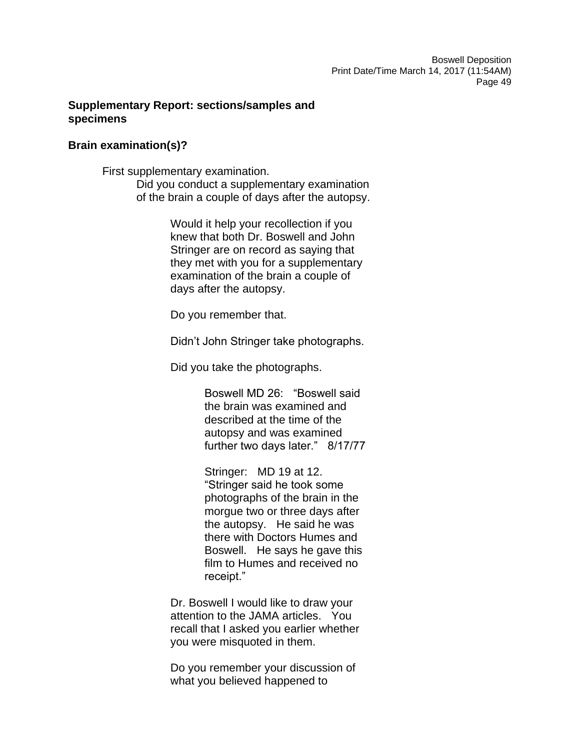**Supplementary Report: sections/samples and specimens**

**Brain examination(s)?**

First supplementary examination.

Did you conduct a supplementary examination of the brain a couple of days after the autopsy.

Would it help your recollection if you knew that both Dr. Boswell and John Stringer are on record as saying that they met with you for a supplementary examination of the brain a couple of days after the autopsy.

Do you remember that.

Didn't John Stringer take photographs.

Did you take the photographs.

> Boswell MD 26: "Boswell said the brain was examined and described at the time of the autopsy and was examined further two days later." 8/17/77
>
> Stringer: MD 19 at 12. "Stringer said he took some photographs of the brain in the morgue two or three days after the autopsy. He said he was there with Doctors Humes and Boswell. He says he gave this film to Humes and received no receipt."

Dr. Boswell I would like to draw your attention to the JAMA articles. You recall that I asked you earlier whether you were misquoted in them.

Do you remember your discussion of what you believed happened to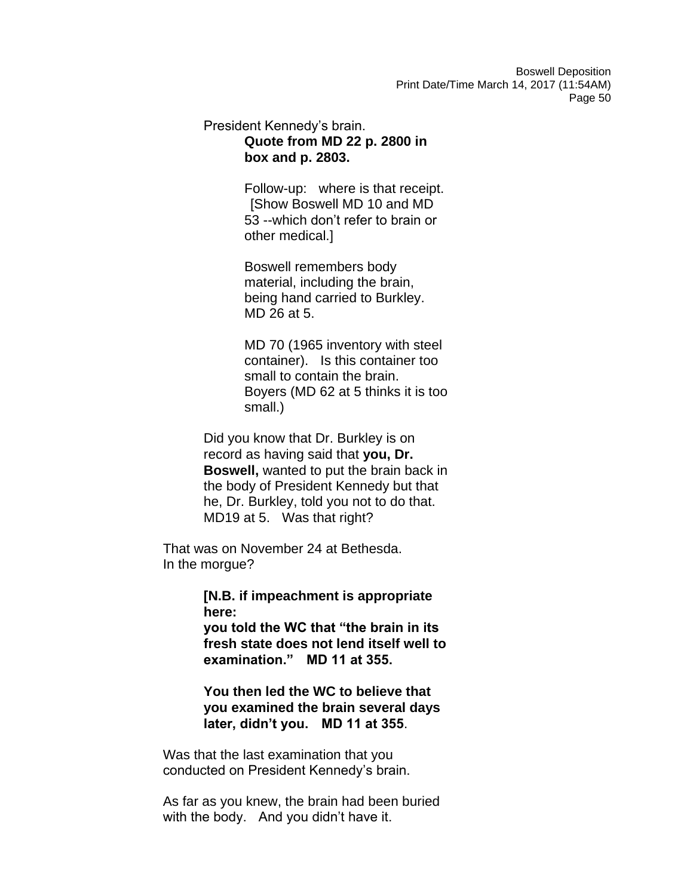President Kennedy's brain.

**Quote from MD 22 p. 2800 in box and p. 2803.**

Follow-up: where is that receipt. [Show Boswell MD 10 and MD 53 --which don't refer to brain or other medical.]

Boswell remembers body material, including the brain, being hand carried to Burkley. MD 26 at 5.

MD 70 (1965 inventory with steel container). Is this container too small to contain the brain. Boyers (MD 62 at 5 thinks it is too small.)

Did you know that Dr. Burkley is on record as having said that **you, Dr. Boswell,** wanted to put the brain back in the body of President Kennedy but that he, Dr. Burkley, told you not to do that. MD19 at 5. Was that right?

That was on November 24 at Bethesda. In the morgue?

**[N.B. if impeachment is appropriate here:**
**you told the WC that "the brain in its fresh state does not lend itself well to examination." MD 11 at 355.**

**You then led the WC to believe that you examined the brain several days later, didn't you. MD 11 at 355**.

Was that the last examination that you conducted on President Kennedy's brain.

As far as you knew, the brain had been buried with the body. And you didn't have it.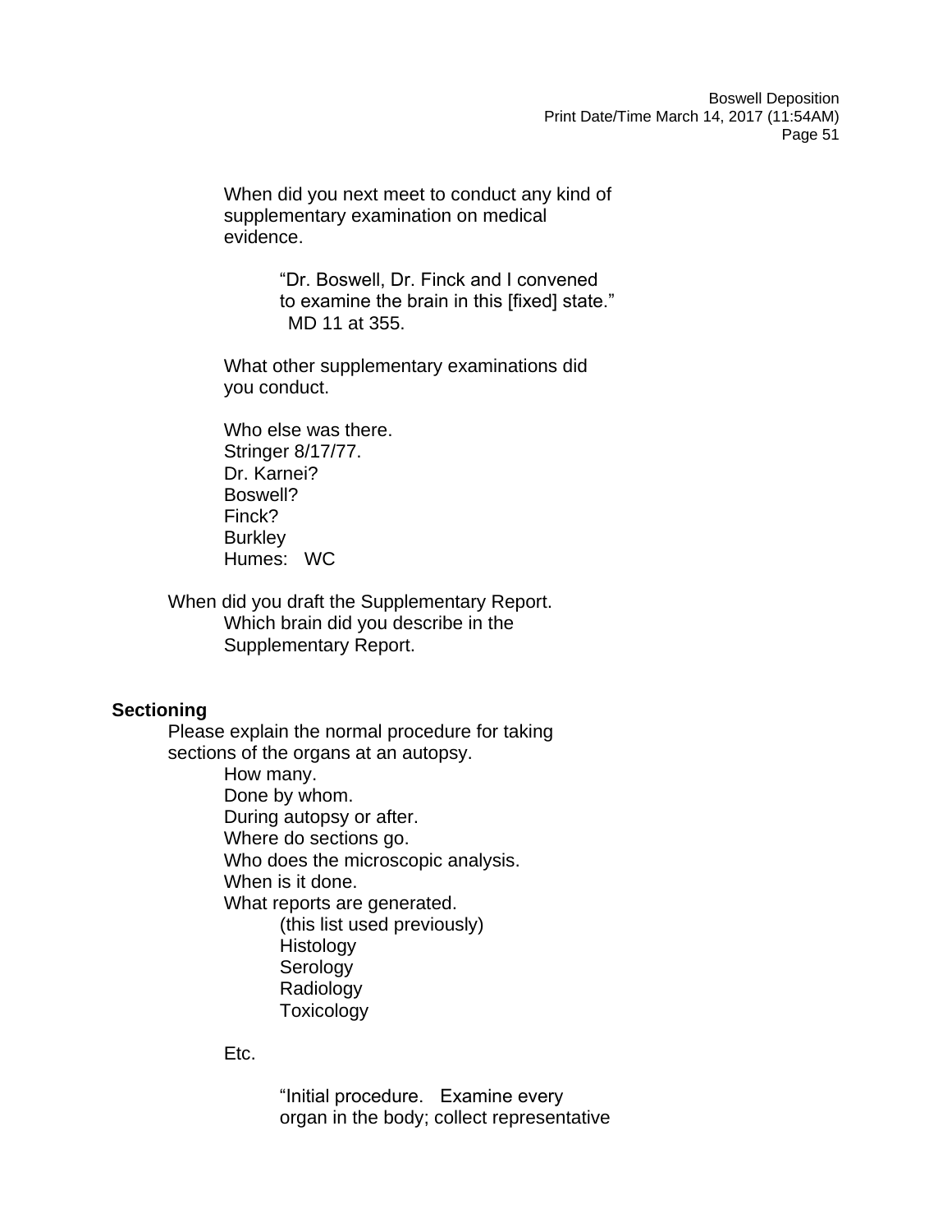When did you next meet to conduct any kind of supplementary examination on medical evidence.

> "Dr. Boswell, Dr. Finck and I convened to examine the brain in this [fixed] state." MD 11 at 355.

What other supplementary examinations did you conduct.

Who else was there.
Stringer 8/17/77.
Dr. Karnei?
Boswell?
Finck?
Burkley
Humes: WC

When did you draft the Supplementary Report.
- Which brain did you describe in the Supplementary Report.

**Sectioning**

Please explain the normal procedure for taking sections of the organs at an autopsy.
- How many.
- Done by whom.
- During autopsy or after.
- Where do sections go.
- Who does the microscopic analysis.
- When is it done.
- What reports are generated.
  - (this list used previously)
  - Histology
  - Serology
  - Radiology
  - Toxicology

Etc.

> "Initial procedure. Examine every organ in the body; collect representative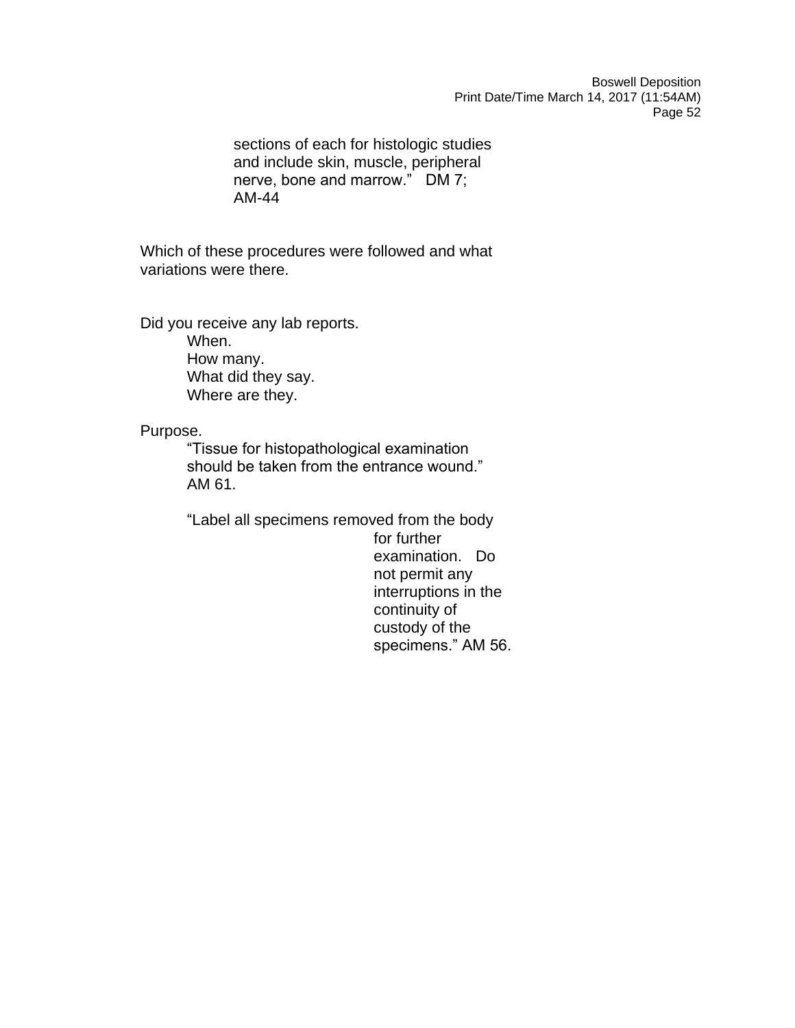> sections of each for histologic studies and include skin, muscle, peripheral nerve, bone and marrow." DM 7; AM-44

Which of these procedures were followed and what variations were there.

Did you receive any lab reports.

- When.
- How many.
- What did they say.
- Where are they.

Purpose.

> "Tissue for histopathological examination should be taken from the entrance wound." AM 61.
>
> "Label all specimens removed from the body for further examination. Do not permit any interruptions in the continuity of custody of the specimens." AM 56.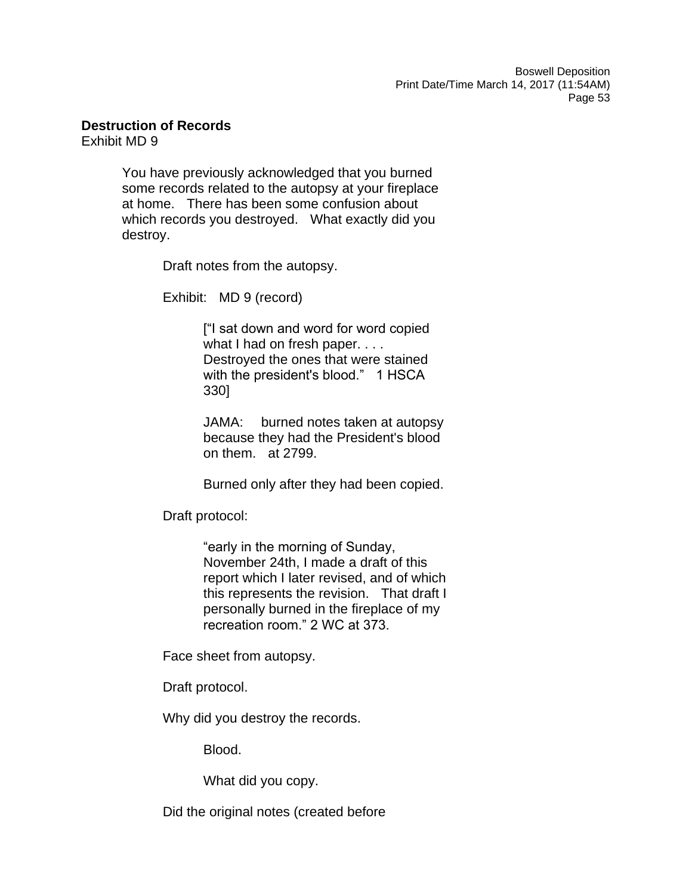**Destruction of Records**
Exhibit MD 9

> You have previously acknowledged that you burned some records related to the autopsy at your fireplace at home. There has been some confusion about which records you destroyed. What exactly did you destroy.
>
> > Draft notes from the autopsy.
> >
> > Exhibit: MD 9 (record)
> >
> > > ["I sat down and word for word copied what I had on fresh paper. . . . Destroyed the ones that were stained with the president's blood." 1 HSCA 330]
> > >
> > > JAMA: burned notes taken at autopsy because they had the President's blood on them. at 2799.
> > >
> > > Burned only after they had been copied.
> >
> > Draft protocol:
> >
> > > "early in the morning of Sunday, November 24th, I made a draft of this report which I later revised, and of which this represents the revision. That draft I personally burned in the fireplace of my recreation room." 2 WC at 373.
> >
> > Face sheet from autopsy.
> >
> > Draft protocol.
> >
> > Why did you destroy the records.
> >
> > > Blood.
> > >
> > > What did you copy.
> >
> > Did the original notes (created before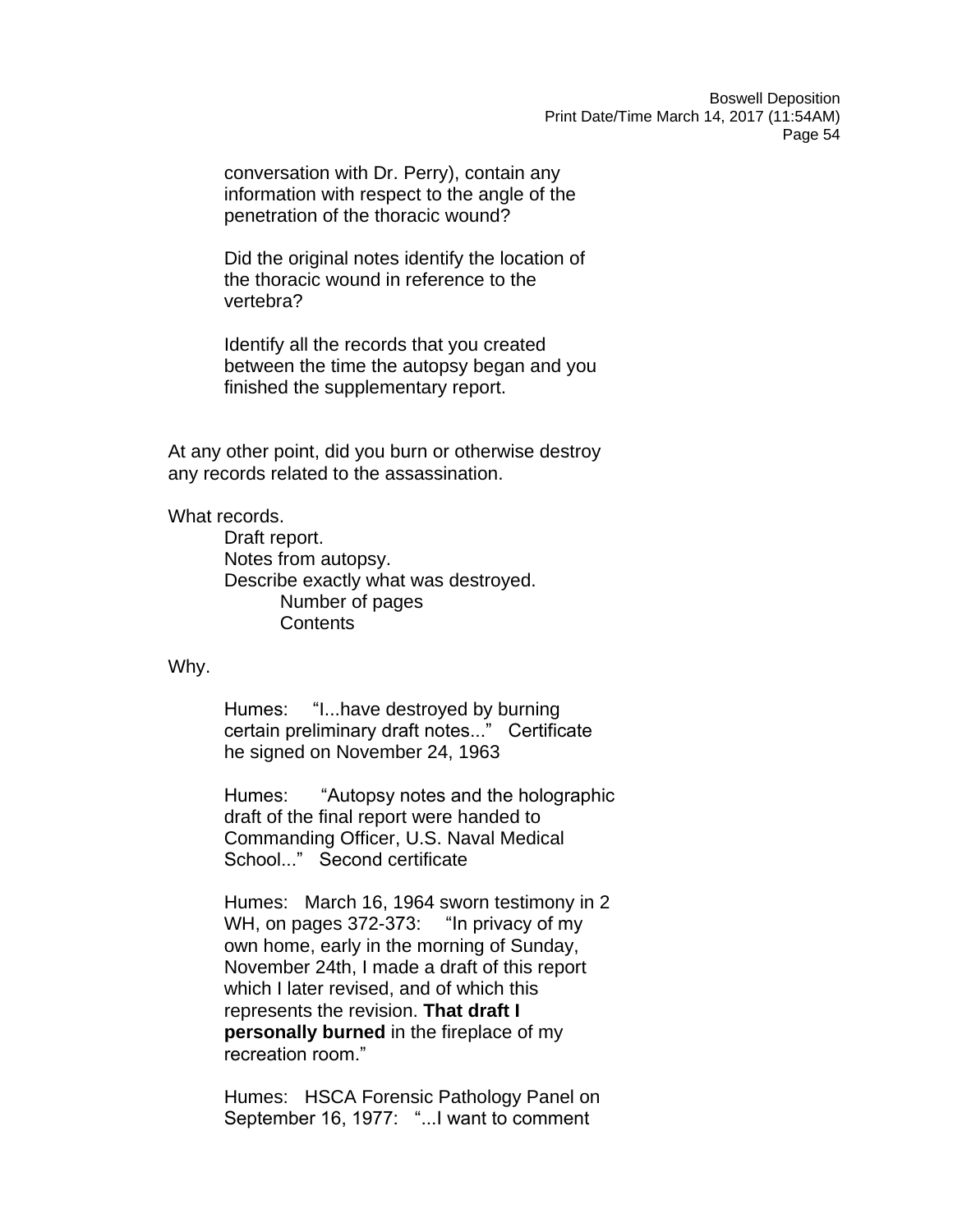conversation with Dr. Perry), contain any information with respect to the angle of the penetration of the thoracic wound?

Did the original notes identify the location of the thoracic wound in reference to the vertebra?

Identify all the records that you created between the time the autopsy began and you finished the supplementary report.

At any other point, did you burn or otherwise destroy any records related to the assassination.

What records.

- Draft report.
- Notes from autopsy.
- Describe exactly what was destroyed.
  - Number of pages
  - Contents

Why.

> Humes: "I...have destroyed by burning certain preliminary draft notes..." Certificate he signed on November 24, 1963
>
> Humes: "Autopsy notes and the holographic draft of the final report were handed to Commanding Officer, U.S. Naval Medical School..." Second certificate
>
> Humes: March 16, 1964 sworn testimony in 2 WH, on pages 372-373: "In privacy of my own home, early in the morning of Sunday, November 24th, I made a draft of this report which I later revised, and of which this represents the revision. **That draft I personally burned** in the fireplace of my recreation room."
>
> Humes: HSCA Forensic Pathology Panel on September 16, 1977: "...I want to comment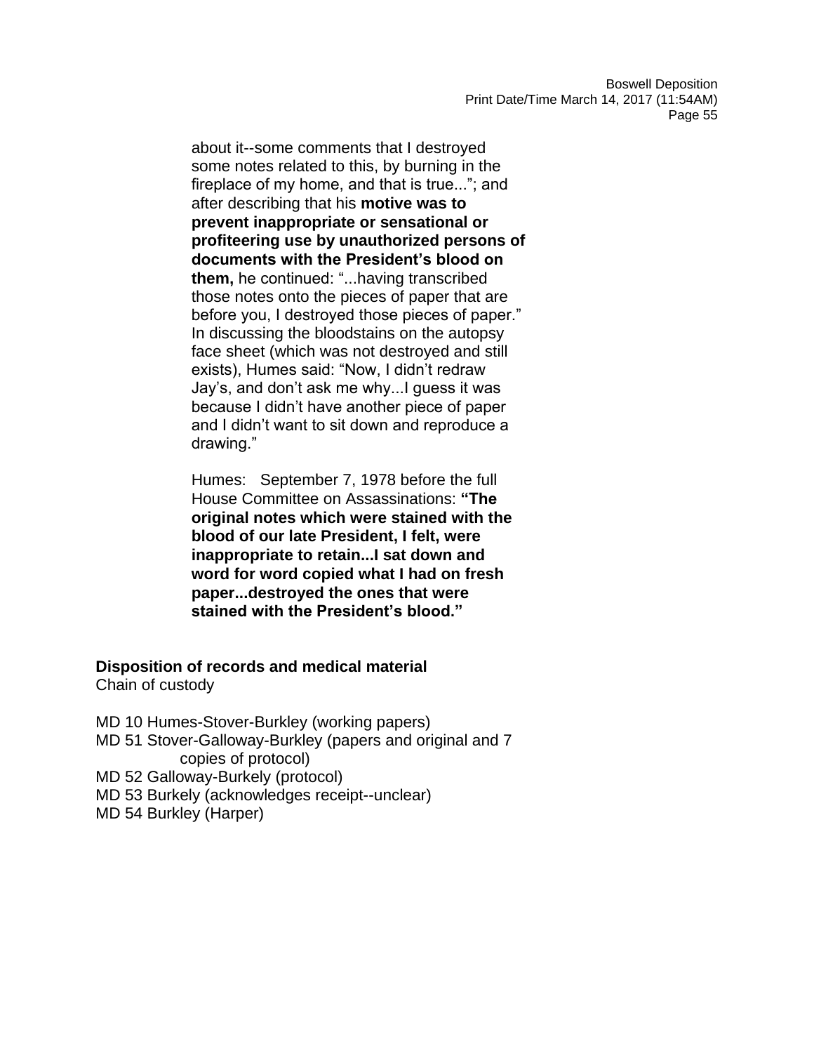about it--some comments that I destroyed some notes related to this, by burning in the fireplace of my home, and that is true..."; and after describing that his **motive was to prevent inappropriate or sensational or profiteering use by unauthorized persons of documents with the President's blood on them,** he continued: "...having transcribed those notes onto the pieces of paper that are before you, I destroyed those pieces of paper." In discussing the bloodstains on the autopsy face sheet (which was not destroyed and still exists), Humes said: "Now, I didn't redraw Jay's, and don't ask me why...I guess it was because I didn't have another piece of paper and I didn't want to sit down and reproduce a drawing."

Humes: September 7, 1978 before the full House Committee on Assassinations: **"The original notes which were stained with the blood of our late President, I felt, were inappropriate to retain...I sat down and word for word copied what I had on fresh paper...destroyed the ones that were stained with the President's blood."**

**Disposition of records and medical material**
Chain of custody

MD 10 Humes-Stover-Burkley (working papers)
MD 51 Stover-Galloway-Burkley (papers and original and 7 copies of protocol)
MD 52 Galloway-Burkely (protocol)
MD 53 Burkely (acknowledges receipt--unclear)
MD 54 Burkley (Harper)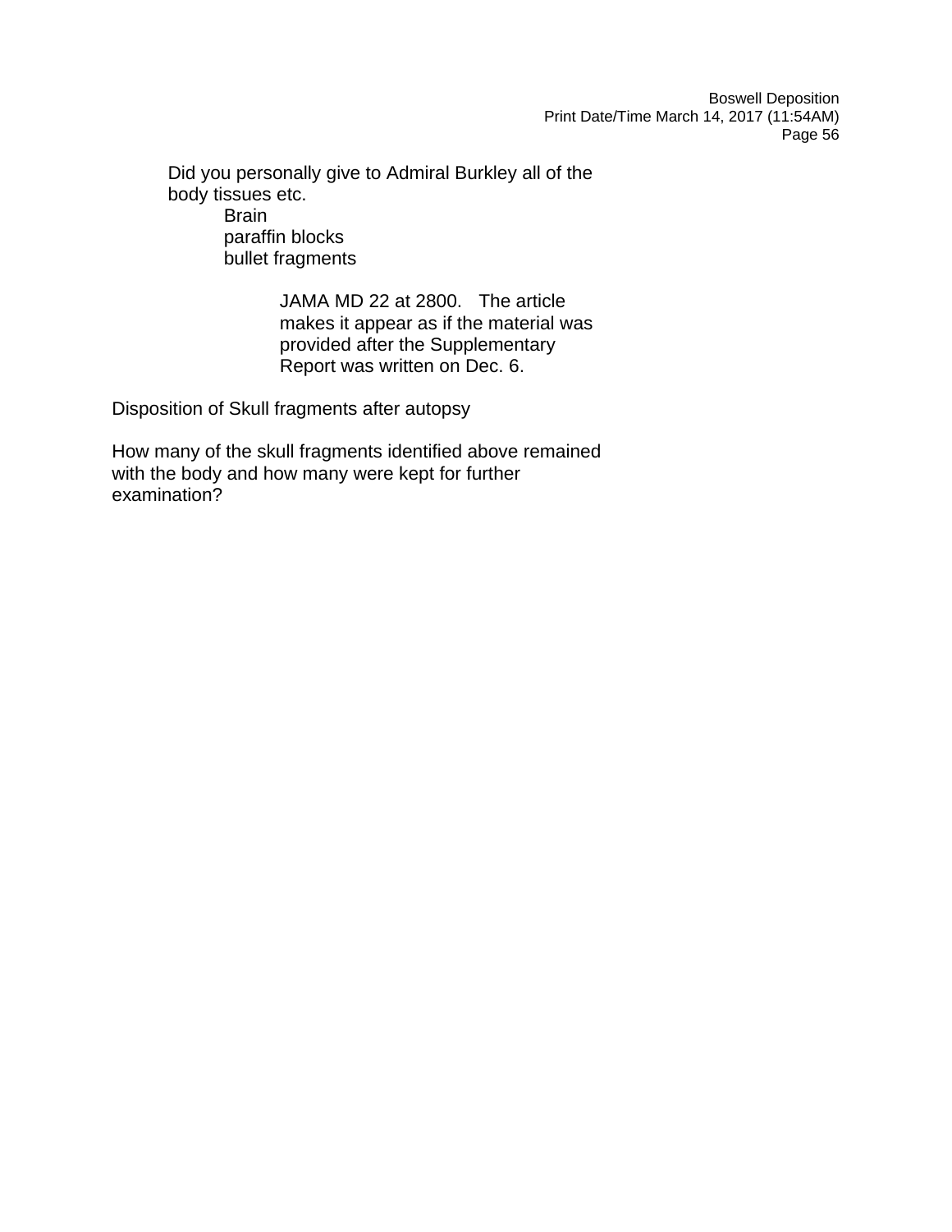Did you personally give to Admiral Burkley all of the body tissues etc.

- Brain
- paraffin blocks
- bullet fragments

> JAMA MD 22 at 2800. The article makes it appear as if the material was provided after the Supplementary Report was written on Dec. 6.

Disposition of Skull fragments after autopsy

How many of the skull fragments identified above remained with the body and how many were kept for further examination?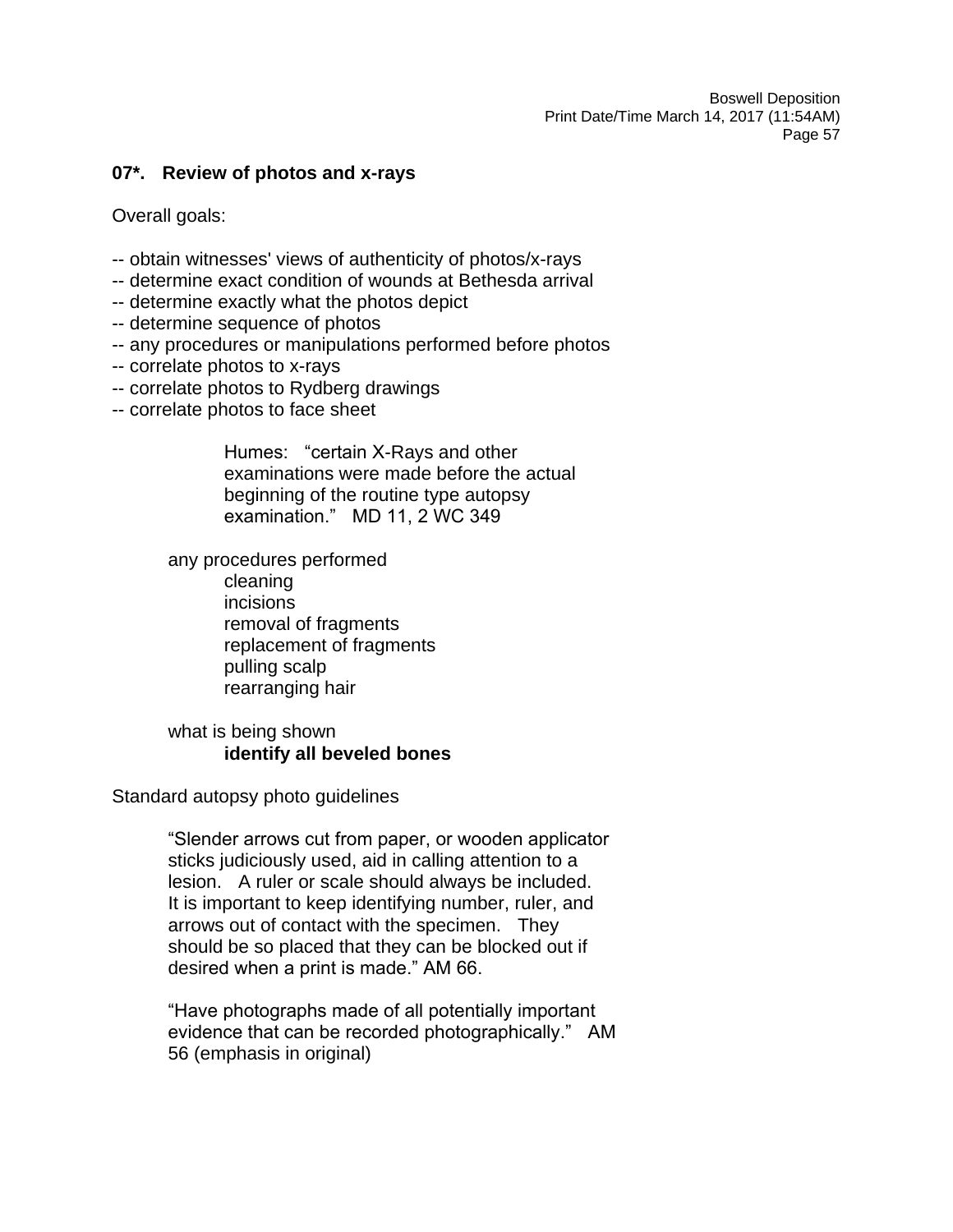### 07*. Review of photos and x-rays

Overall goals:

-- obtain witnesses' views of authenticity of photos/x-rays
-- determine exact condition of wounds at Bethesda arrival
-- determine exactly what the photos depict
-- determine sequence of photos
-- any procedures or manipulations performed before photos
-- correlate photos to x-rays
-- correlate photos to Rydberg drawings
-- correlate photos to face sheet

> Humes: "certain X-Rays and other examinations were made before the actual beginning of the routine type autopsy examination." MD 11, 2 WC 349

any procedures performed

- cleaning
- incisions
- removal of fragments
- replacement of fragments
- pulling scalp
- rearranging hair

what is being shown

- **identify all beveled bones**

Standard autopsy photo guidelines

> "Slender arrows cut from paper, or wooden applicator sticks judiciously used, aid in calling attention to a lesion. A ruler or scale should always be included. It is important to keep identifying number, ruler, and arrows out of contact with the specimen. They should be so placed that they can be blocked out if desired when a print is made." AM 66.

> "Have photographs made of all potentially important evidence that can be recorded photographically." AM 56 (emphasis in original)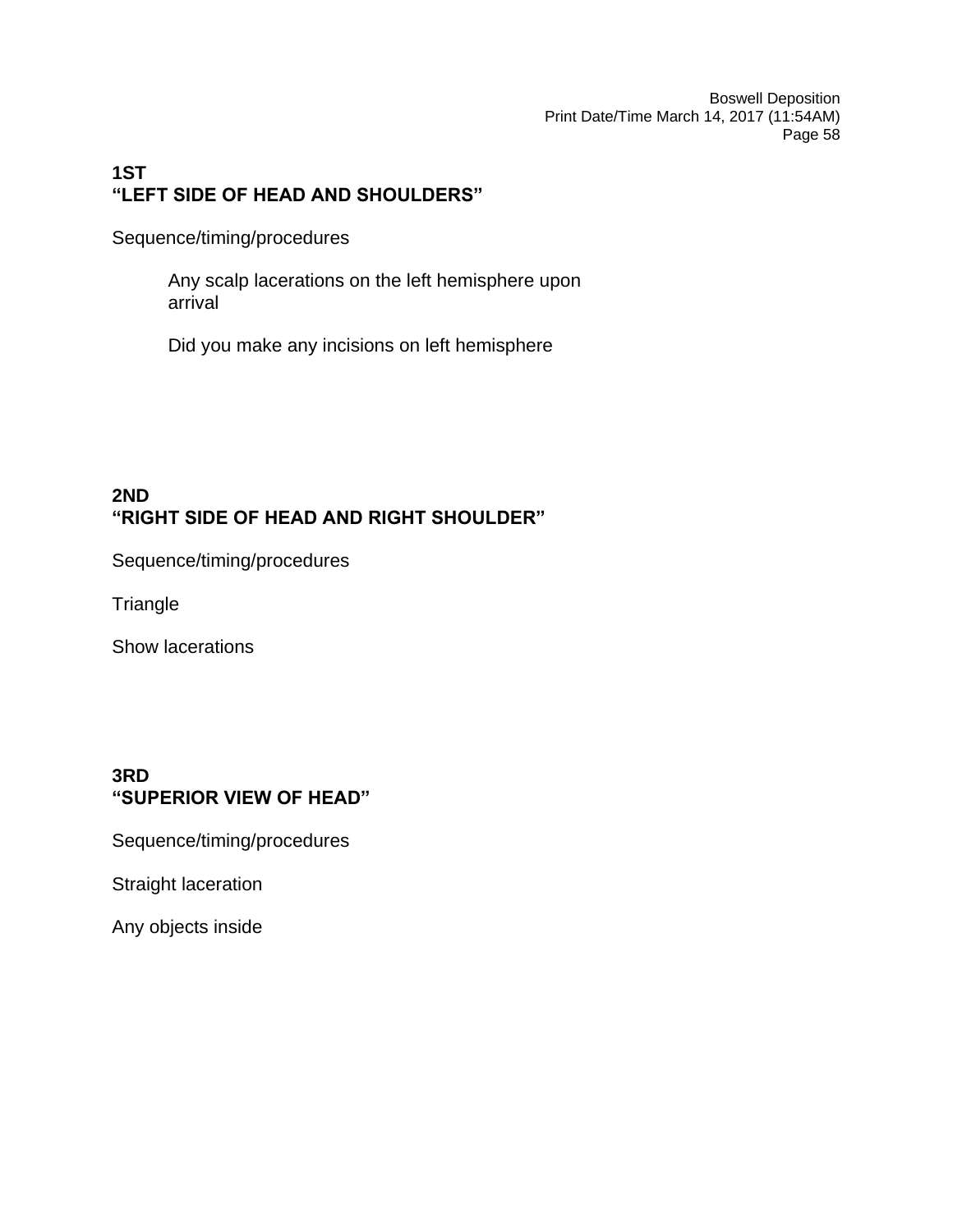**1ST**
**"LEFT SIDE OF HEAD AND SHOULDERS"**

Sequence/timing/procedures

> Any scalp lacerations on the left hemisphere upon arrival
>
> Did you make any incisions on left hemisphere

**2ND**
**"RIGHT SIDE OF HEAD AND RIGHT SHOULDER"**

Sequence/timing/procedures

Triangle

Show lacerations

**3RD**
**"SUPERIOR VIEW OF HEAD"**

Sequence/timing/procedures

Straight laceration

Any objects inside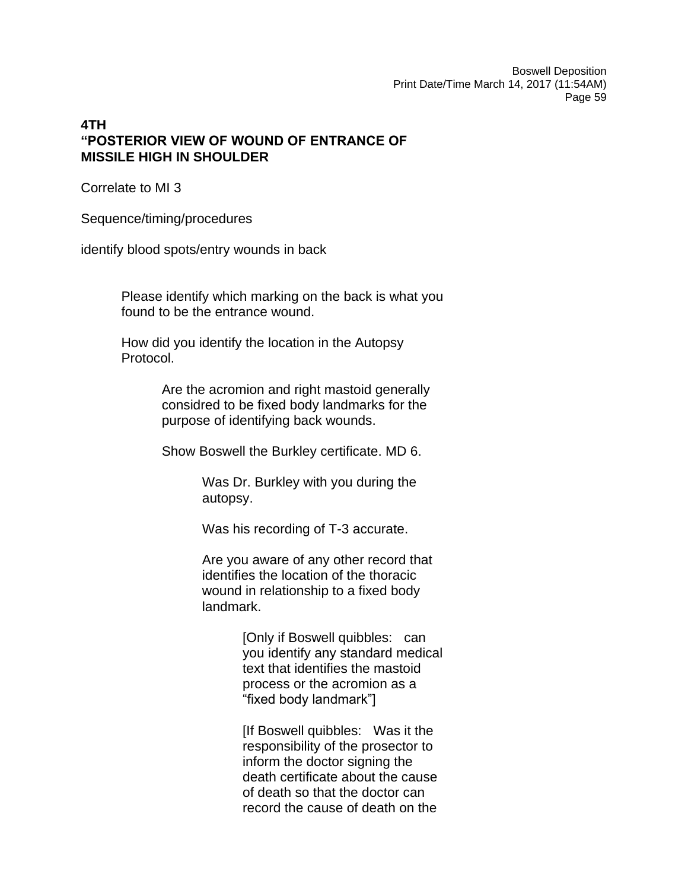**4TH**
**"POSTERIOR VIEW OF WOUND OF ENTRANCE OF MISSILE HIGH IN SHOULDER**

Correlate to MI 3

Sequence/timing/procedures

identify blood spots/entry wounds in back

> Please identify which marking on the back is what you found to be the entrance wound.
>
> How did you identify the location in the Autopsy Protocol.
>
>> Are the acromion and right mastoid generally considred to be fixed body landmarks for the purpose of identifying back wounds.
>>
>> Show Boswell the Burkley certificate. MD 6.
>>
>>> Was Dr. Burkley with you during the autopsy.
>>>
>>> Was his recording of T-3 accurate.
>>>
>>> Are you aware of any other record that identifies the location of the thoracic wound in relationship to a fixed body landmark.
>>>
>>>> [Only if Boswell quibbles: can you identify any standard medical text that identifies the mastoid process or the acromion as a "fixed body landmark"]
>>>>
>>>> [If Boswell quibbles: Was it the responsibility of the prosector to inform the doctor signing the death certificate about the cause of death so that the doctor can record the cause of death on the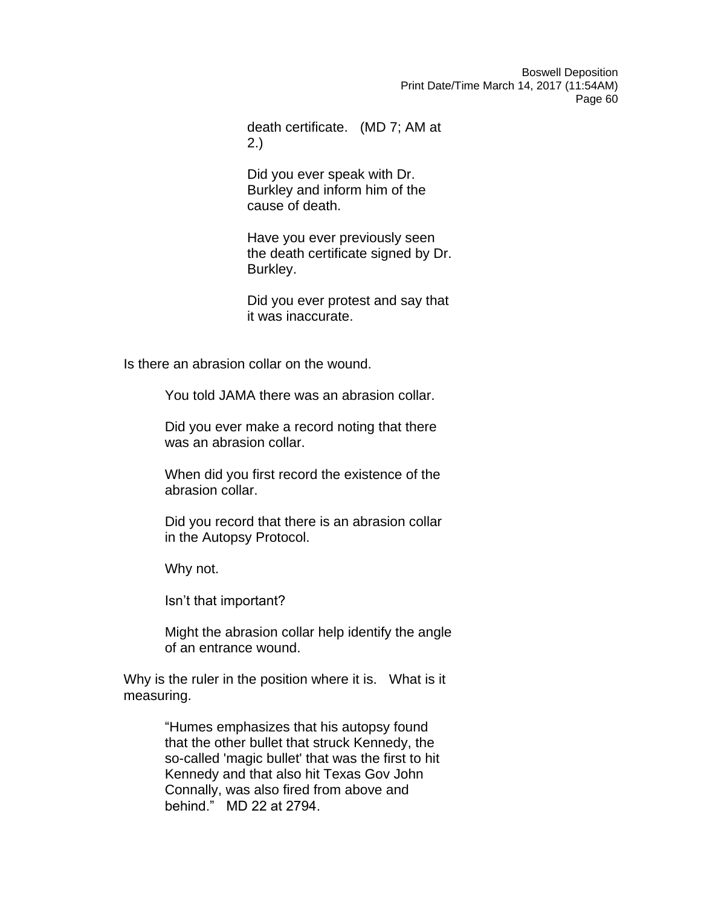death certificate. (MD 7; AM at 2.)

Did you ever speak with Dr. Burkley and inform him of the cause of death.

Have you ever previously seen the death certificate signed by Dr. Burkley.

Did you ever protest and say that it was inaccurate.

Is there an abrasion collar on the wound.

> You told JAMA there was an abrasion collar.
>
> Did you ever make a record noting that there was an abrasion collar.
>
> When did you first record the existence of the abrasion collar.
>
> Did you record that there is an abrasion collar in the Autopsy Protocol.
>
> Why not.
>
> Isn't that important?
>
> Might the abrasion collar help identify the angle of an entrance wound.

Why is the ruler in the position where it is. What is it measuring.

> "Humes emphasizes that his autopsy found that the other bullet that struck Kennedy, the so-called 'magic bullet' that was the first to hit Kennedy and that also hit Texas Gov John Connally, was also fired from above and behind." MD 22 at 2794.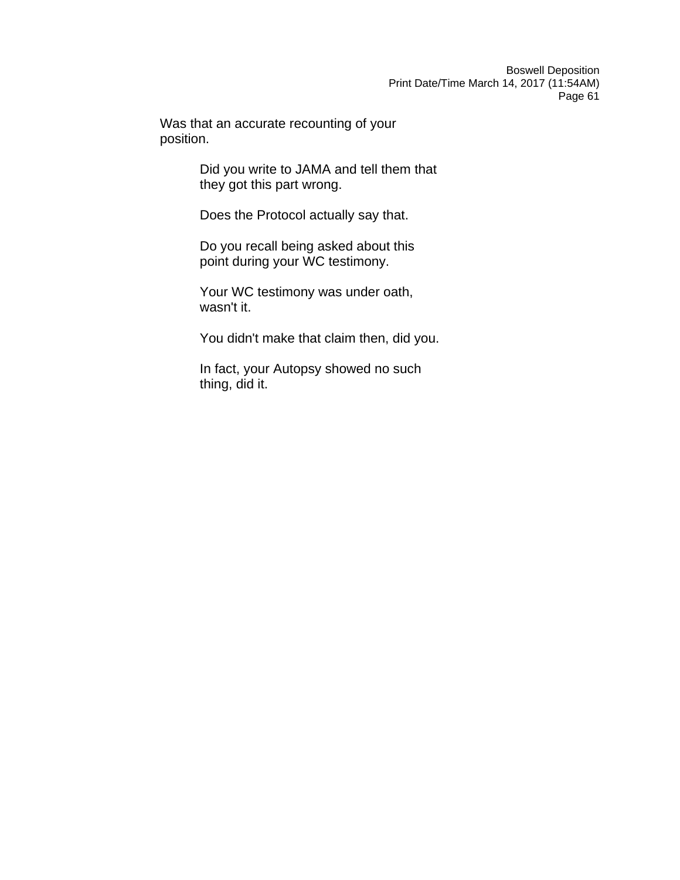Was that an accurate recounting of your position.

Did you write to JAMA and tell them that they got this part wrong.

Does the Protocol actually say that.

Do you recall being asked about this point during your WC testimony.

Your WC testimony was under oath, wasn't it.

You didn't make that claim then, did you.

In fact, your Autopsy showed no such thing, did it.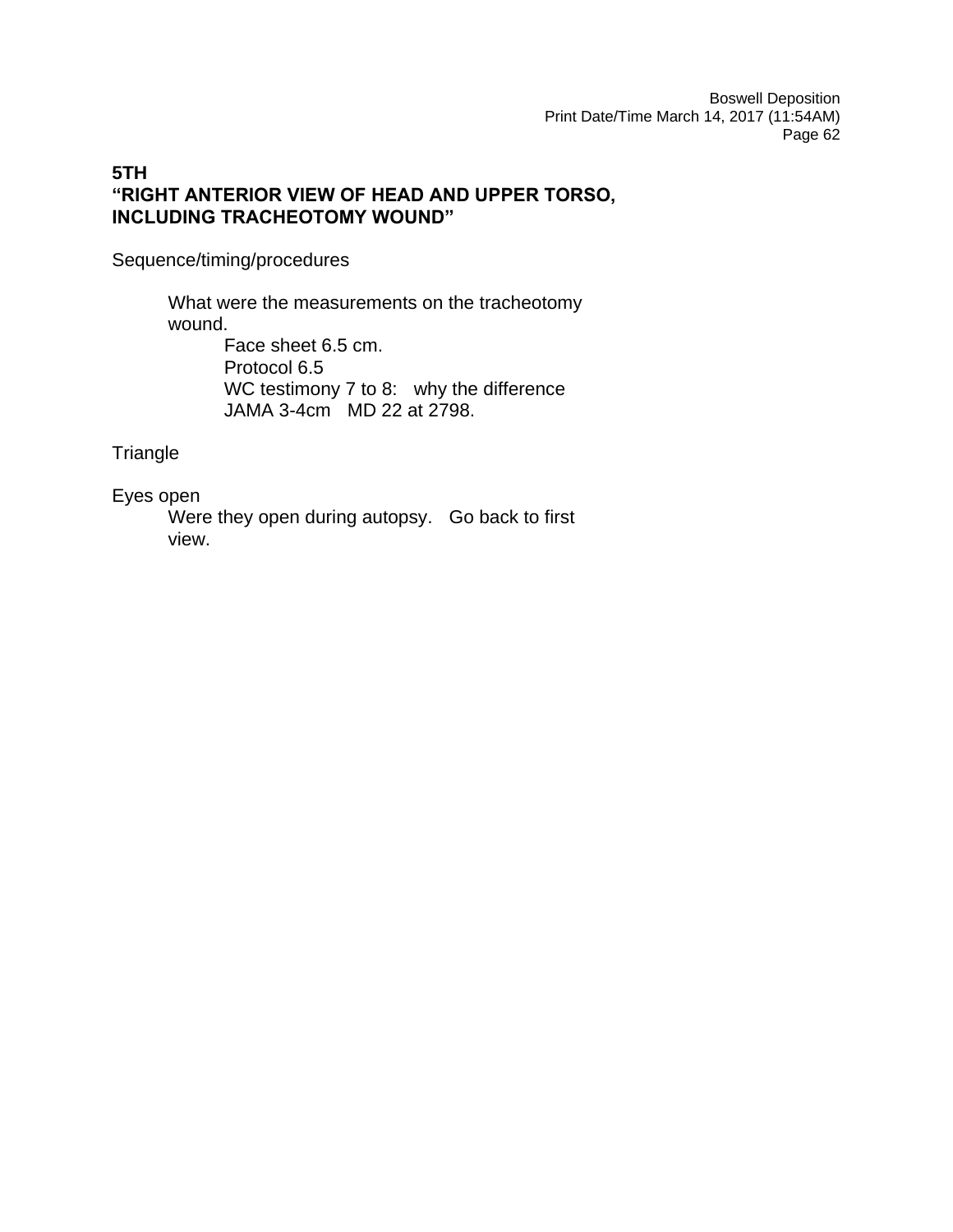**5TH**
**"RIGHT ANTERIOR VIEW OF HEAD AND UPPER TORSO, INCLUDING TRACHEOTOMY WOUND"**

Sequence/timing/procedures

- What were the measurements on the tracheotomy wound.
    - Face sheet 6.5 cm.
    - Protocol 6.5
    - WC testimony 7 to 8: why the difference
    - JAMA 3-4cm MD 22 at 2798.

Triangle

Eyes open

- Were they open during autopsy. Go back to first view.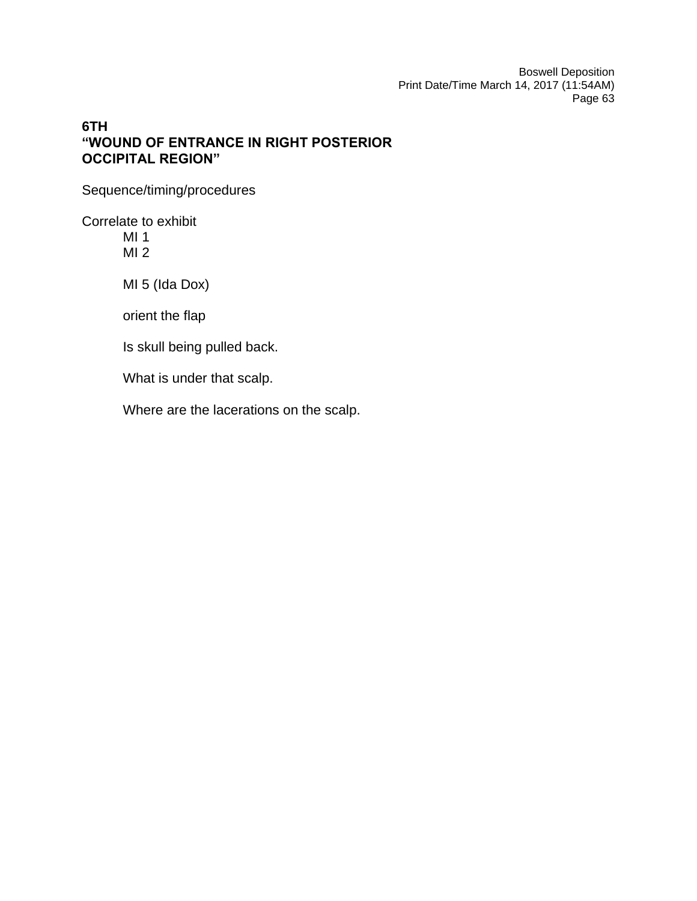**6TH**
**"WOUND OF ENTRANCE IN RIGHT POSTERIOR OCCIPITAL REGION"**

Sequence/timing/procedures

Correlate to exhibit

MI 1
MI 2

MI 5 (Ida Dox)

orient the flap

Is skull being pulled back.

What is under that scalp.

Where are the lacerations on the scalp.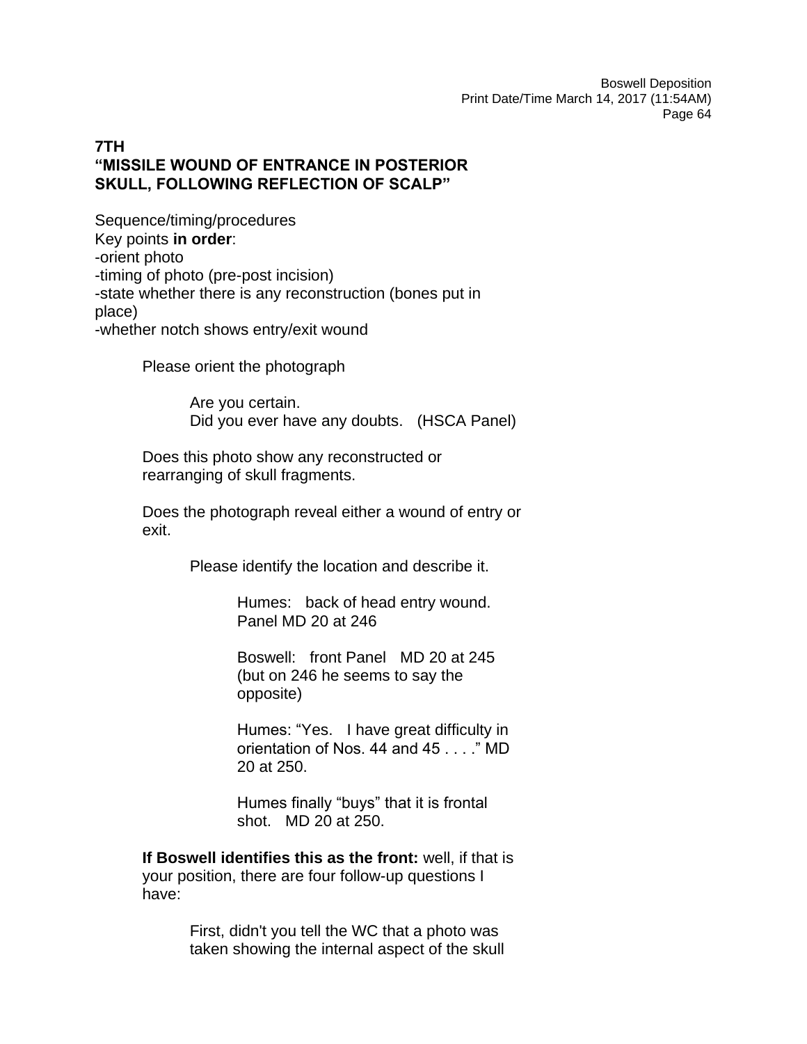**7TH**
**"MISSILE WOUND OF ENTRANCE IN POSTERIOR SKULL, FOLLOWING REFLECTION OF SCALP"**

Sequence/timing/procedures
Key points **in order**:
-orient photo
-timing of photo (pre-post incision)
-state whether there is any reconstruction (bones put in place)
-whether notch shows entry/exit wound

> Please orient the photograph
>
> > Are you certain.
> > Did you ever have any doubts. (HSCA Panel)
>
> Does this photo show any reconstructed or rearranging of skull fragments.
>
> Does the photograph reveal either a wound of entry or exit.
>
> > Please identify the location and describe it.
> >
> > > Humes: back of head entry wound. Panel MD 20 at 246
> > >
> > > Boswell: front Panel MD 20 at 245 (but on 246 he seems to say the opposite)
> > >
> > > Humes: "Yes. I have great difficulty in orientation of Nos. 44 and 45 . . . ." MD 20 at 250.
> > >
> > > Humes finally "buys" that it is frontal shot. MD 20 at 250.
>
> **If Boswell identifies this as the front:** well, if that is your position, there are four follow-up questions I have:
>
> > First, didn't you tell the WC that a photo was taken showing the internal aspect of the skull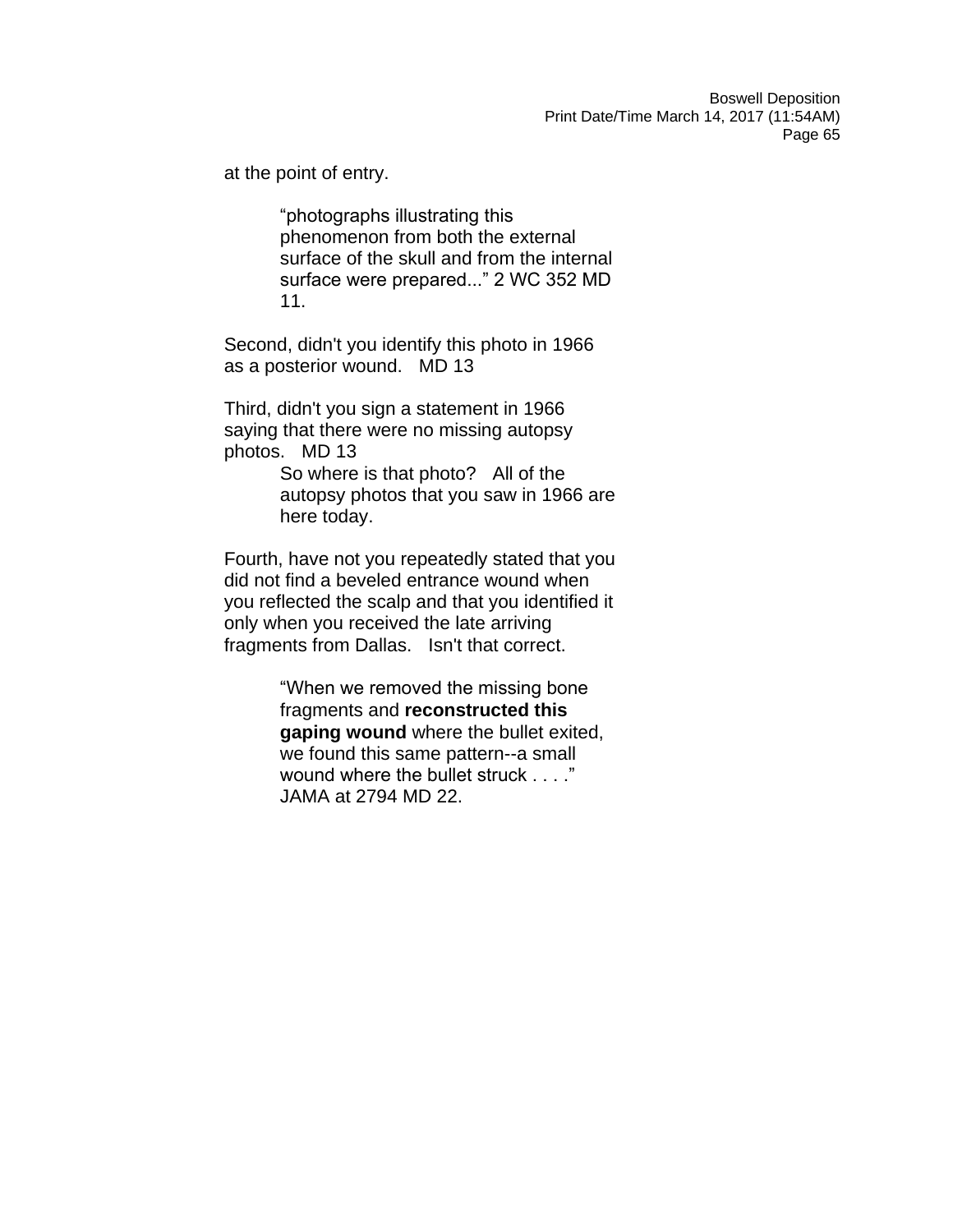at the point of entry.

> "photographs illustrating this phenomenon from both the external surface of the skull and from the internal surface were prepared..." 2 WC 352 MD 11.

Second, didn't you identify this photo in 1966 as a posterior wound.   MD 13

Third, didn't you sign a statement in 1966 saying that there were no missing autopsy photos.   MD 13

> So where is that photo?   All of the autopsy photos that you saw in 1966 are here today.

Fourth, have not you repeatedly stated that you did not find a beveled entrance wound when you reflected the scalp and that you identified it only when you received the late arriving fragments from Dallas.   Isn't that correct.

> "When we removed the missing bone fragments and **reconstructed this gaping wound** where the bullet exited, we found this same pattern--a small wound where the bullet struck . . . ." JAMA at 2794 MD 22.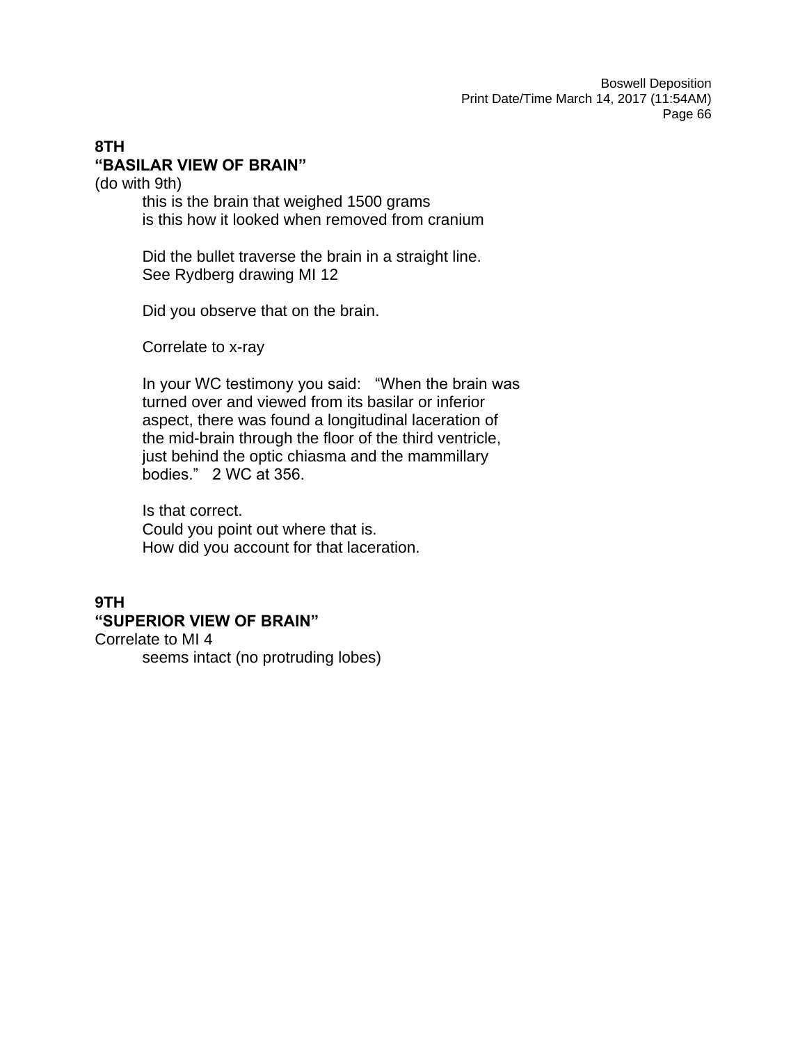**8TH**
**“BASILAR VIEW OF BRAIN”**
(do with 9th)

this is the brain that weighed 1500 grams
is this how it looked when removed from cranium

Did the bullet traverse the brain in a straight line.
See Rydberg drawing MI 12

Did you observe that on the brain.

Correlate to x-ray

In your WC testimony you said: “When the brain was turned over and viewed from its basilar or inferior aspect, there was found a longitudinal laceration of the mid-brain through the floor of the third ventricle, just behind the optic chiasma and the mammillary bodies.” 2 WC at 356.

Is that correct.
Could you point out where that is.
How did you account for that laceration.

**9TH**
**“SUPERIOR VIEW OF BRAIN”**
Correlate to MI 4

seems intact (no protruding lobes)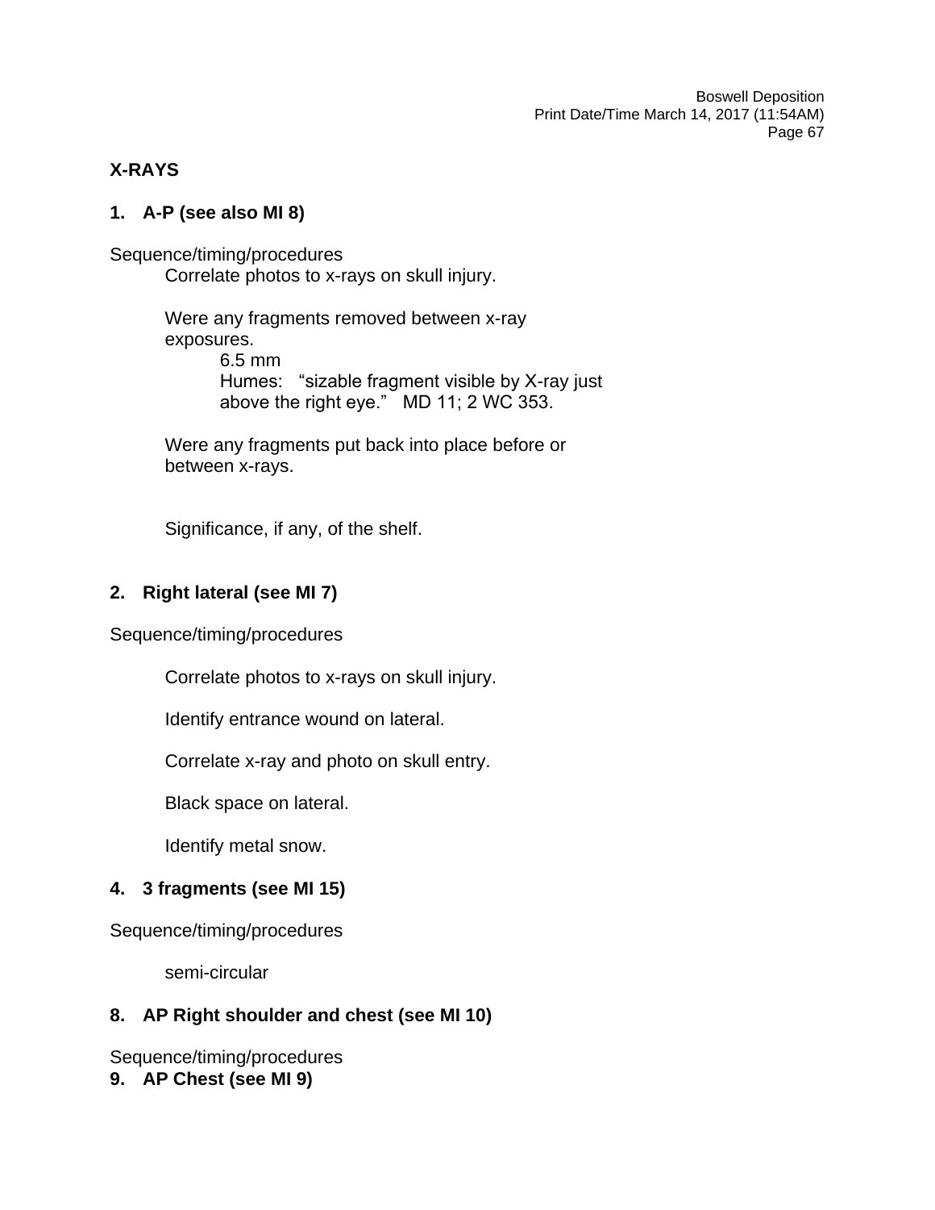## X-RAYS

### 1. A-P (see also MI 8)

Sequence/timing/procedures

Correlate photos to x-rays on skull injury.

Were any fragments removed between x-ray exposures.

6.5 mm

Humes: "sizable fragment visible by X-ray just above the right eye." MD 11; 2 WC 353.

Were any fragments put back into place before or between x-rays.

Significance, if any, of the shelf.

### 2. Right lateral (see MI 7)

Sequence/timing/procedures

Correlate photos to x-rays on skull injury.

Identify entrance wound on lateral.

Correlate x-ray and photo on skull entry.

Black space on lateral.

Identify metal snow.

### 4. 3 fragments (see MI 15)

Sequence/timing/procedures

semi-circular

### 8. AP Right shoulder and chest (see MI 10)

Sequence/timing/procedures

### 9. AP Chest (see MI 9)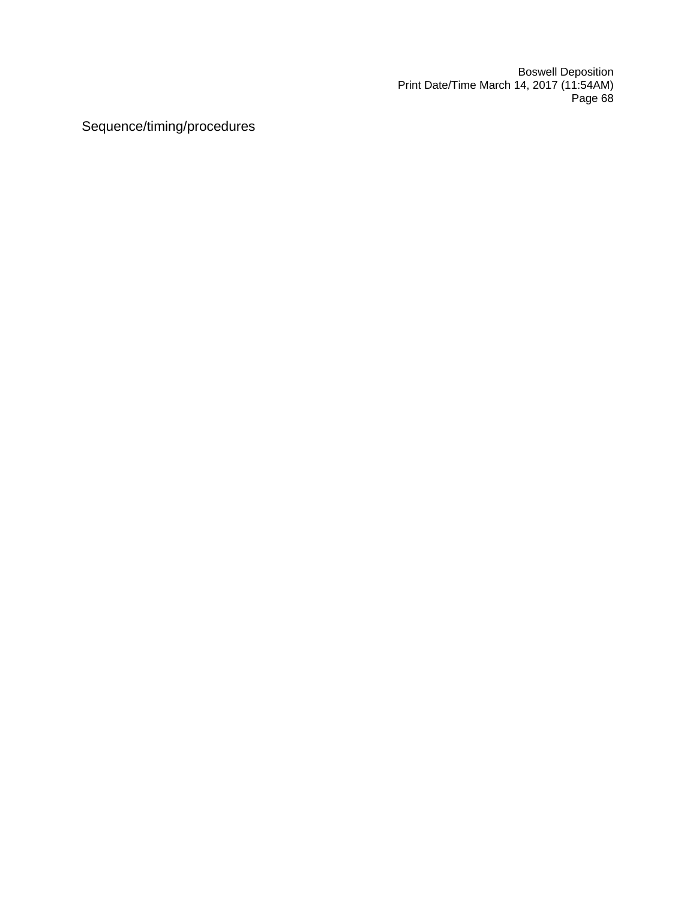Sequence/timing/procedures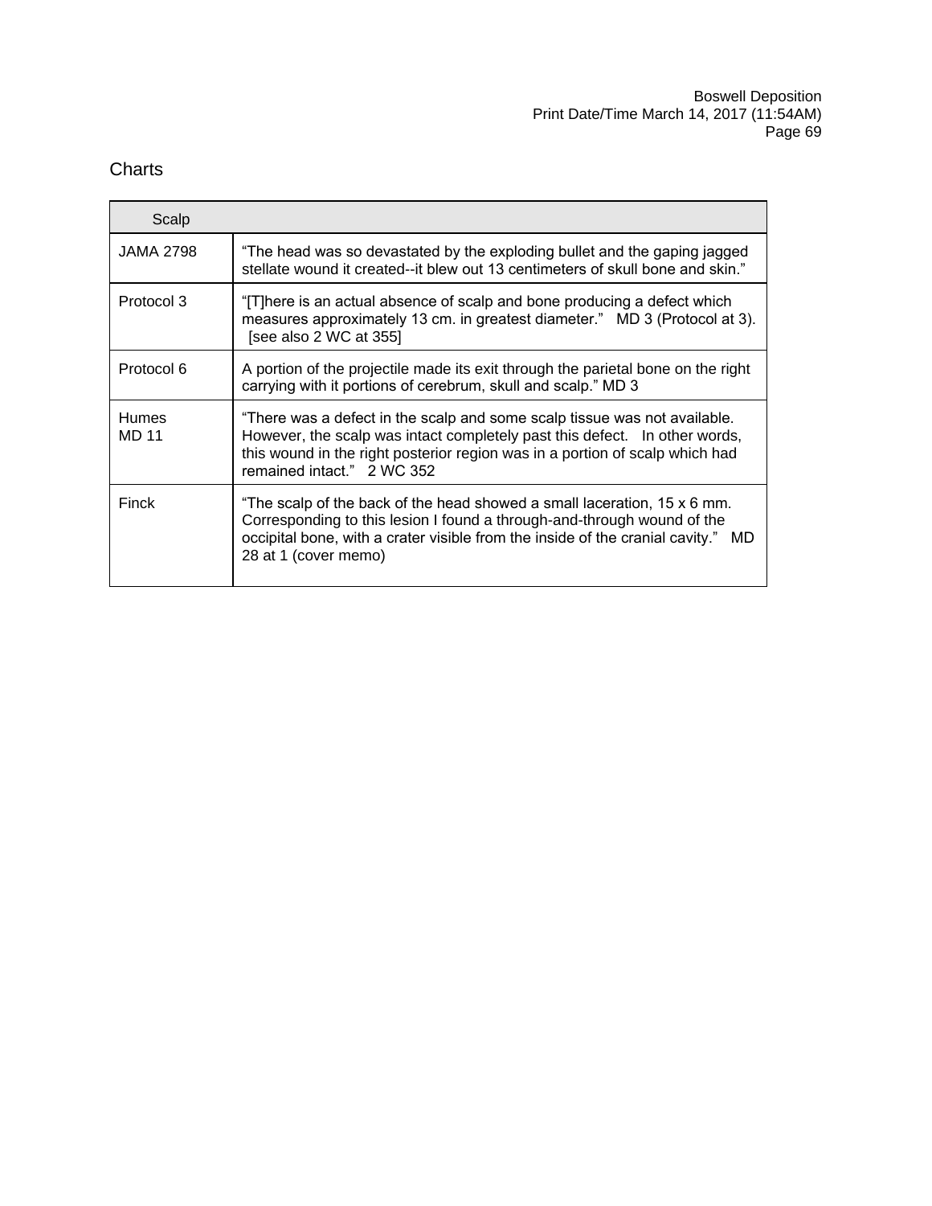## Charts

| Scalp | |
|---|---|
| JAMA 2798 | "The head was so devastated by the exploding bullet and the gaping jagged stellate wound it created--it blew out 13 centimeters of skull bone and skin." |
| Protocol 3 | "[T]here is an actual absence of scalp and bone producing a defect which measures approximately 13 cm. in greatest diameter." MD 3 (Protocol at 3). [see also 2 WC at 355] |
| Protocol 6 | A portion of the projectile made its exit through the parietal bone on the right carrying with it portions of cerebrum, skull and scalp." MD 3 |
| Humes MD 11 | "There was a defect in the scalp and some scalp tissue was not available. However, the scalp was intact completely past this defect. In other words, this wound in the right posterior region was in a portion of scalp which had remained intact." 2 WC 352 |
| Finck | "The scalp of the back of the head showed a small laceration, 15 x 6 mm. Corresponding to this lesion I found a through-and-through wound of the occipital bone, with a crater visible from the inside of the cranial cavity." MD 28 at 1 (cover memo) |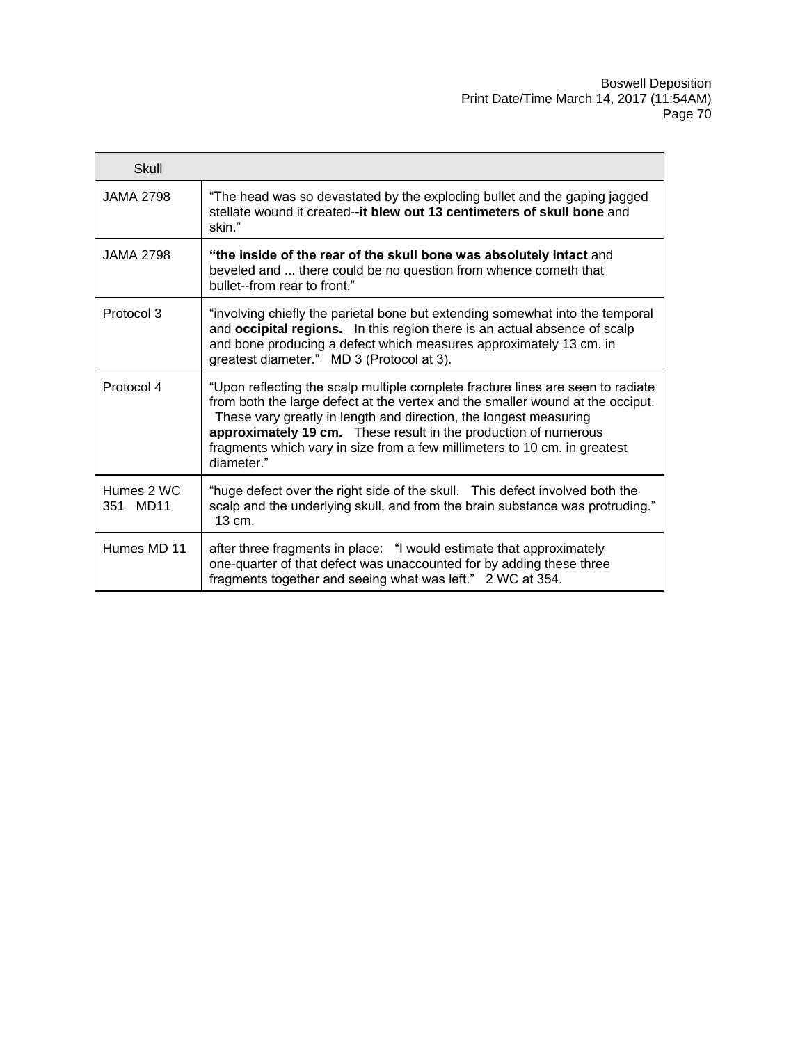| Skull | |
|---|---|
| JAMA 2798 | "The head was so devastated by the exploding bullet and the gaping jagged stellate wound it created**--it blew out 13 centimeters of skull bone** and skin." |
| JAMA 2798 | **"the inside of the rear of the skull bone was absolutely intact** and beveled and ... there could be no question from whence cometh that bullet--from rear to front." |
| Protocol 3 | "involving chiefly the parietal bone but extending somewhat into the temporal and **occipital regions.** In this region there is an actual absence of scalp and bone producing a defect which measures approximately 13 cm. in greatest diameter." MD 3 (Protocol at 3). |
| Protocol 4 | "Upon reflecting the scalp multiple complete fracture lines are seen to radiate from both the large defect at the vertex and the smaller wound at the occiput. These vary greatly in length and direction, the longest measuring **approximately 19 cm.** These result in the production of numerous fragments which vary in size from a few millimeters to 10 cm. in greatest diameter." |
| Humes 2 WC 351 MD11 | "huge defect over the right side of the skull. This defect involved both the scalp and the underlying skull, and from the brain substance was protruding." 13 cm. |
| Humes MD 11 | after three fragments in place: "I would estimate that approximately one-quarter of that defect was unaccounted for by adding these three fragments together and seeing what was left." 2 WC at 354. |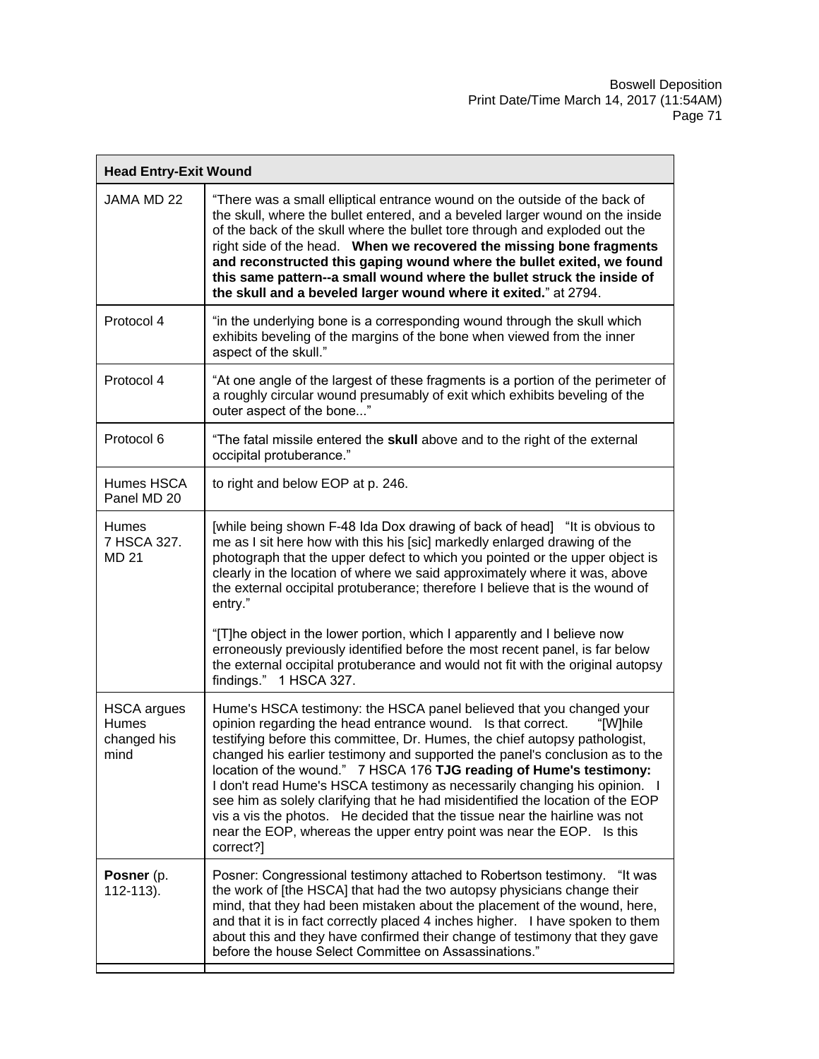| **Head Entry-Exit Wound** | |
|---|---|
| JAMA MD 22 | "There was a small elliptical entrance wound on the outside of the back of the skull, where the bullet entered, and a beveled larger wound on the inside of the back of the skull where the bullet tore through and exploded out the right side of the head. **When we recovered the missing bone fragments and reconstructed this gaping wound where the bullet exited, we found this same pattern--a small wound where the bullet struck the inside of the skull and a beveled larger wound where it exited.**" at 2794. |
| Protocol 4 | "in the underlying bone is a corresponding wound through the skull which exhibits beveling of the margins of the bone when viewed from the inner aspect of the skull." |
| Protocol 4 | "At one angle of the largest of these fragments is a portion of the perimeter of a roughly circular wound presumably of exit which exhibits beveling of the outer aspect of the bone..." |
| Protocol 6 | "The fatal missile entered the **skull** above and to the right of the external occipital protuberance." |
| Humes HSCA Panel MD 20 | to right and below EOP at p. 246. |
| Humes 7 HSCA 327. MD 21 | [while being shown F-48 Ida Dox drawing of back of head] "It is obvious to me as I sit here how with this his [sic] markedly enlarged drawing of the photograph that the upper defect to which you pointed or the upper object is clearly in the location of where we said approximately where it was, above the external occipital protuberance; therefore I believe that is the wound of entry."<br><br>"[T]he object in the lower portion, which I apparently and I believe now erroneously previously identified before the most recent panel, is far below the external occipital protuberance and would not fit with the original autopsy findings." 1 HSCA 327. |
| HSCA argues Humes changed his mind | Hume's HSCA testimony: the HSCA panel believed that you changed your opinion regarding the head entrance wound. Is that correct. "[W]hile testifying before this committee, Dr. Humes, the chief autopsy pathologist, changed his earlier testimony and supported the panel's conclusion as to the location of the wound." 7 HSCA 176 **TJG reading of Hume's testimony:** I don't read Hume's HSCA testimony as necessarily changing his opinion. I see him as solely clarifying that he had misidentified the location of the EOP vis a vis the photos. He decided that the tissue near the hairline was not near the EOP, whereas the upper entry point was near the EOP. Is this correct?] |
| **Posner** (p. 112-113). | Posner: Congressional testimony attached to Robertson testimony. "It was the work of [the HSCA] that had the two autopsy physicians change their mind, that they had been mistaken about the placement of the wound, here, and that it is in fact correctly placed 4 inches higher. I have spoken to them about this and they have confirmed their change of testimony that they gave before the house Select Committee on Assassinations." |
| | |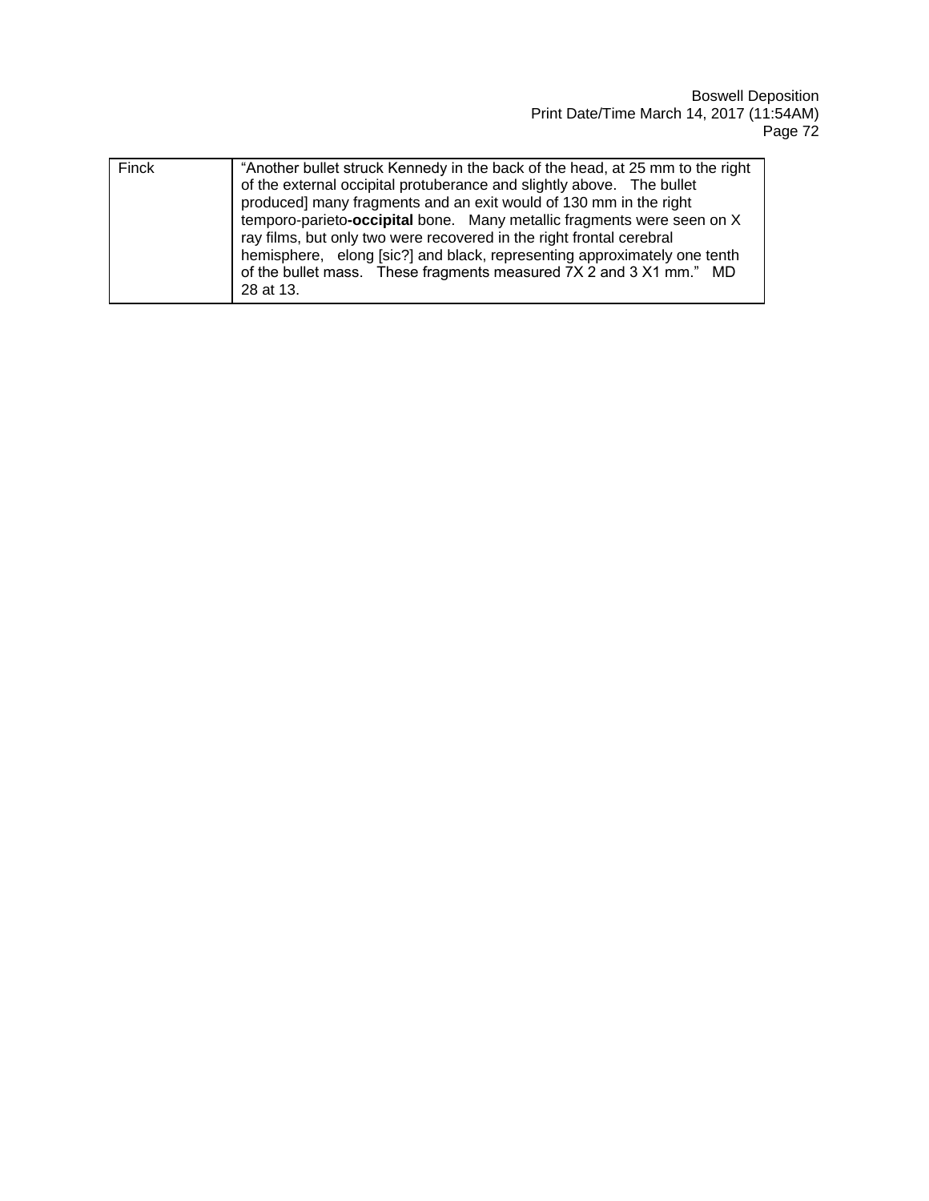| | |
|---|---|
| Finck | "Another bullet struck Kennedy in the back of the head, at 25 mm to the right of the external occipital protuberance and slightly above. The bullet produced] many fragments and an exit would of 130 mm in the right temporo-parieto-**occipital** bone. Many metallic fragments were seen on X ray films, but only two were recovered in the right frontal cerebral hemisphere, elong [sic?] and black, representing approximately one tenth of the bullet mass. These fragments measured 7X 2 and 3 X1 mm." MD 28 at 13. |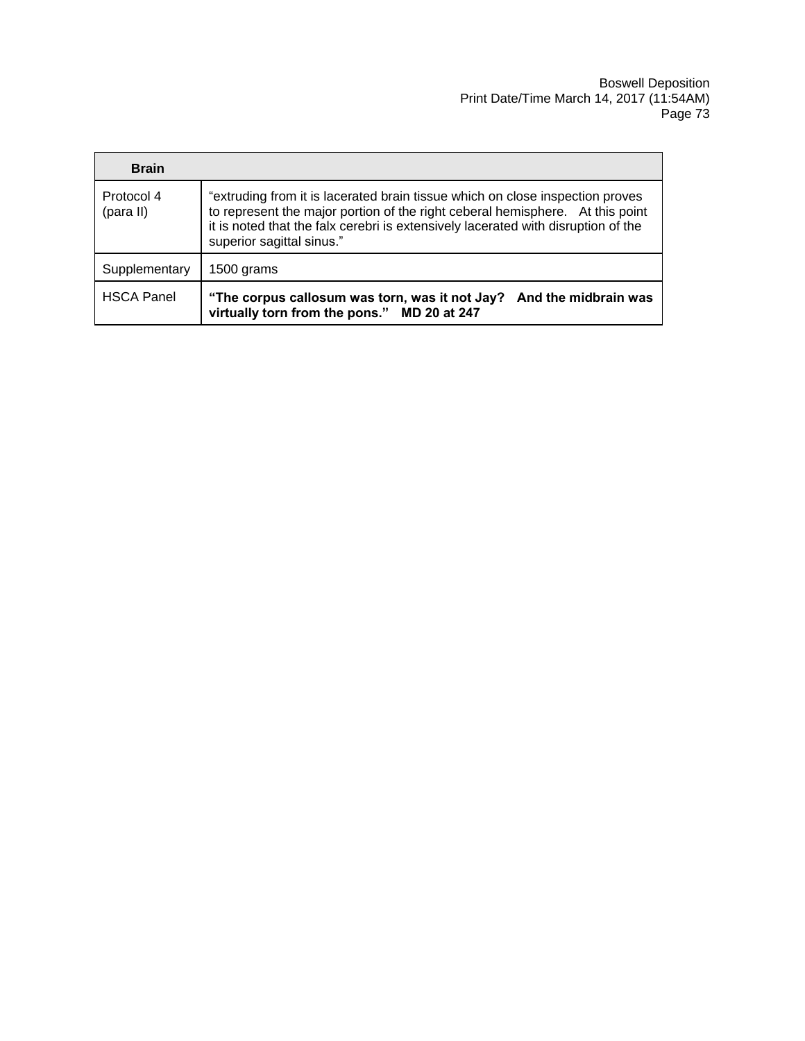| **Brain** | |
| --- | --- |
| Protocol 4 (para II) | “extruding from it is lacerated brain tissue which on close inspection proves to represent the major portion of the right ceberal hemisphere. At this point it is noted that the falx cerebri is extensively lacerated with disruption of the superior sagittal sinus.” |
| Supplementary | 1500 grams |
| HSCA Panel | **“The corpus callosum was torn, was it not Jay? And the midbrain was virtually torn from the pons.” MD 20 at 247** |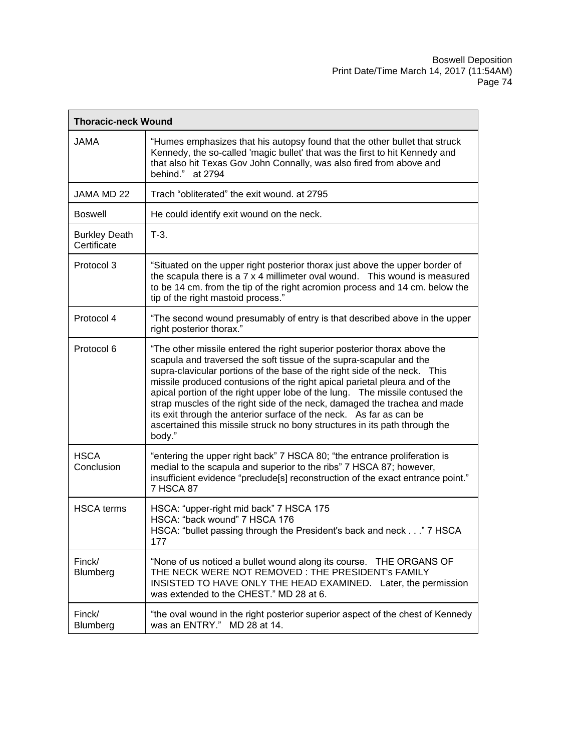| Thoracic-neck Wound | |
|---|---|
| JAMA | "Humes emphasizes that his autopsy found that the other bullet that struck Kennedy, the so-called 'magic bullet' that was the first to hit Kennedy and that also hit Texas Gov John Connally, was also fired from above and behind." at 2794 |
| JAMA MD 22 | Trach "obliterated" the exit wound. at 2795 |
| Boswell | He could identify exit wound on the neck. |
| Burkley Death Certificate | T-3. |
| Protocol 3 | "Situated on the upper right posterior thorax just above the upper border of the scapula there is a 7 x 4 millimeter oval wound. This wound is measured to be 14 cm. from the tip of the right acromion process and 14 cm. below the tip of the right mastoid process." |
| Protocol 4 | "The second wound presumably of entry is that described above in the upper right posterior thorax." |
| Protocol 6 | "The other missile entered the right superior posterior thorax above the scapula and traversed the soft tissue of the supra-scapular and the supra-clavicular portions of the base of the right side of the neck. This missile produced contusions of the right apical parietal pleura and of the apical portion of the right upper lobe of the lung. The missile contused the strap muscles of the right side of the neck, damaged the trachea and made its exit through the anterior surface of the neck. As far as can be ascertained this missile struck no bony structures in its path through the body." |
| HSCA Conclusion | "entering the upper right back" 7 HSCA 80; "the entrance proliferation is medial to the scapula and superior to the ribs" 7 HSCA 87; however, insufficient evidence "preclude[s] reconstruction of the exact entrance point." 7 HSCA 87 |
| HSCA terms | HSCA: "upper-right mid back" 7 HSCA 175<br>HSCA: "back wound" 7 HSCA 176<br>HSCA: "bullet passing through the President's back and neck . . ." 7 HSCA 177 |
| Finck/ Blumberg | "None of us noticed a bullet wound along its course. THE ORGANS OF THE NECK WERE NOT REMOVED : THE PRESIDENT's FAMILY INSISTED TO HAVE ONLY THE HEAD EXAMINED. Later, the permission was extended to the CHEST." MD 28 at 6. |
| Finck/ Blumberg | "the oval wound in the right posterior superior aspect of the chest of Kennedy was an ENTRY." MD 28 at 14. |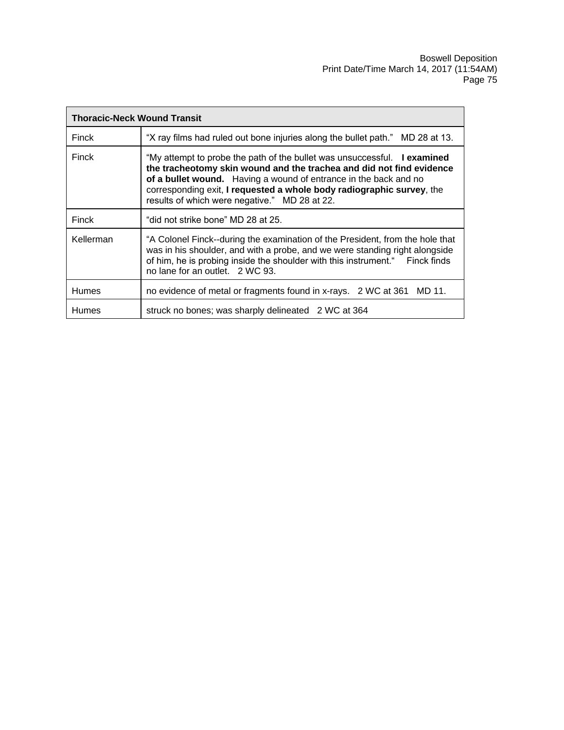| Thoracic-Neck Wound Transit | |
|---|---|
| Finck | “X ray films had ruled out bone injuries along the bullet path.” MD 28 at 13. |
| Finck | “My attempt to probe the path of the bullet was unsuccessful. **I examined the tracheotomy skin wound and the trachea and did not find evidence of a bullet wound.** Having a wound of entrance in the back and no corresponding exit, **I requested a whole body radiographic survey**, the results of which were negative.” MD 28 at 22. |
| Finck | “did not strike bone” MD 28 at 25. |
| Kellerman | “A Colonel Finck--during the examination of the President, from the hole that was in his shoulder, and with a probe, and we were standing right alongside of him, he is probing inside the shoulder with this instrument.“ Finck finds no lane for an outlet. 2 WC 93. |
| Humes | no evidence of metal or fragments found in x-rays. 2 WC at 361 MD 11. |
| Humes | struck no bones; was sharply delineated 2 WC at 364 |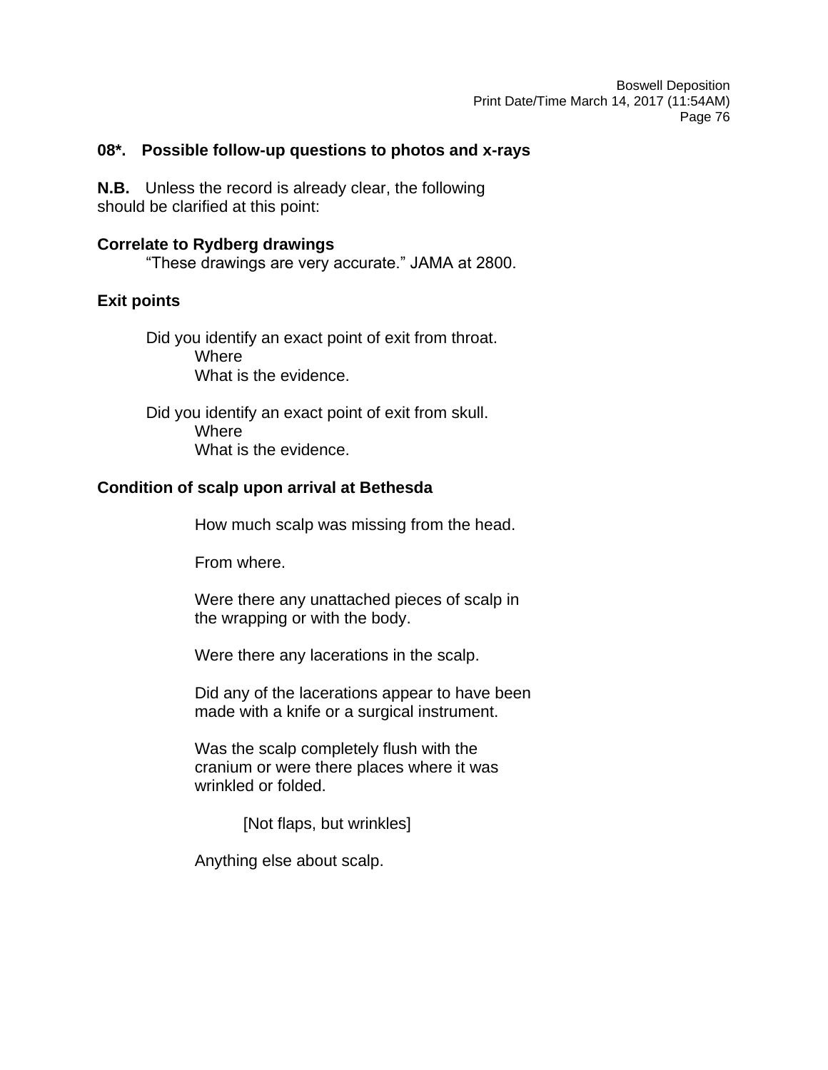## 08*. Possible follow-up questions to photos and x-rays

**N.B.** Unless the record is already clear, the following should be clarified at this point:

**Correlate to Rydberg drawings**

“These drawings are very accurate.” JAMA at 2800.

**Exit points**

Did you identify an exact point of exit from throat.
- Where
- What is the evidence.

Did you identify an exact point of exit from skull.
- Where
- What is the evidence.

**Condition of scalp upon arrival at Bethesda**

How much scalp was missing from the head.

From where.

Were there any unattached pieces of scalp in the wrapping or with the body.

Were there any lacerations in the scalp.

Did any of the lacerations appear to have been made with a knife or a surgical instrument.

Was the scalp completely flush with the cranium or were there places where it was wrinkled or folded.

[Not flaps, but wrinkles]

Anything else about scalp.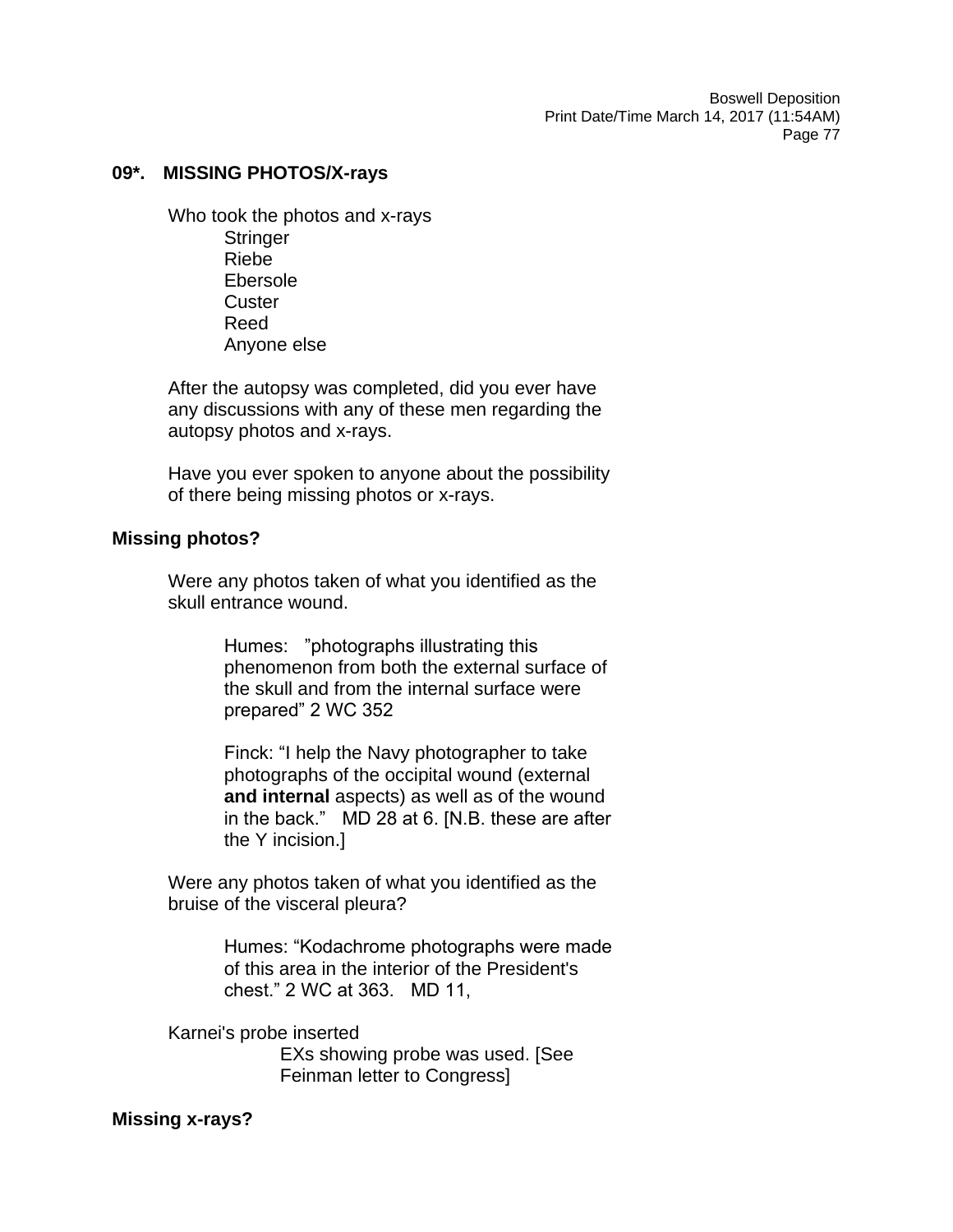## 09*. MISSING PHOTOS/X-rays

Who took the photos and x-rays

- Stringer
- Riebe
- Ebersole
- Custer
- Reed
- Anyone else

After the autopsy was completed, did you ever have any discussions with any of these men regarding the autopsy photos and x-rays.

Have you ever spoken to anyone about the possibility of there being missing photos or x-rays.

### Missing photos?

Were any photos taken of what you identified as the skull entrance wound.

> Humes: "photographs illustrating this phenomenon from both the external surface of the skull and from the internal surface were prepared" 2 WC 352
>
> Finck: "I help the Navy photographer to take photographs of the occipital wound (external **and internal** aspects) as well as of the wound in the back." MD 28 at 6. [N.B. these are after the Y incision.]

Were any photos taken of what you identified as the bruise of the visceral pleura?

> Humes: "Kodachrome photographs were made of this area in the interior of the President's chest." 2 WC at 363. MD 11,

Karnei's probe inserted

> EXs showing probe was used. [See Feinman letter to Congress]

### Missing x-rays?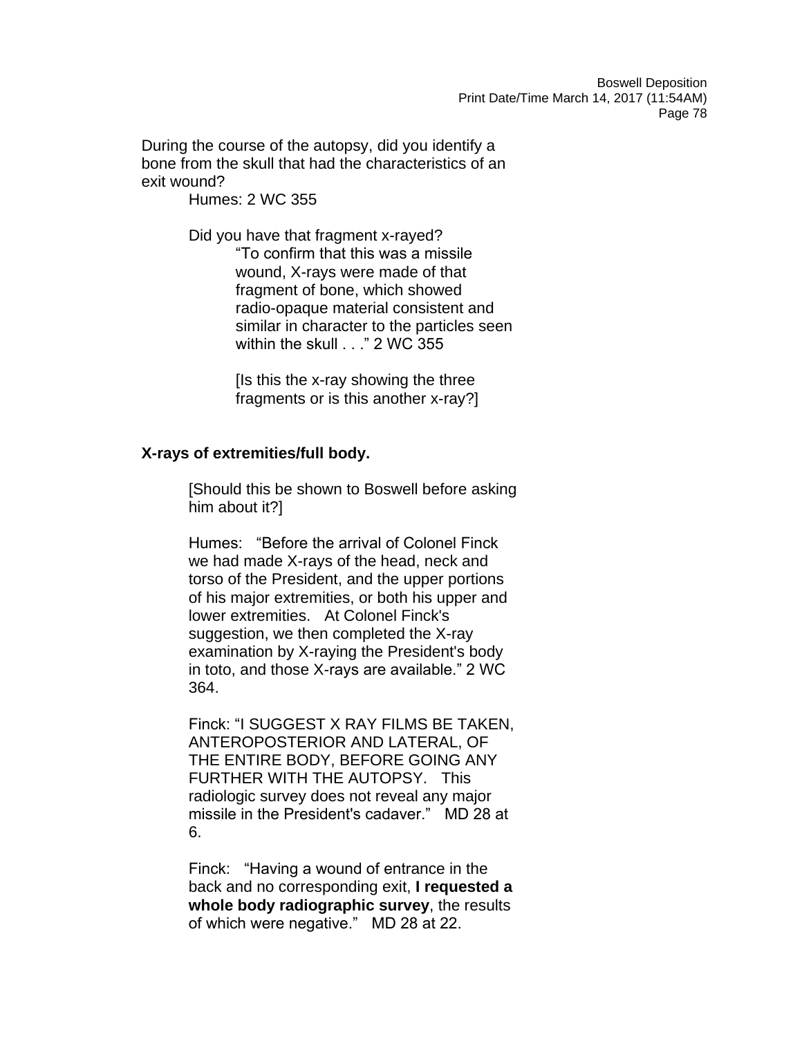During the course of the autopsy, did you identify a bone from the skull that had the characteristics of an exit wound?

Humes: 2 WC 355

Did you have that fragment x-rayed?

"To confirm that this was a missile wound, X-rays were made of that fragment of bone, which showed radio-opaque material consistent and similar in character to the particles seen within the skull . . ." 2 WC 355

[Is this the x-ray showing the three fragments or is this another x-ray?]

**X-rays of extremities/full body.**

[Should this be shown to Boswell before asking him about it?]

Humes: "Before the arrival of Colonel Finck we had made X-rays of the head, neck and torso of the President, and the upper portions of his major extremities, or both his upper and lower extremities. At Colonel Finck's suggestion, we then completed the X-ray examination by X-raying the President's body in toto, and those X-rays are available." 2 WC 364.

Finck: "I SUGGEST X RAY FILMS BE TAKEN, ANTEROPOSTERIOR AND LATERAL, OF THE ENTIRE BODY, BEFORE GOING ANY FURTHER WITH THE AUTOPSY. This radiologic survey does not reveal any major missile in the President's cadaver." MD 28 at 6.

Finck: "Having a wound of entrance in the back and no corresponding exit, **I requested a whole body radiographic survey**, the results of which were negative." MD 28 at 22.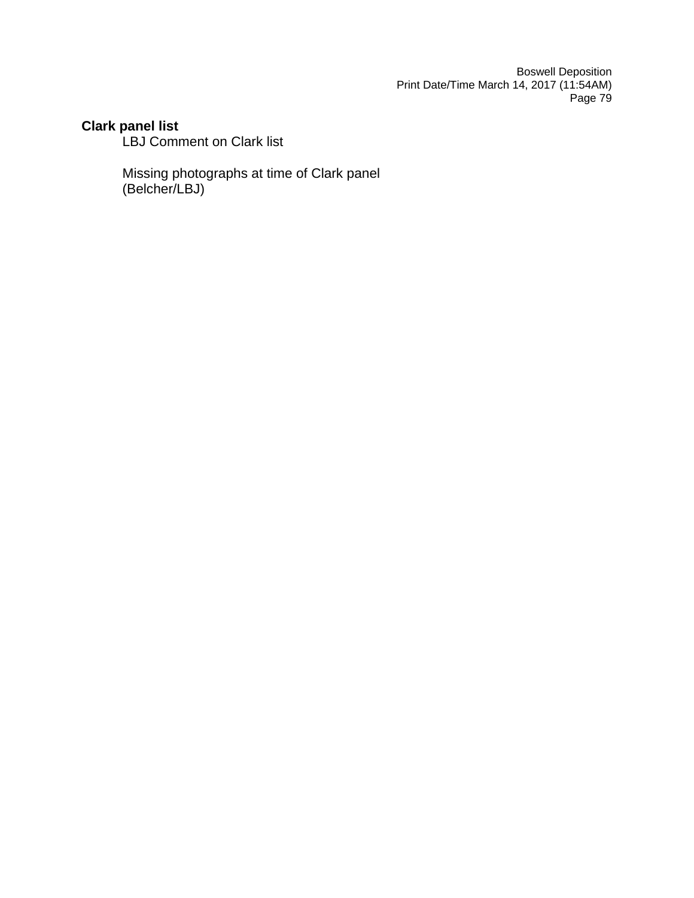**Clark panel list**

LBJ Comment on Clark list

Missing photographs at time of Clark panel (Belcher/LBJ)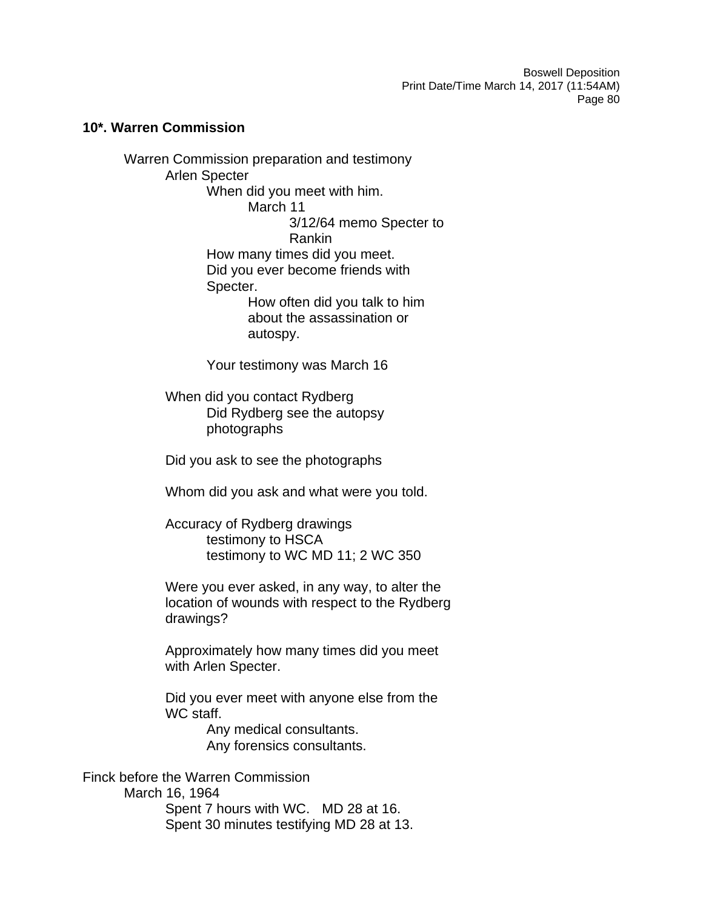**10*. Warren Commission**

- Warren Commission preparation and testimony
  - Arlen Specter
    - When did you meet with him.
      - March 11
        - 3/12/64 memo Specter to Rankin
    - How many times did you meet.
    - Did you ever become friends with Specter.
      - How often did you talk to him about the assassination or autospy.

    - Your testimony was March 16

  - When did you contact Rydberg
    - Did Rydberg see the autopsy photographs

  - Did you ask to see the photographs

  - Whom did you ask and what were you told.

  - Accuracy of Rydberg drawings
    - testimony to HSCA
    - testimony to WC MD 11; 2 WC 350

  - Were you ever asked, in any way, to alter the location of wounds with respect to the Rydberg drawings?

  - Approximately how many times did you meet with Arlen Specter.

  - Did you ever meet with anyone else from the WC staff.
    - Any medical consultants.
    - Any forensics consultants.

Finck before the Warren Commission

- March 16, 1964
  - Spent 7 hours with WC. MD 28 at 16.
  - Spent 30 minutes testifying MD 28 at 13.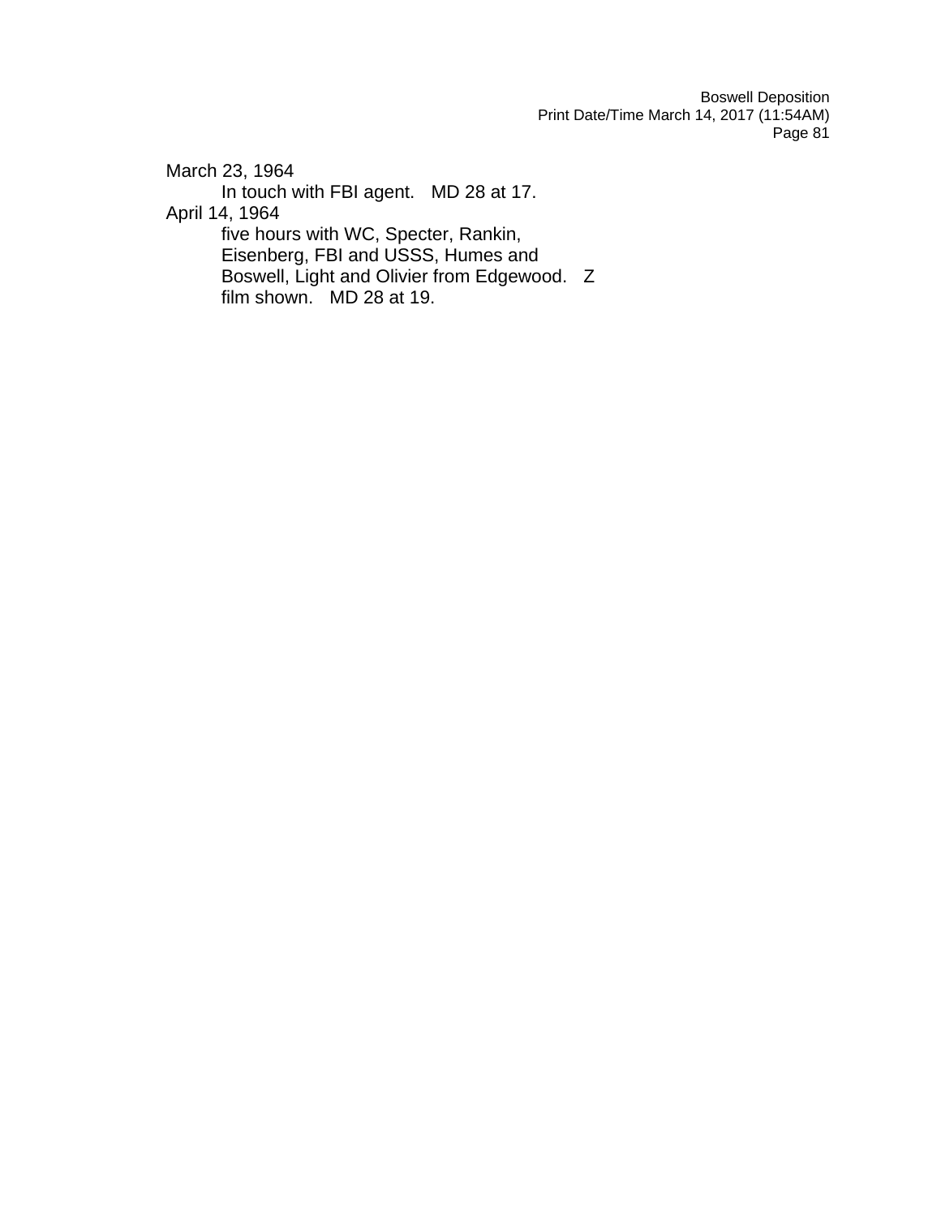March 23, 1964

In touch with FBI agent. MD 28 at 17.

April 14, 1964

five hours with WC, Specter, Rankin, Eisenberg, FBI and USSS, Humes and Boswell, Light and Olivier from Edgewood. Z film shown. MD 28 at 19.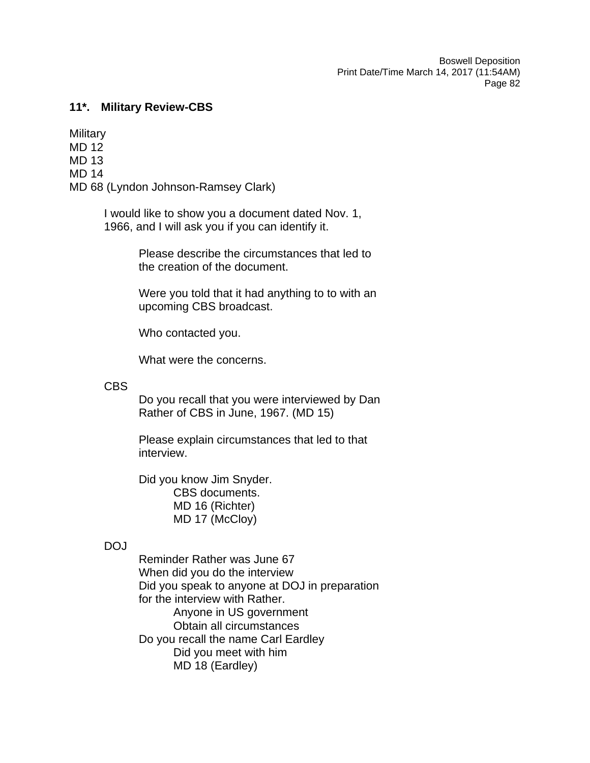## 11*. Military Review-CBS

Military
MD 12
MD 13
MD 14
MD 68 (Lyndon Johnson-Ramsey Clark)

I would like to show you a document dated Nov. 1, 1966, and I will ask you if you can identify it.

> Please describe the circumstances that led to the creation of the document.
>
> Were you told that it had anything to to with an upcoming CBS broadcast.
>
> Who contacted you.
>
> What were the concerns.

CBS

> Do you recall that you were interviewed by Dan Rather of CBS in June, 1967. (MD 15)
>
> Please explain circumstances that led to that interview.
>
> Did you know Jim Snyder.
> - CBS documents.
> - MD 16 (Richter)
> - MD 17 (McCloy)

DOJ

> Reminder Rather was June 67
> When did you do the interview
> Did you speak to anyone at DOJ in preparation for the interview with Rather.
> - Anyone in US government
> - Obtain all circumstances
>
> Do you recall the name Carl Eardley
> - Did you meet with him
> - MD 18 (Eardley)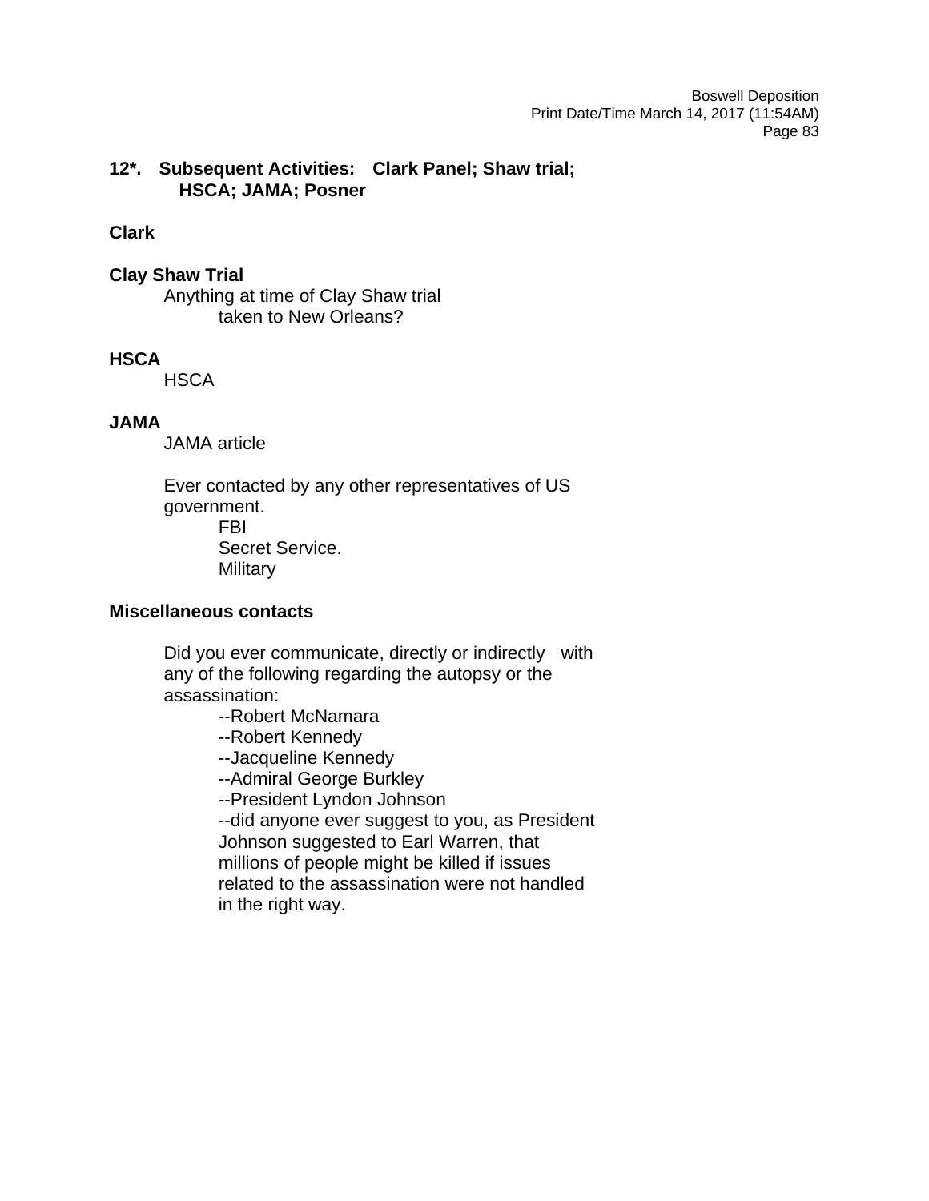**12*. Subsequent Activities: Clark Panel; Shaw trial; HSCA; JAMA; Posner**

**Clark**

**Clay Shaw Trial**

Anything at time of Clay Shaw trial
- taken to New Orleans?

**HSCA**

HSCA

**JAMA**

JAMA article

Ever contacted by any other representatives of US government.
- FBI
- Secret Service.
- Military

**Miscellaneous contacts**

Did you ever communicate, directly or indirectly with any of the following regarding the autopsy or the assassination:
- --Robert McNamara
- --Robert Kennedy
- --Jacqueline Kennedy
- --Admiral George Burkley
- --President Lyndon Johnson
- --did anyone ever suggest to you, as President Johnson suggested to Earl Warren, that millions of people might be killed if issues related to the assassination were not handled in the right way.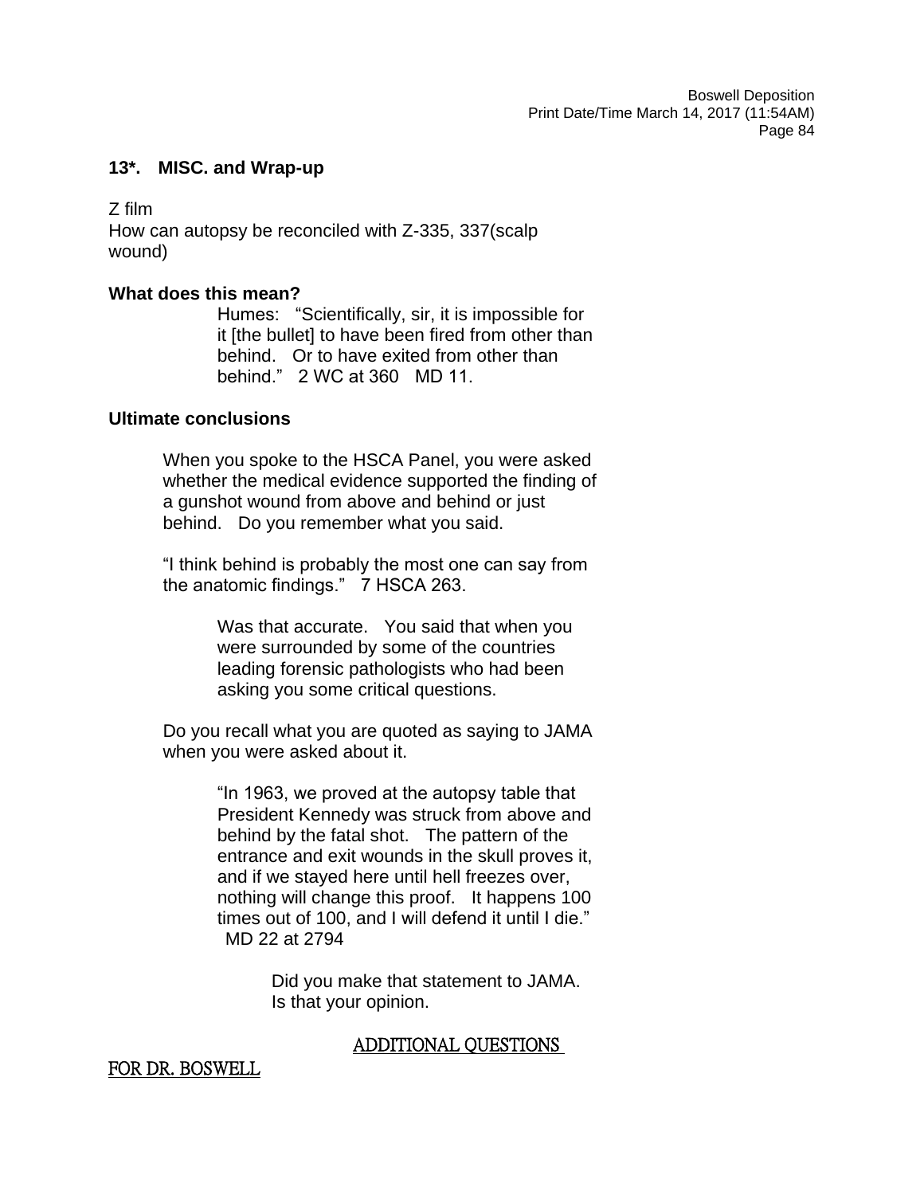## 13*. MISC. and Wrap-up

Z film
How can autopsy be reconciled with Z-335, 337(scalp wound)

**What does this mean?**

> Humes: "Scientifically, sir, it is impossible for it [the bullet] to have been fired from other than behind. Or to have exited from other than behind." 2 WC at 360 MD 11.

**Ultimate conclusions**

When you spoke to the HSCA Panel, you were asked whether the medical evidence supported the finding of a gunshot wound from above and behind or just behind. Do you remember what you said.

"I think behind is probably the most one can say from the anatomic findings." 7 HSCA 263.

> Was that accurate. You said that when you were surrounded by some of the countries leading forensic pathologists who had been asking you some critical questions.

Do you recall what you are quoted as saying to JAMA when you were asked about it.

> "In 1963, we proved at the autopsy table that President Kennedy was struck from above and behind by the fatal shot. The pattern of the entrance and exit wounds in the skull proves it, and if we stayed here until hell freezes over, nothing will change this proof. It happens 100 times out of 100, and I will defend it until I die." MD 22 at 2794
>
> > Did you make that statement to JAMA. Is that your opinion.

ADDITIONAL QUESTIONS FOR DR. BOSWELL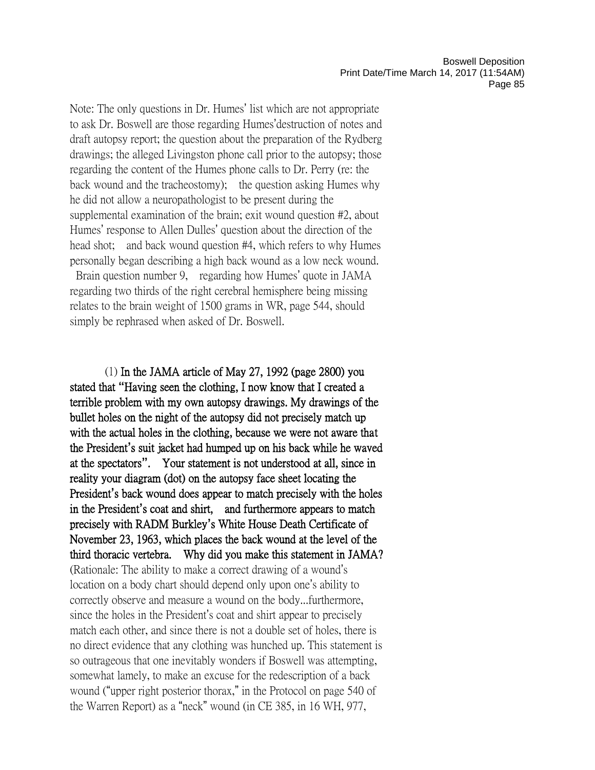Note: The only questions in Dr. Humes' list which are not appropriate to ask Dr. Boswell are those regarding Humes'destruction of notes and draft autopsy report; the question about the preparation of the Rydberg drawings; the alleged Livingston phone call prior to the autopsy; those regarding the content of the Humes phone calls to Dr. Perry (re: the back wound and the tracheostomy); the question asking Humes why he did not allow a neuropathologist to be present during the supplemental examination of the brain; exit wound question #2, about Humes' response to Allen Dulles' question about the direction of the head shot; and back wound question #4, which refers to why Humes personally began describing a high back wound as a low neck wound. Brain question number 9, regarding how Humes' quote in JAMA regarding two thirds of the right cerebral hemisphere being missing relates to the brain weight of 1500 grams in WR, page 544, should simply be rephrased when asked of Dr. Boswell.

(1) **In the JAMA article of May 27, 1992 (page 2800) you stated that "Having seen the clothing, I now know that I created a terrible problem with my own autopsy drawings. My drawings of the bullet holes on the night of the autopsy did not precisely match up with the actual holes in the clothing, because we were not aware that the President's suit jacket had humped up on his back while he waved at the spectators". Your statement is not understood at all, since in reality your diagram (dot) on the autopsy face sheet locating the President's back wound does appear to match precisely with the holes in the President's coat and shirt, and furthermore appears to match precisely with RADM Burkley's White House Death Certificate of November 23, 1963, which places the back wound at the level of the third thoracic vertebra. Why did you make this statement in JAMA?** (Rationale: The ability to make a correct drawing of a wound's location on a body chart should depend only upon one's ability to correctly observe and measure a wound on the body...furthermore, since the holes in the President's coat and shirt appear to precisely match each other, and since there is not a double set of holes, there is no direct evidence that any clothing was hunched up. This statement is so outrageous that one inevitably wonders if Boswell was attempting, somewhat lamely, to make an excuse for the redescription of a back wound ("upper right posterior thorax," in the Protocol on page 540 of the Warren Report) as a "neck" wound (in CE 385, in 16 WH, 977,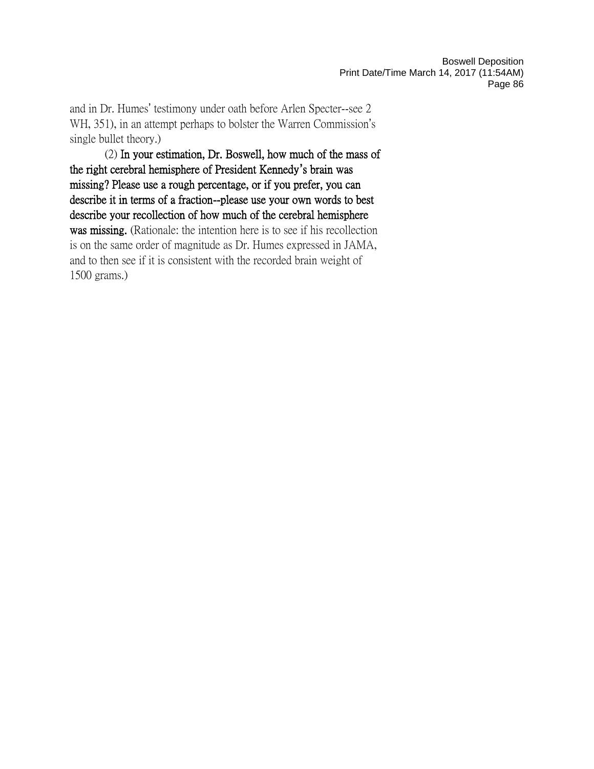and in Dr. Humes' testimony under oath before Arlen Specter--see 2 WH, 351), in an attempt perhaps to bolster the Warren Commission's single bullet theory.)

(2) **In your estimation, Dr. Boswell, how much of the mass of the right cerebral hemisphere of President Kennedy's brain was missing? Please use a rough percentage, or if you prefer, you can describe it in terms of a fraction--please use your own words to best describe your recollection of how much of the cerebral hemisphere was missing.** (Rationale: the intention here is to see if his recollection is on the same order of magnitude as Dr. Humes expressed in JAMA, and to then see if it is consistent with the recorded brain weight of 1500 grams.)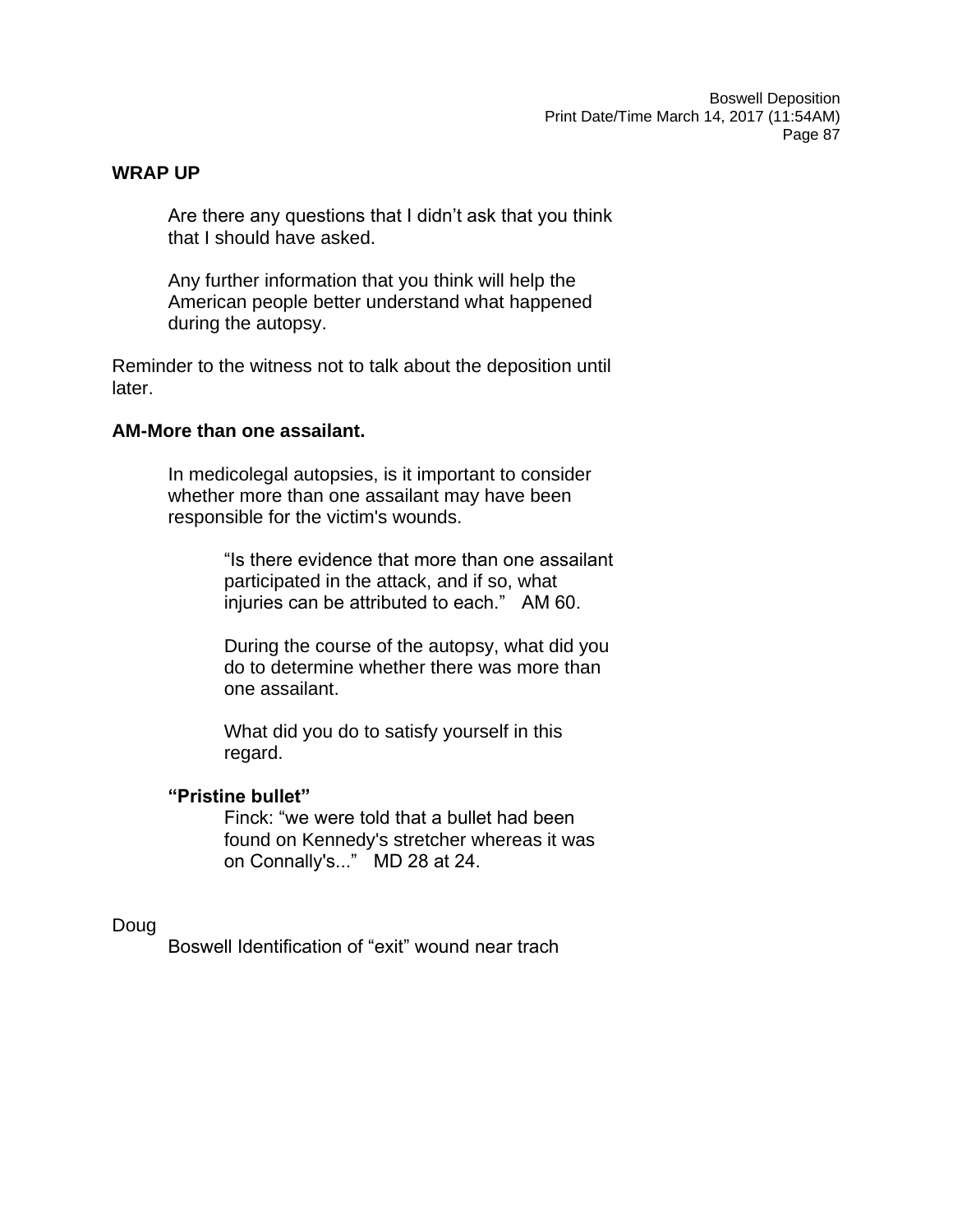**WRAP UP**

Are there any questions that I didn't ask that you think that I should have asked.

Any further information that you think will help the American people better understand what happened during the autopsy.

Reminder to the witness not to talk about the deposition until later.

**AM-More than one assailant.**

In medicolegal autopsies, is it important to consider whether more than one assailant may have been responsible for the victim's wounds.

> "Is there evidence that more than one assailant participated in the attack, and if so, what injuries can be attributed to each." AM 60.
>
> During the course of the autopsy, what did you do to determine whether there was more than one assailant.
>
> What did you do to satisfy yourself in this regard.

**"Pristine bullet"**

> Finck: "we were told that a bullet had been found on Kennedy's stretcher whereas it was on Connally's..." MD 28 at 24.

Doug

Boswell Identification of "exit" wound near trach